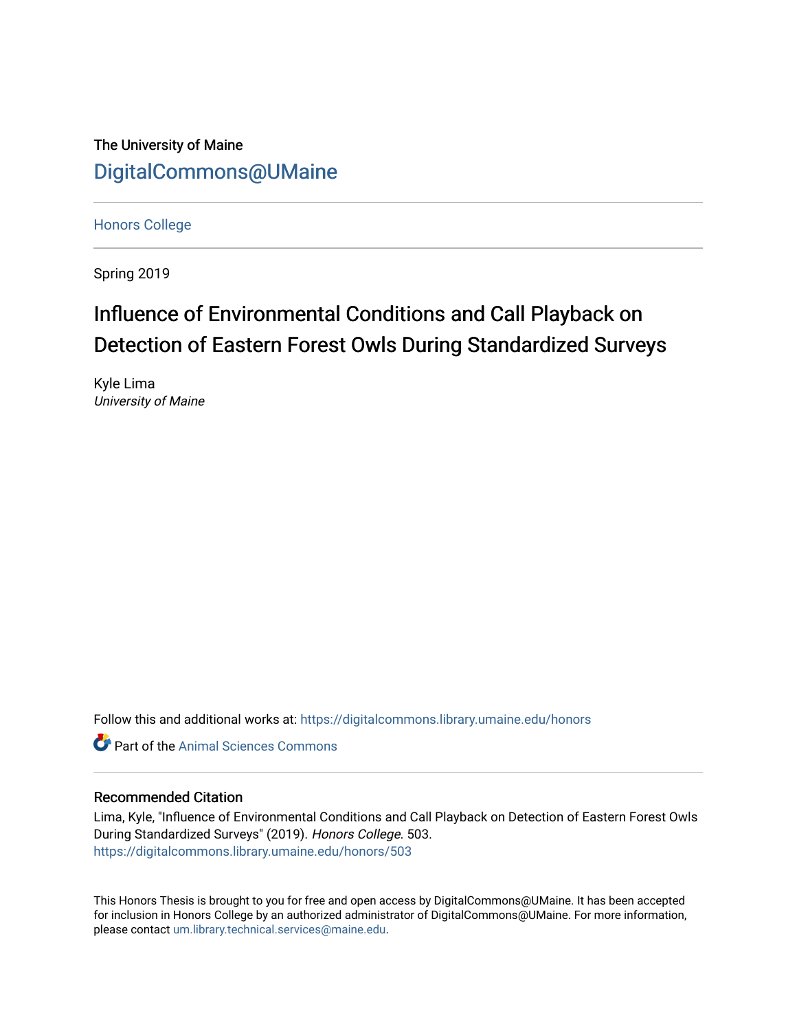The University of Maine

DigitalCommons@UMaine

Honors College

Spring 2019

# Influence of Environmental Conditions and Call Playback on Detection of Eastern Forest Owls During Standardized Surveys

Kyle Lima
*University of Maine*

Follow this and additional works at: https://digitalcommons.library.umaine.edu/honors

Part of the Animal Sciences Commons

## Recommended Citation

Lima, Kyle, "Influence of Environmental Conditions and Call Playback on Detection of Eastern Forest Owls During Standardized Surveys" (2019). *Honors College*. 503.
https://digitalcommons.library.umaine.edu/honors/503

This Honors Thesis is brought to you for free and open access by DigitalCommons@UMaine. It has been accepted for inclusion in Honors College by an authorized administrator of DigitalCommons@UMaine. For more information, please contact um.library.technical.services@maine.edu.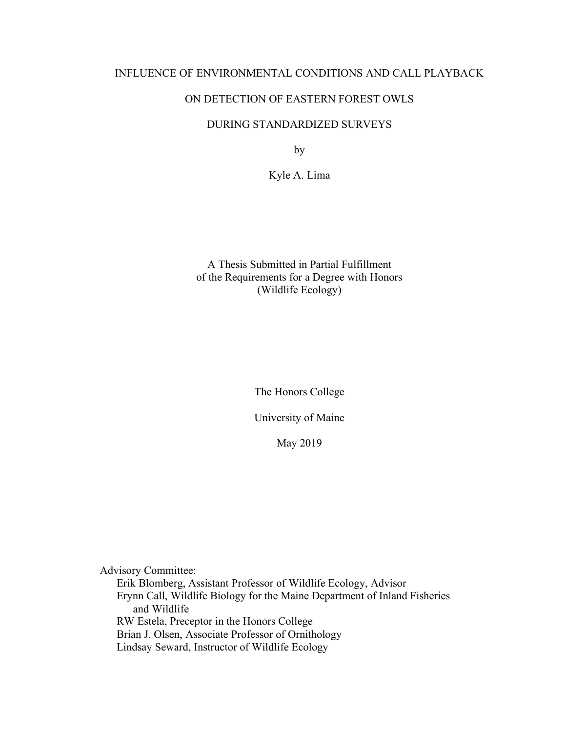# INFLUENCE OF ENVIRONMENTAL CONDITIONS AND CALL PLAYBACK ON DETECTION OF EASTERN FOREST OWLS DURING STANDARDIZED SURVEYS

by

Kyle A. Lima

A Thesis Submitted in Partial Fulfillment
of the Requirements for a Degree with Honors
(Wildlife Ecology)

The Honors College

University of Maine

May 2019

Advisory Committee:
- Erik Blomberg, Assistant Professor of Wildlife Ecology, Advisor
- Erynn Call, Wildlife Biology for the Maine Department of Inland Fisheries and Wildlife
- RW Estela, Preceptor in the Honors College
- Brian J. Olsen, Associate Professor of Ornithology
- Lindsay Seward, Instructor of Wildlife Ecology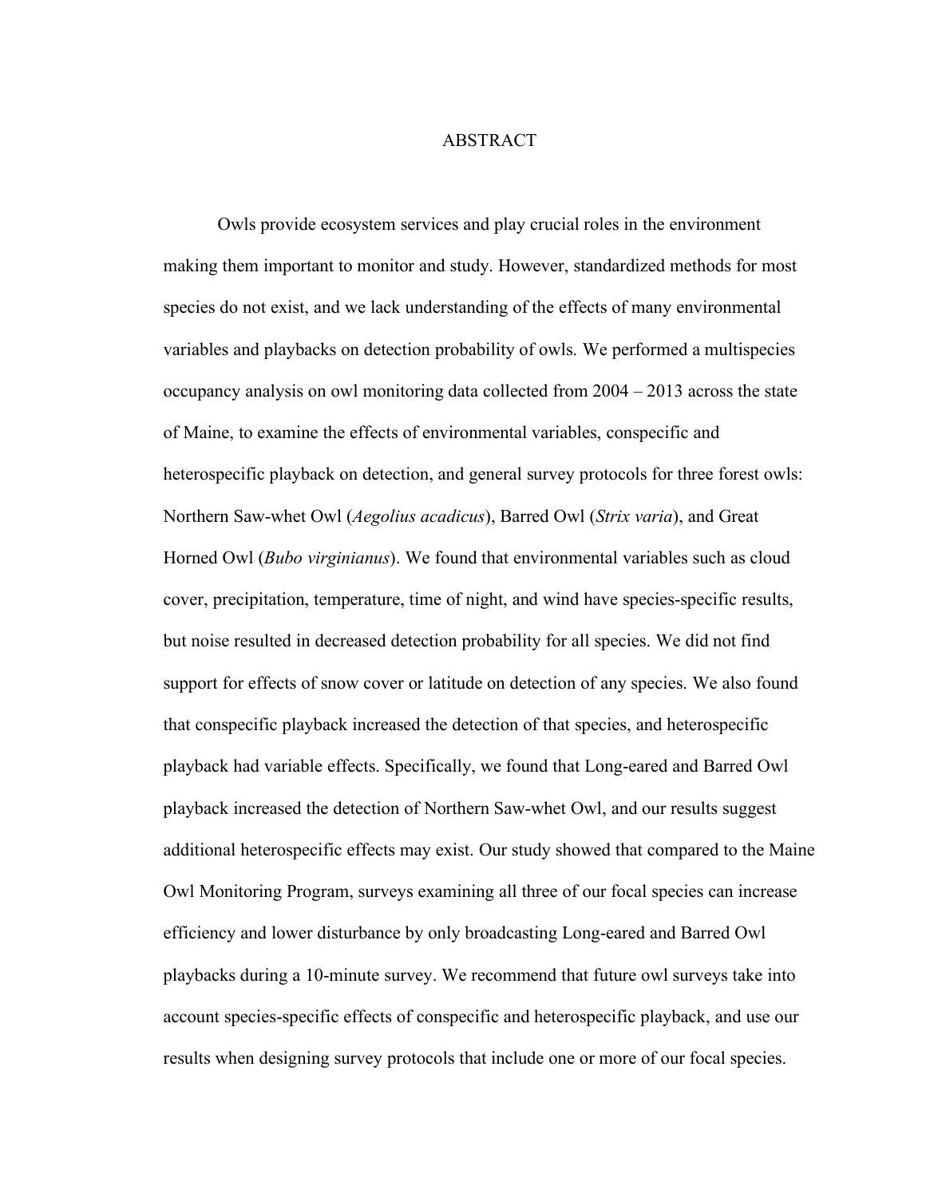# ABSTRACT

Owls provide ecosystem services and play crucial roles in the environment making them important to monitor and study. However, standardized methods for most species do not exist, and we lack understanding of the effects of many environmental variables and playbacks on detection probability of owls. We performed a multispecies occupancy analysis on owl monitoring data collected from 2004 – 2013 across the state of Maine, to examine the effects of environmental variables, conspecific and heterospecific playback on detection, and general survey protocols for three forest owls: Northern Saw-whet Owl (*Aegolius acadicus*), Barred Owl (*Strix varia*), and Great Horned Owl (*Bubo virginianus*). We found that environmental variables such as cloud cover, precipitation, temperature, time of night, and wind have species-specific results, but noise resulted in decreased detection probability for all species. We did not find support for effects of snow cover or latitude on detection of any species. We also found that conspecific playback increased the detection of that species, and heterospecific playback had variable effects. Specifically, we found that Long-eared and Barred Owl playback increased the detection of Northern Saw-whet Owl, and our results suggest additional heterospecific effects may exist. Our study showed that compared to the Maine Owl Monitoring Program, surveys examining all three of our focal species can increase efficiency and lower disturbance by only broadcasting Long-eared and Barred Owl playbacks during a 10-minute survey. We recommend that future owl surveys take into account species-specific effects of conspecific and heterospecific playback, and use our results when designing survey protocols that include one or more of our focal species.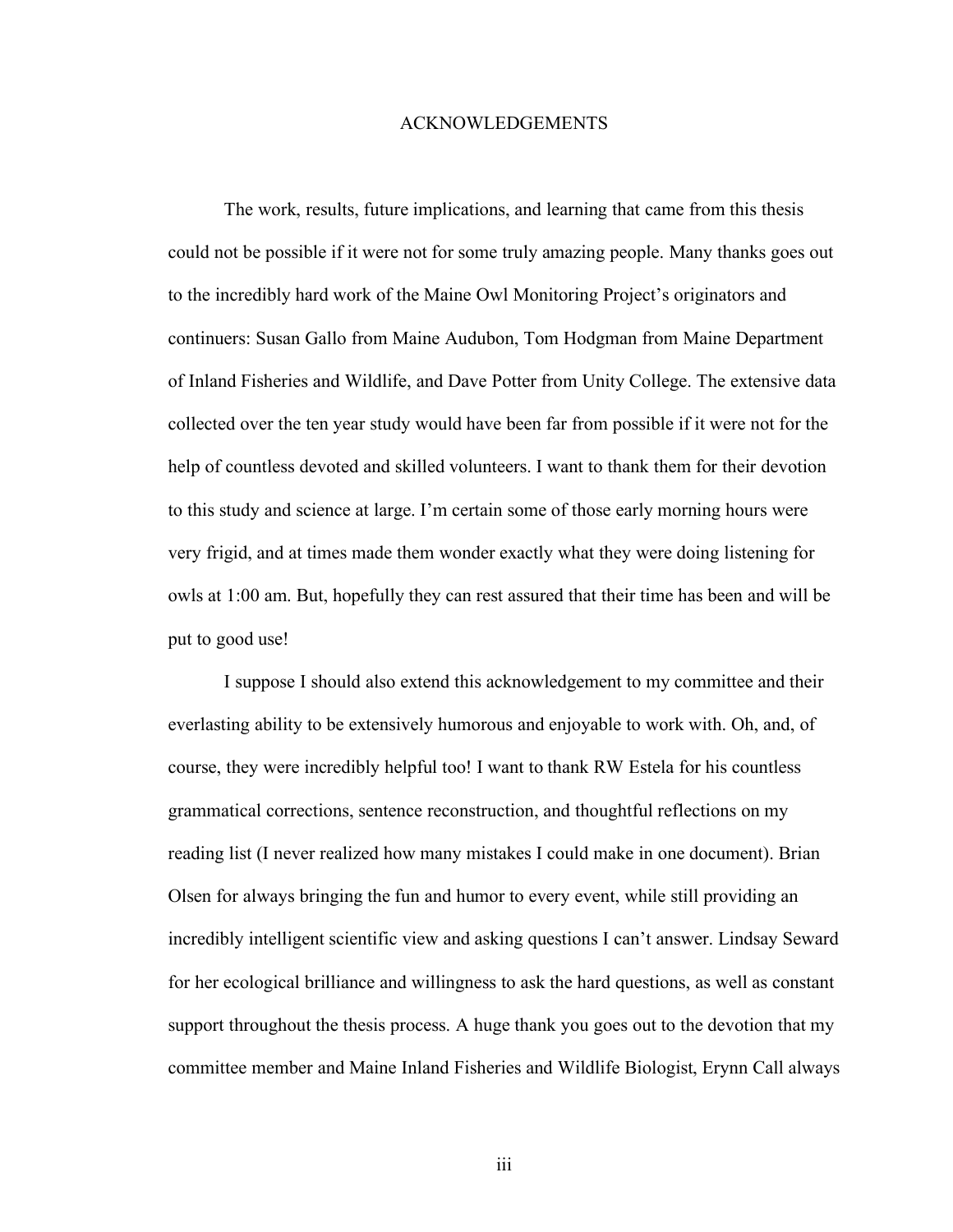# ACKNOWLEDGEMENTS

The work, results, future implications, and learning that came from this thesis could not be possible if it were not for some truly amazing people. Many thanks goes out to the incredibly hard work of the Maine Owl Monitoring Project's originators and continuers: Susan Gallo from Maine Audubon, Tom Hodgman from Maine Department of Inland Fisheries and Wildlife, and Dave Potter from Unity College. The extensive data collected over the ten year study would have been far from possible if it were not for the help of countless devoted and skilled volunteers. I want to thank them for their devotion to this study and science at large. I'm certain some of those early morning hours were very frigid, and at times made them wonder exactly what they were doing listening for owls at 1:00 am. But, hopefully they can rest assured that their time has been and will be put to good use!

I suppose I should also extend this acknowledgement to my committee and their everlasting ability to be extensively humorous and enjoyable to work with. Oh, and, of course, they were incredibly helpful too! I want to thank RW Estela for his countless grammatical corrections, sentence reconstruction, and thoughtful reflections on my reading list (I never realized how many mistakes I could make in one document). Brian Olsen for always bringing the fun and humor to every event, while still providing an incredibly intelligent scientific view and asking questions I can't answer. Lindsay Seward for her ecological brilliance and willingness to ask the hard questions, as well as constant support throughout the thesis process. A huge thank you goes out to the devotion that my committee member and Maine Inland Fisheries and Wildlife Biologist, Erynn Call always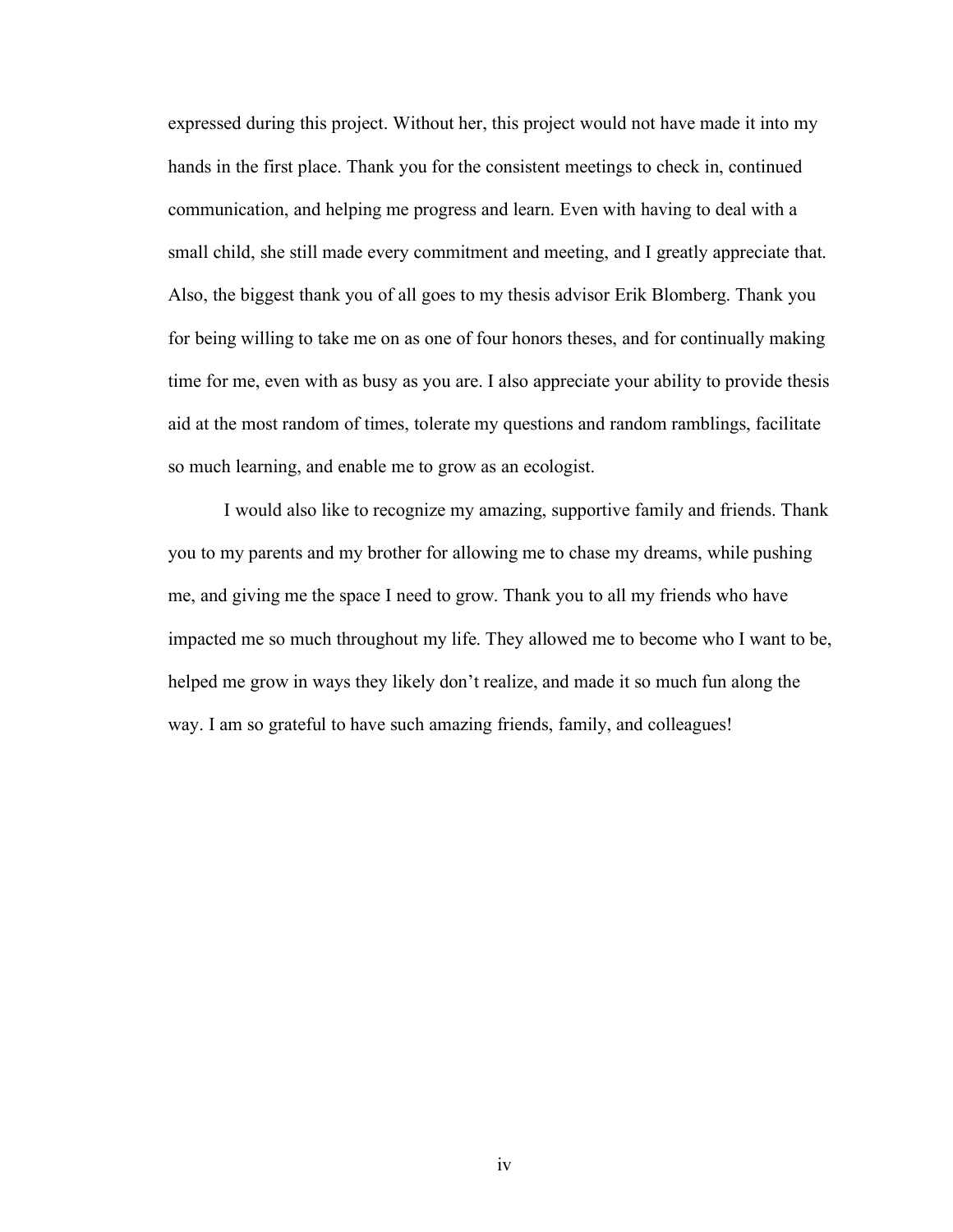expressed during this project. Without her, this project would not have made it into my hands in the first place. Thank you for the consistent meetings to check in, continued communication, and helping me progress and learn. Even with having to deal with a small child, she still made every commitment and meeting, and I greatly appreciate that. Also, the biggest thank you of all goes to my thesis advisor Erik Blomberg. Thank you for being willing to take me on as one of four honors theses, and for continually making time for me, even with as busy as you are. I also appreciate your ability to provide thesis aid at the most random of times, tolerate my questions and random ramblings, facilitate so much learning, and enable me to grow as an ecologist.

I would also like to recognize my amazing, supportive family and friends. Thank you to my parents and my brother for allowing me to chase my dreams, while pushing me, and giving me the space I need to grow. Thank you to all my friends who have impacted me so much throughout my life. They allowed me to become who I want to be, helped me grow in ways they likely don't realize, and made it so much fun along the way. I am so grateful to have such amazing friends, family, and colleagues!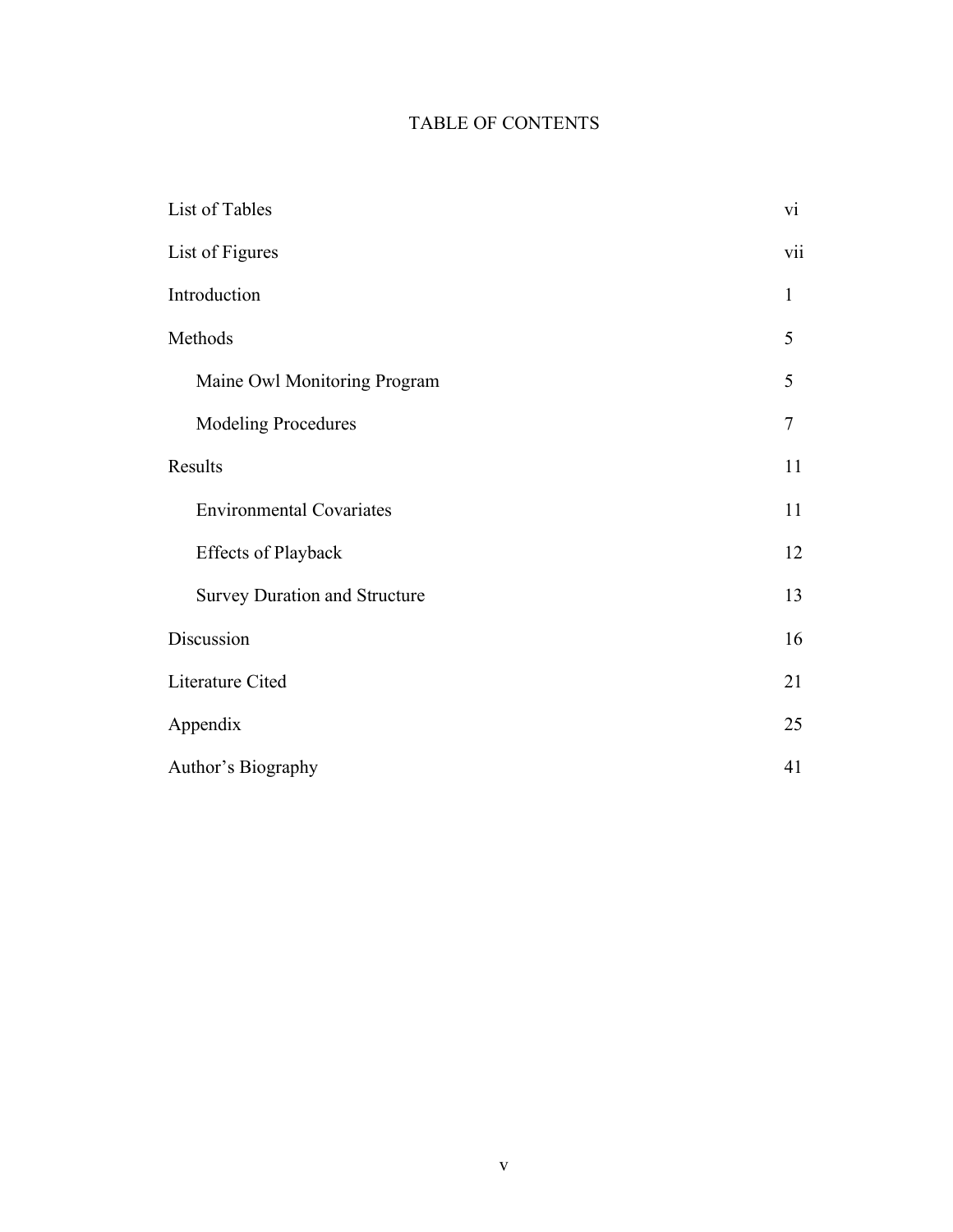# TABLE OF CONTENTS

| | |
|---|---|
| List of Tables | vi |
| List of Figures | vii |
| Introduction | 1 |
| Methods | 5 |
| Maine Owl Monitoring Program | 5 |
| Modeling Procedures | 7 |
| Results | 11 |
| Environmental Covariates | 11 |
| Effects of Playback | 12 |
| Survey Duration and Structure | 13 |
| Discussion | 16 |
| Literature Cited | 21 |
| Appendix | 25 |
| Author's Biography | 41 |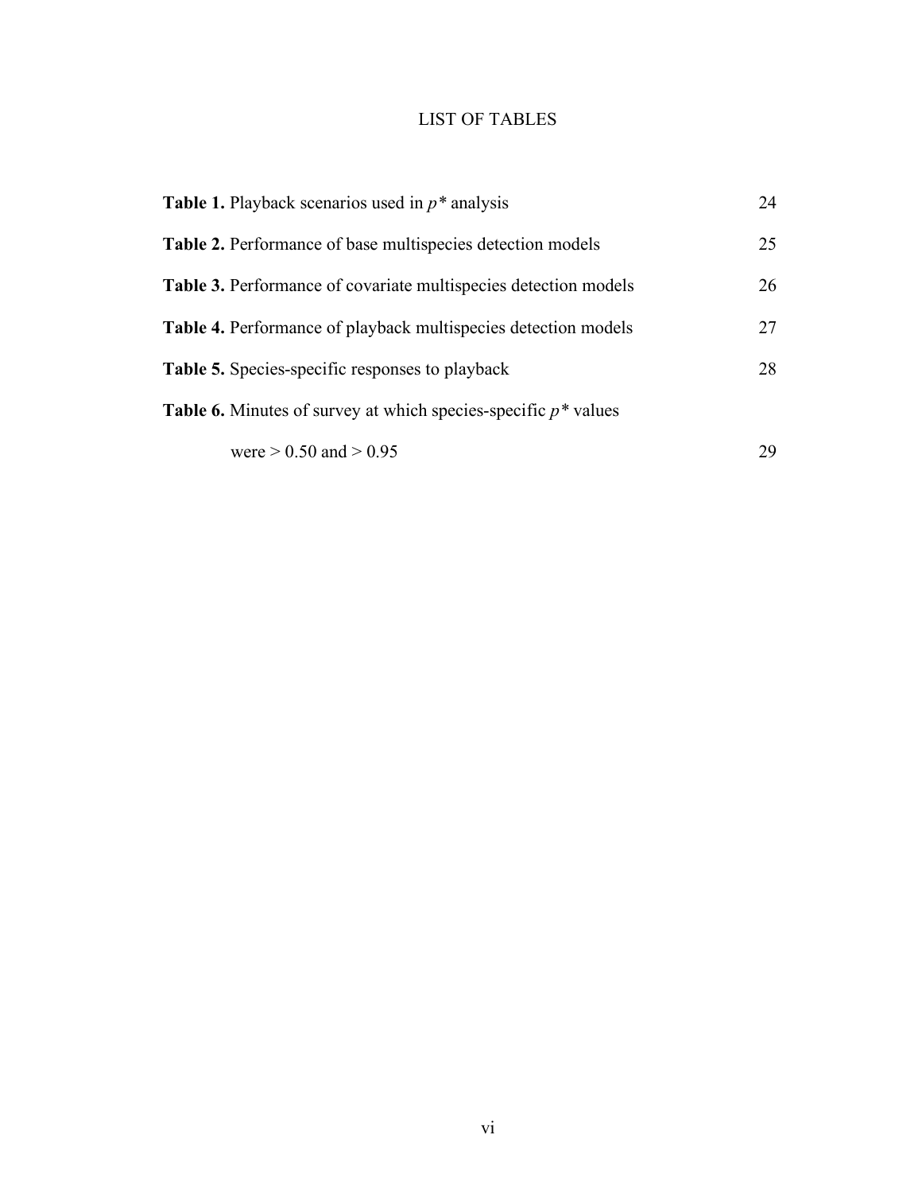# LIST OF TABLES

| | |
|---|---|
| **Table 1.** Playback scenarios used in $p^*$ analysis | 24 |
| **Table 2.** Performance of base multispecies detection models | 25 |
| **Table 3.** Performance of covariate multispecies detection models | 26 |
| **Table 4.** Performance of playback multispecies detection models | 27 |
| **Table 5.** Species-specific responses to playback | 28 |
| **Table 6.** Minutes of survey at which species-specific $p^*$ values were > 0.50 and > 0.95 | 29 |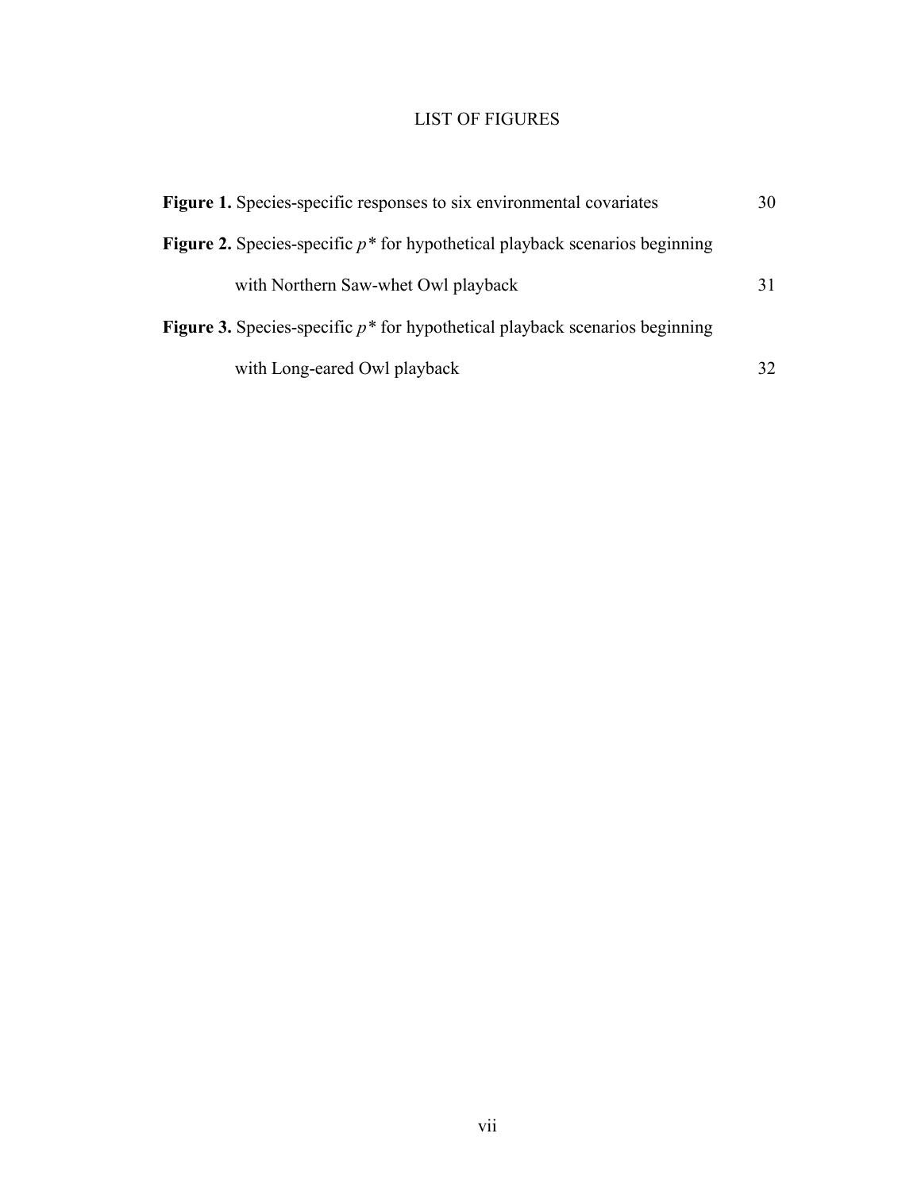# LIST OF FIGURES

**Figure 1.** Species-specific responses to six environmental covariates 30

**Figure 2.** Species-specific $p^*$ for hypothetical playback scenarios beginning with Northern Saw-whet Owl playback 31

**Figure 3.** Species-specific $p^*$ for hypothetical playback scenarios beginning with Long-eared Owl playback 32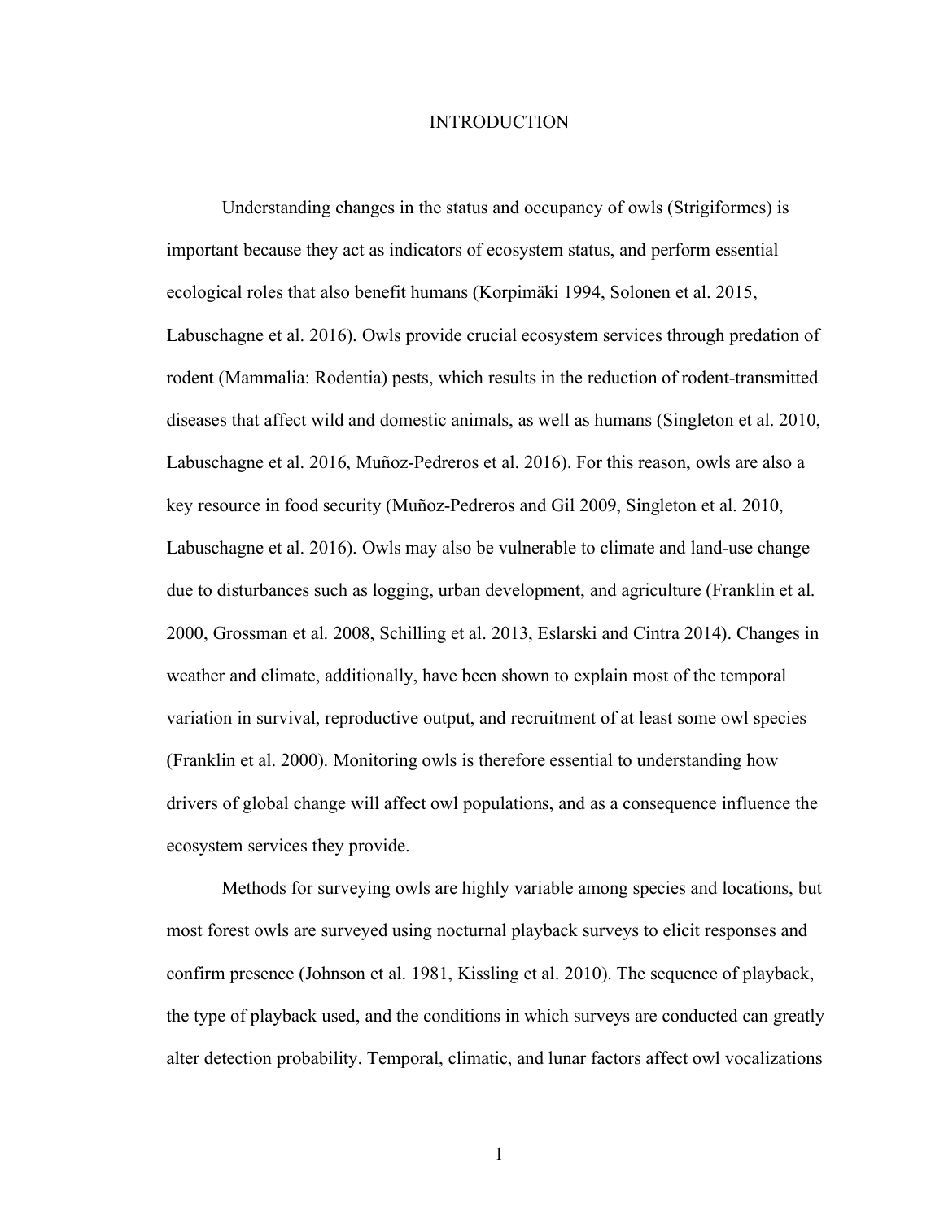# INTRODUCTION

Understanding changes in the status and occupancy of owls (Strigiformes) is important because they act as indicators of ecosystem status, and perform essential ecological roles that also benefit humans (Korpimäki 1994, Solonen et al. 2015, Labuschagne et al. 2016). Owls provide crucial ecosystem services through predation of rodent (Mammalia: Rodentia) pests, which results in the reduction of rodent-transmitted diseases that affect wild and domestic animals, as well as humans (Singleton et al. 2010, Labuschagne et al. 2016, Muñoz-Pedreros et al. 2016). For this reason, owls are also a key resource in food security (Muñoz-Pedreros and Gil 2009, Singleton et al. 2010, Labuschagne et al. 2016). Owls may also be vulnerable to climate and land-use change due to disturbances such as logging, urban development, and agriculture (Franklin et al. 2000, Grossman et al. 2008, Schilling et al. 2013, Eslarski and Cintra 2014). Changes in weather and climate, additionally, have been shown to explain most of the temporal variation in survival, reproductive output, and recruitment of at least some owl species (Franklin et al. 2000). Monitoring owls is therefore essential to understanding how drivers of global change will affect owl populations, and as a consequence influence the ecosystem services they provide.

Methods for surveying owls are highly variable among species and locations, but most forest owls are surveyed using nocturnal playback surveys to elicit responses and confirm presence (Johnson et al. 1981, Kissling et al. 2010). The sequence of playback, the type of playback used, and the conditions in which surveys are conducted can greatly alter detection probability. Temporal, climatic, and lunar factors affect owl vocalizations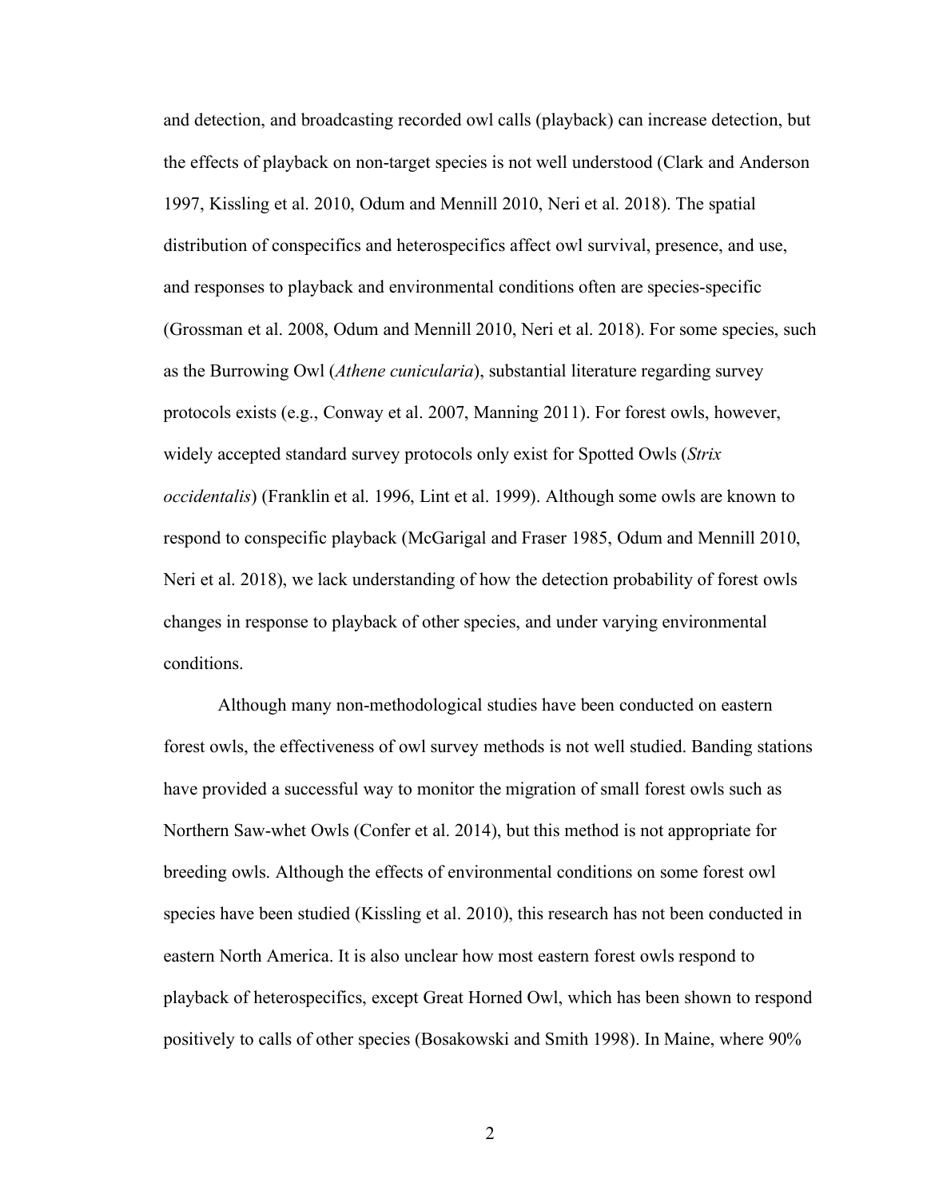and detection, and broadcasting recorded owl calls (playback) can increase detection, but the effects of playback on non-target species is not well understood (Clark and Anderson 1997, Kissling et al. 2010, Odum and Mennill 2010, Neri et al. 2018). The spatial distribution of conspecifics and heterospecifics affect owl survival, presence, and use, and responses to playback and environmental conditions often are species-specific (Grossman et al. 2008, Odum and Mennill 2010, Neri et al. 2018). For some species, such as the Burrowing Owl (*Athene cunicularia*), substantial literature regarding survey protocols exists (e.g., Conway et al. 2007, Manning 2011). For forest owls, however, widely accepted standard survey protocols only exist for Spotted Owls (*Strix occidentalis*) (Franklin et al. 1996, Lint et al. 1999). Although some owls are known to respond to conspecific playback (McGarigal and Fraser 1985, Odum and Mennill 2010, Neri et al. 2018), we lack understanding of how the detection probability of forest owls changes in response to playback of other species, and under varying environmental conditions.

Although many non-methodological studies have been conducted on eastern forest owls, the effectiveness of owl survey methods is not well studied. Banding stations have provided a successful way to monitor the migration of small forest owls such as Northern Saw-whet Owls (Confer et al. 2014), but this method is not appropriate for breeding owls. Although the effects of environmental conditions on some forest owl species have been studied (Kissling et al. 2010), this research has not been conducted in eastern North America. It is also unclear how most eastern forest owls respond to playback of heterospecifics, except Great Horned Owl, which has been shown to respond positively to calls of other species (Bosakowski and Smith 1998). In Maine, where 90%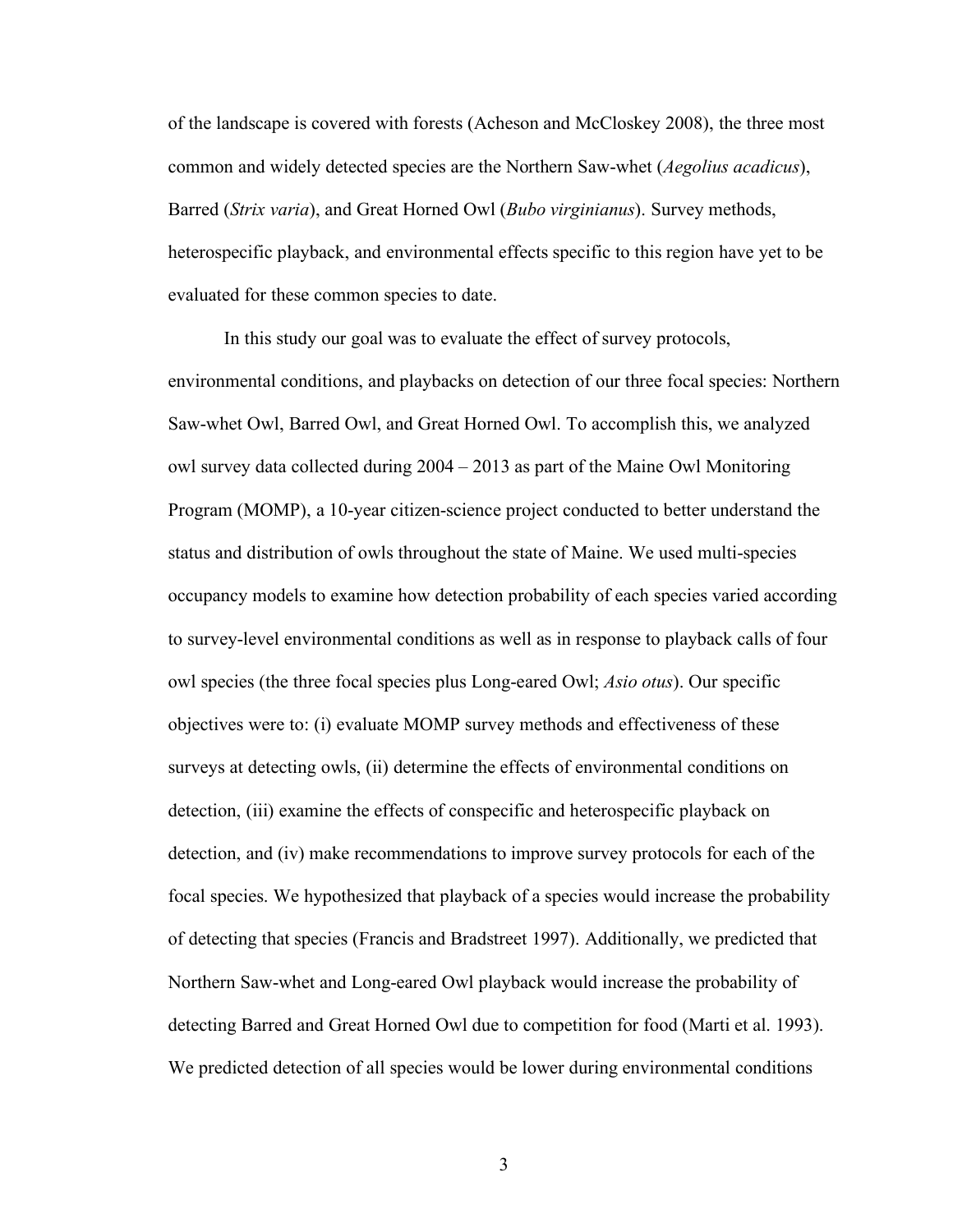of the landscape is covered with forests (Acheson and McCloskey 2008), the three most common and widely detected species are the Northern Saw-whet (*Aegolius acadicus*), Barred (*Strix varia*), and Great Horned Owl (*Bubo virginianus*). Survey methods, heterospecific playback, and environmental effects specific to this region have yet to be evaluated for these common species to date.

In this study our goal was to evaluate the effect of survey protocols, environmental conditions, and playbacks on detection of our three focal species: Northern Saw-whet Owl, Barred Owl, and Great Horned Owl. To accomplish this, we analyzed owl survey data collected during 2004 – 2013 as part of the Maine Owl Monitoring Program (MOMP), a 10-year citizen-science project conducted to better understand the status and distribution of owls throughout the state of Maine. We used multi-species occupancy models to examine how detection probability of each species varied according to survey-level environmental conditions as well as in response to playback calls of four owl species (the three focal species plus Long-eared Owl; *Asio otus*). Our specific objectives were to: (i) evaluate MOMP survey methods and effectiveness of these surveys at detecting owls, (ii) determine the effects of environmental conditions on detection, (iii) examine the effects of conspecific and heterospecific playback on detection, and (iv) make recommendations to improve survey protocols for each of the focal species. We hypothesized that playback of a species would increase the probability of detecting that species (Francis and Bradstreet 1997). Additionally, we predicted that Northern Saw-whet and Long-eared Owl playback would increase the probability of detecting Barred and Great Horned Owl due to competition for food (Marti et al. 1993). We predicted detection of all species would be lower during environmental conditions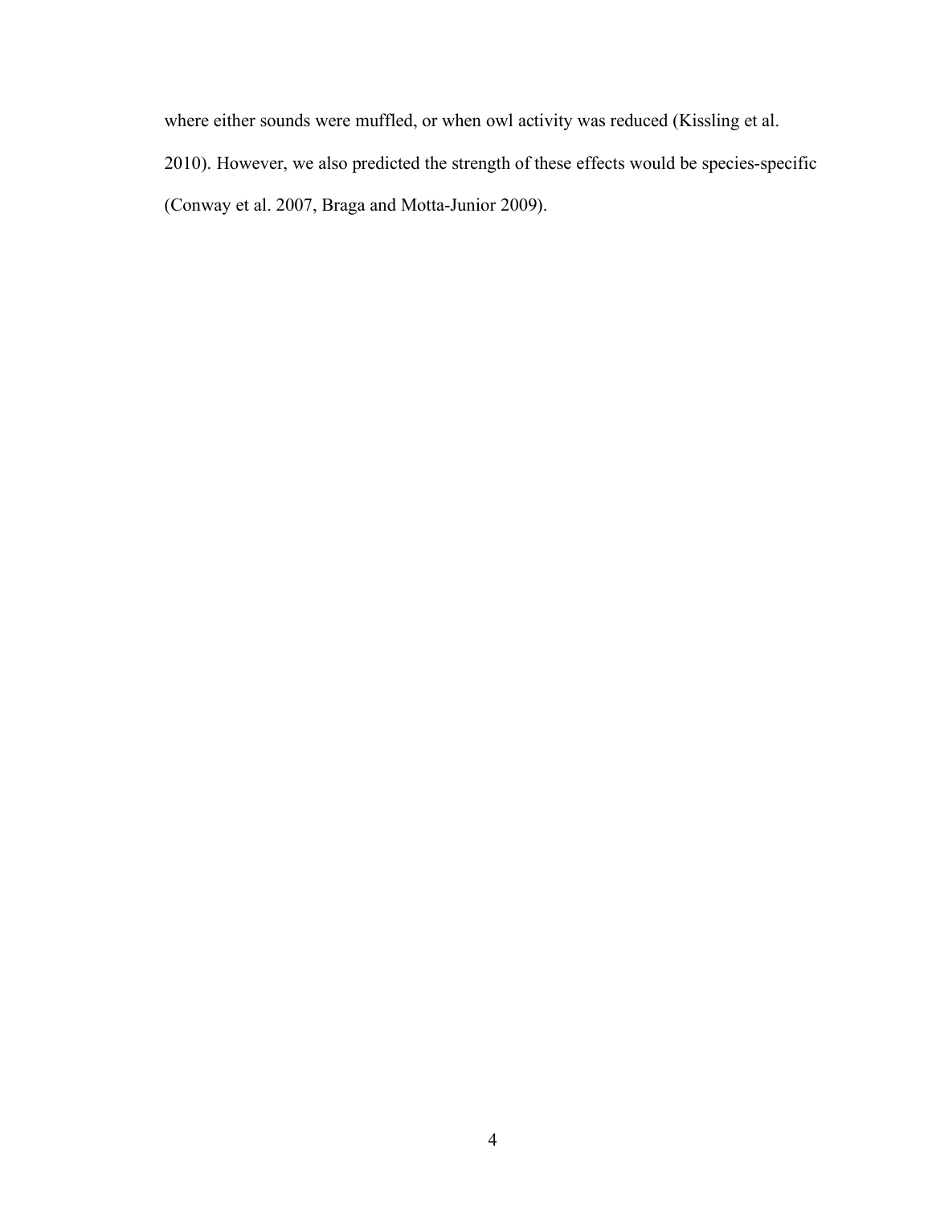where either sounds were muffled, or when owl activity was reduced (Kissling et al. 2010). However, we also predicted the strength of these effects would be species-specific (Conway et al. 2007, Braga and Motta-Junior 2009).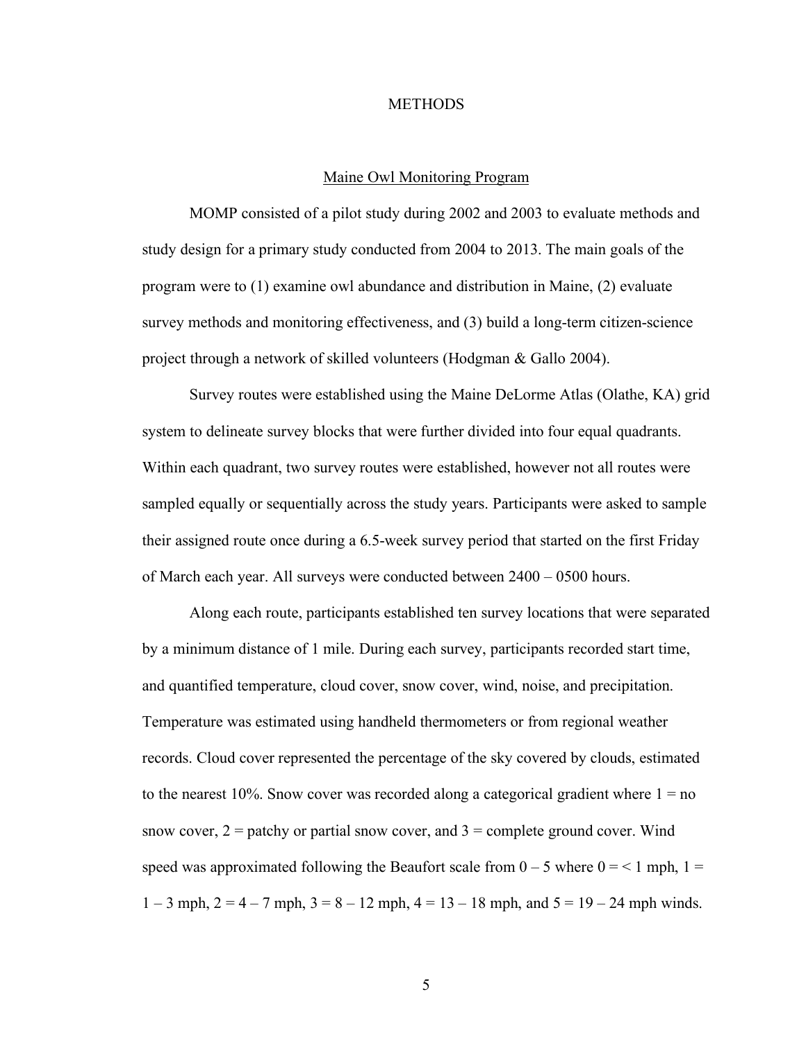# METHODS

## Maine Owl Monitoring Program

MOMP consisted of a pilot study during 2002 and 2003 to evaluate methods and study design for a primary study conducted from 2004 to 2013. The main goals of the program were to (1) examine owl abundance and distribution in Maine, (2) evaluate survey methods and monitoring effectiveness, and (3) build a long-term citizen-science project through a network of skilled volunteers (Hodgman & Gallo 2004).

Survey routes were established using the Maine DeLorme Atlas (Olathe, KA) grid system to delineate survey blocks that were further divided into four equal quadrants. Within each quadrant, two survey routes were established, however not all routes were sampled equally or sequentially across the study years. Participants were asked to sample their assigned route once during a 6.5-week survey period that started on the first Friday of March each year. All surveys were conducted between 2400 – 0500 hours.

Along each route, participants established ten survey locations that were separated by a minimum distance of 1 mile. During each survey, participants recorded start time, and quantified temperature, cloud cover, snow cover, wind, noise, and precipitation. Temperature was estimated using handheld thermometers or from regional weather records. Cloud cover represented the percentage of the sky covered by clouds, estimated to the nearest 10%. Snow cover was recorded along a categorical gradient where 1 = no snow cover, 2 = patchy or partial snow cover, and 3 = complete ground cover. Wind speed was approximated following the Beaufort scale from 0 – 5 where 0 = < 1 mph, 1 = 1 – 3 mph, 2 = 4 – 7 mph, 3 = 8 – 12 mph, 4 = 13 – 18 mph, and 5 = 19 – 24 mph winds.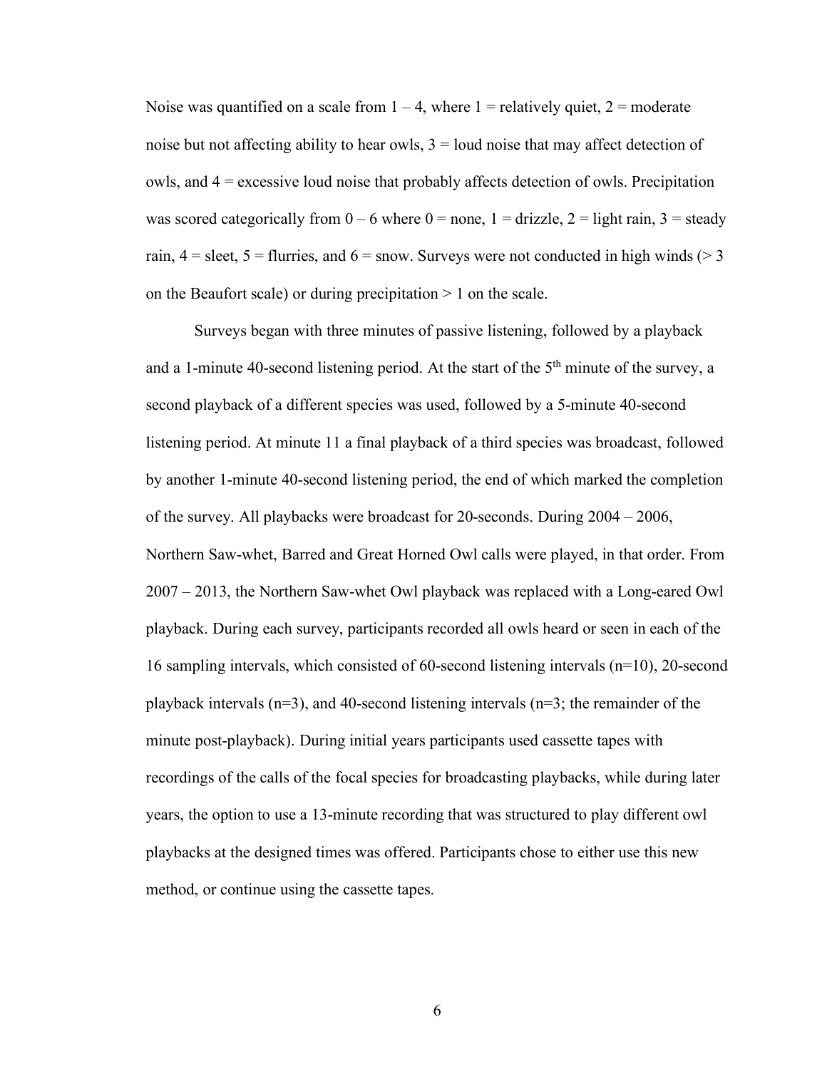Noise was quantified on a scale from 1 – 4, where 1 = relatively quiet, 2 = moderate noise but not affecting ability to hear owls, 3 = loud noise that may affect detection of owls, and 4 = excessive loud noise that probably affects detection of owls. Precipitation was scored categorically from 0 – 6 where 0 = none, 1 = drizzle, 2 = light rain, 3 = steady rain, 4 = sleet, 5 = flurries, and 6 = snow. Surveys were not conducted in high winds (> 3 on the Beaufort scale) or during precipitation > 1 on the scale.

Surveys began with three minutes of passive listening, followed by a playback and a 1-minute 40-second listening period. At the start of the 5$^{th}$ minute of the survey, a second playback of a different species was used, followed by a 5-minute 40-second listening period. At minute 11 a final playback of a third species was broadcast, followed by another 1-minute 40-second listening period, the end of which marked the completion of the survey. All playbacks were broadcast for 20-seconds. During 2004 – 2006, Northern Saw-whet, Barred and Great Horned Owl calls were played, in that order. From 2007 – 2013, the Northern Saw-whet Owl playback was replaced with a Long-eared Owl playback. During each survey, participants recorded all owls heard or seen in each of the 16 sampling intervals, which consisted of 60-second listening intervals (n=10), 20-second playback intervals (n=3), and 40-second listening intervals (n=3; the remainder of the minute post-playback). During initial years participants used cassette tapes with recordings of the calls of the focal species for broadcasting playbacks, while during later years, the option to use a 13-minute recording that was structured to play different owl playbacks at the designed times was offered. Participants chose to either use this new method, or continue using the cassette tapes.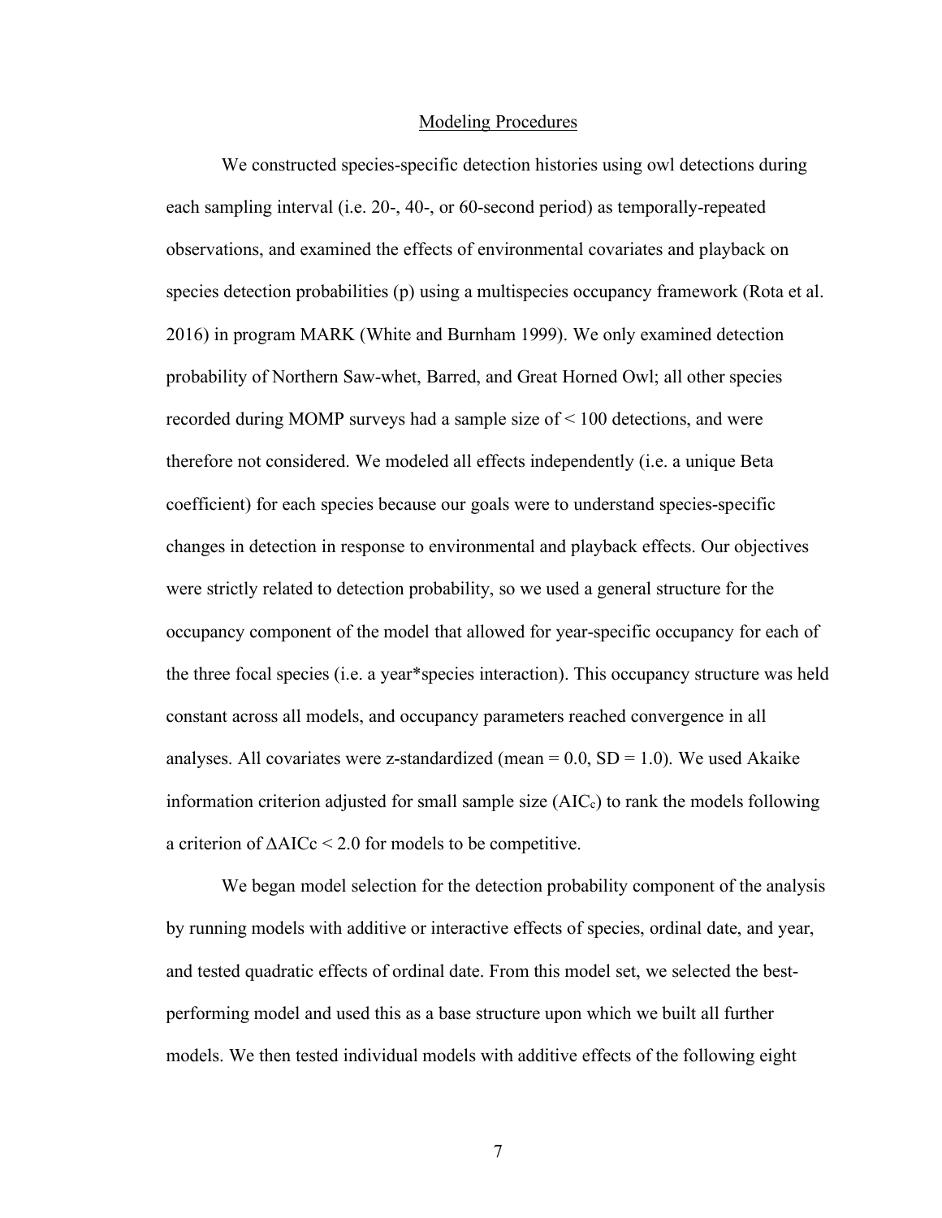## Modeling Procedures

We constructed species-specific detection histories using owl detections during each sampling interval (i.e. 20-, 40-, or 60-second period) as temporally-repeated observations, and examined the effects of environmental covariates and playback on species detection probabilities (p) using a multispecies occupancy framework (Rota et al. 2016) in program MARK (White and Burnham 1999). We only examined detection probability of Northern Saw-whet, Barred, and Great Horned Owl; all other species recorded during MOMP surveys had a sample size of < 100 detections, and were therefore not considered. We modeled all effects independently (i.e. a unique Beta coefficient) for each species because our goals were to understand species-specific changes in detection in response to environmental and playback effects. Our objectives were strictly related to detection probability, so we used a general structure for the occupancy component of the model that allowed for year-specific occupancy for each of the three focal species (i.e. a year*species interaction). This occupancy structure was held constant across all models, and occupancy parameters reached convergence in all analyses. All covariates were z-standardized (mean = 0.0, SD = 1.0). We used Akaike information criterion adjusted for small sample size ($AIC_c$) to rank the models following a criterion of $\Delta AICc < 2.0$ for models to be competitive.

We began model selection for the detection probability component of the analysis by running models with additive or interactive effects of species, ordinal date, and year, and tested quadratic effects of ordinal date. From this model set, we selected the best-performing model and used this as a base structure upon which we built all further models. We then tested individual models with additive effects of the following eight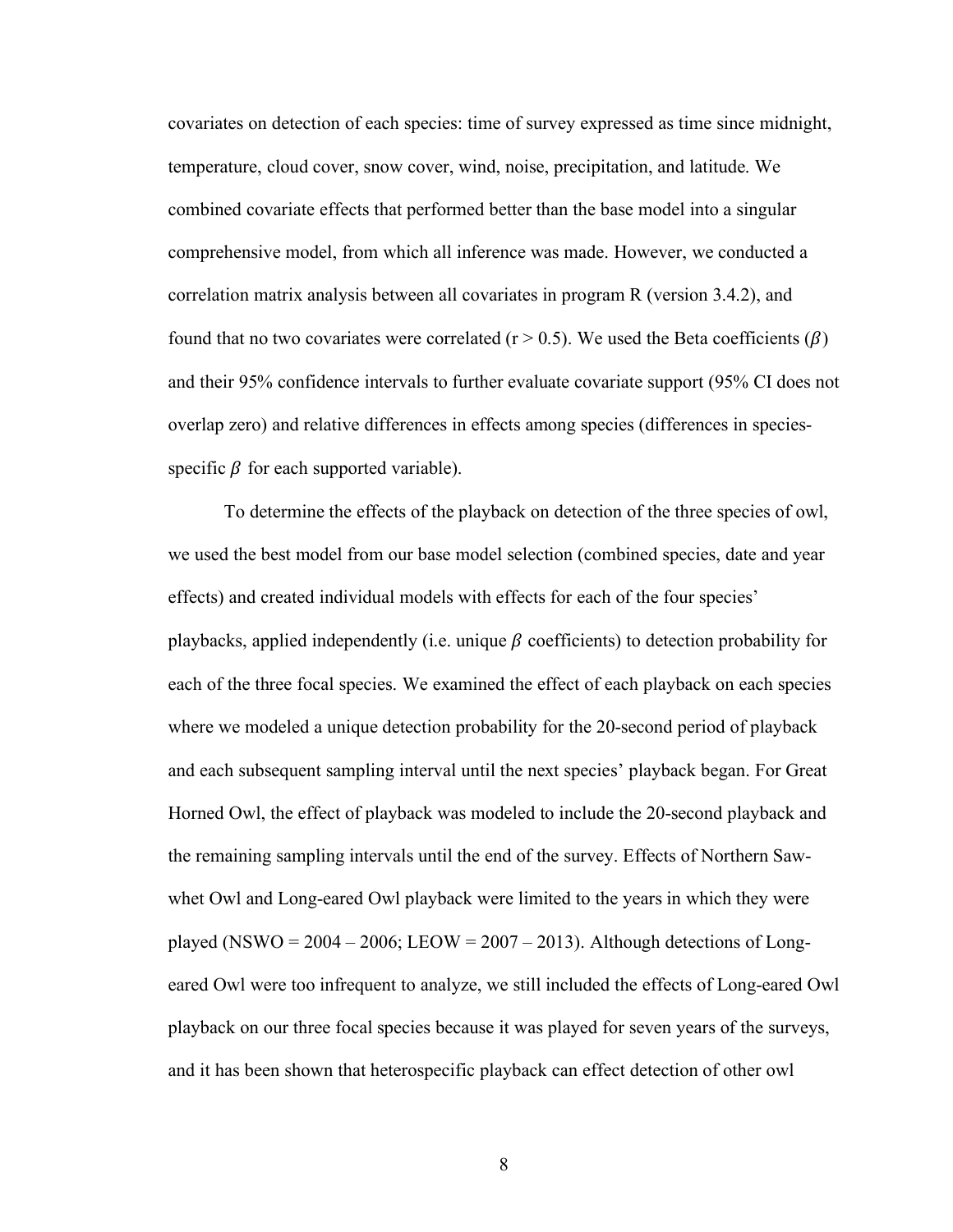covariates on detection of each species: time of survey expressed as time since midnight, temperature, cloud cover, snow cover, wind, noise, precipitation, and latitude. We combined covariate effects that performed better than the base model into a singular comprehensive model, from which all inference was made. However, we conducted a correlation matrix analysis between all covariates in program R (version 3.4.2), and found that no two covariates were correlated ($r > 0.5$). We used the Beta coefficients ($\beta$) and their 95% confidence intervals to further evaluate covariate support (95% CI does not overlap zero) and relative differences in effects among species (differences in species-specific $\beta$ for each supported variable).

To determine the effects of the playback on detection of the three species of owl, we used the best model from our base model selection (combined species, date and year effects) and created individual models with effects for each of the four species' playbacks, applied independently (i.e. unique $\beta$ coefficients) to detection probability for each of the three focal species. We examined the effect of each playback on each species where we modeled a unique detection probability for the 20-second period of playback and each subsequent sampling interval until the next species' playback began. For Great Horned Owl, the effect of playback was modeled to include the 20-second playback and the remaining sampling intervals until the end of the survey. Effects of Northern Saw-whet Owl and Long-eared Owl playback were limited to the years in which they were played (NSWO = 2004 – 2006; LEOW = 2007 – 2013). Although detections of Long-eared Owl were too infrequent to analyze, we still included the effects of Long-eared Owl playback on our three focal species because it was played for seven years of the surveys, and it has been shown that heterospecific playback can effect detection of other owl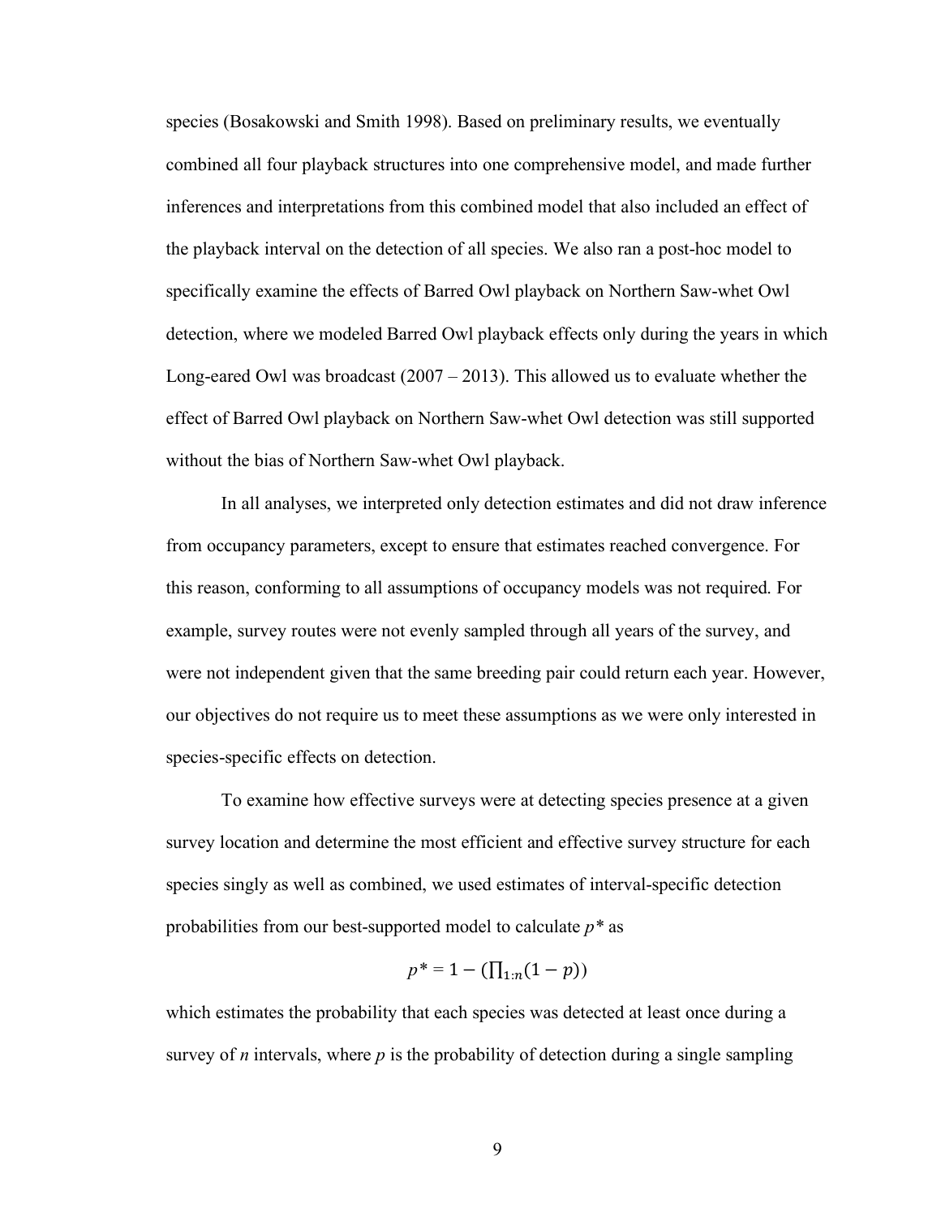species (Bosakowski and Smith 1998). Based on preliminary results, we eventually combined all four playback structures into one comprehensive model, and made further inferences and interpretations from this combined model that also included an effect of the playback interval on the detection of all species. We also ran a post-hoc model to specifically examine the effects of Barred Owl playback on Northern Saw-whet Owl detection, where we modeled Barred Owl playback effects only during the years in which Long-eared Owl was broadcast (2007 – 2013). This allowed us to evaluate whether the effect of Barred Owl playback on Northern Saw-whet Owl detection was still supported without the bias of Northern Saw-whet Owl playback.

In all analyses, we interpreted only detection estimates and did not draw inference from occupancy parameters, except to ensure that estimates reached convergence. For this reason, conforming to all assumptions of occupancy models was not required. For example, survey routes were not evenly sampled through all years of the survey, and were not independent given that the same breeding pair could return each year. However, our objectives do not require us to meet these assumptions as we were only interested in species-specific effects on detection.

To examine how effective surveys were at detecting species presence at a given survey location and determine the most efficient and effective survey structure for each species singly as well as combined, we used estimates of interval-specific detection probabilities from our best-supported model to calculate $p*$ as

$$p* = 1 - \left(\prod_{1:n}(1 - p)\right)$$

which estimates the probability that each species was detected at least once during a survey of $n$ intervals, where $p$ is the probability of detection during a single sampling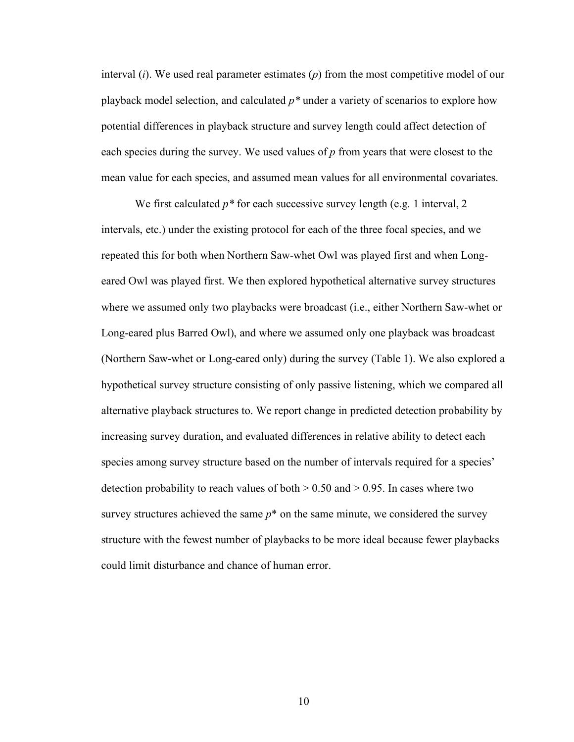interval ($i$). We used real parameter estimates ($p$) from the most competitive model of our playback model selection, and calculated $p*$ under a variety of scenarios to explore how potential differences in playback structure and survey length could affect detection of each species during the survey. We used values of $p$ from years that were closest to the mean value for each species, and assumed mean values for all environmental covariates.

We first calculated $p*$ for each successive survey length (e.g. 1 interval, 2 intervals, etc.) under the existing protocol for each of the three focal species, and we repeated this for both when Northern Saw-whet Owl was played first and when Long-eared Owl was played first. We then explored hypothetical alternative survey structures where we assumed only two playbacks were broadcast (i.e., either Northern Saw-whet or Long-eared plus Barred Owl), and where we assumed only one playback was broadcast (Northern Saw-whet or Long-eared only) during the survey (Table 1). We also explored a hypothetical survey structure consisting of only passive listening, which we compared all alternative playback structures to. We report change in predicted detection probability by increasing survey duration, and evaluated differences in relative ability to detect each species among survey structure based on the number of intervals required for a species' detection probability to reach values of both $> 0.50$ and $> 0.95$. In cases where two survey structures achieved the same $p*$ on the same minute, we considered the survey structure with the fewest number of playbacks to be more ideal because fewer playbacks could limit disturbance and chance of human error.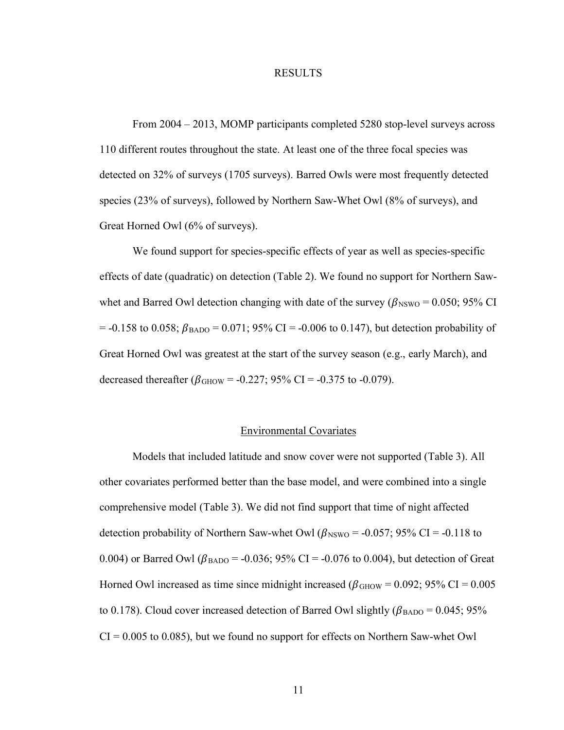# RESULTS

From 2004 – 2013, MOMP participants completed 5280 stop-level surveys across 110 different routes throughout the state. At least one of the three focal species was detected on 32% of surveys (1705 surveys). Barred Owls were most frequently detected species (23% of surveys), followed by Northern Saw-Whet Owl (8% of surveys), and Great Horned Owl (6% of surveys).

We found support for species-specific effects of year as well as species-specific effects of date (quadratic) on detection (Table 2). We found no support for Northern Saw-whet and Barred Owl detection changing with date of the survey ($\beta_{\text{NSWO}} = 0.050$; 95% CI = -0.158 to 0.058; $\beta_{\text{BADO}} = 0.071$; 95% CI = -0.006 to 0.147), but detection probability of Great Horned Owl was greatest at the start of the survey season (e.g., early March), and decreased thereafter ($\beta_{\text{GHOW}} = -0.227$; 95% CI = -0.375 to -0.079).

## Environmental Covariates

Models that included latitude and snow cover were not supported (Table 3). All other covariates performed better than the base model, and were combined into a single comprehensive model (Table 3). We did not find support that time of night affected detection probability of Northern Saw-whet Owl ($\beta_{\text{NSWO}} = -0.057$; 95% CI = -0.118 to 0.004) or Barred Owl ($\beta_{\text{BADO}} = -0.036$; 95% CI = -0.076 to 0.004), but detection of Great Horned Owl increased as time since midnight increased ($\beta_{\text{GHOW}} = 0.092$; 95% CI = 0.005 to 0.178). Cloud cover increased detection of Barred Owl slightly ($\beta_{\text{BADO}} = 0.045$; 95% CI = 0.005 to 0.085), but we found no support for effects on Northern Saw-whet Owl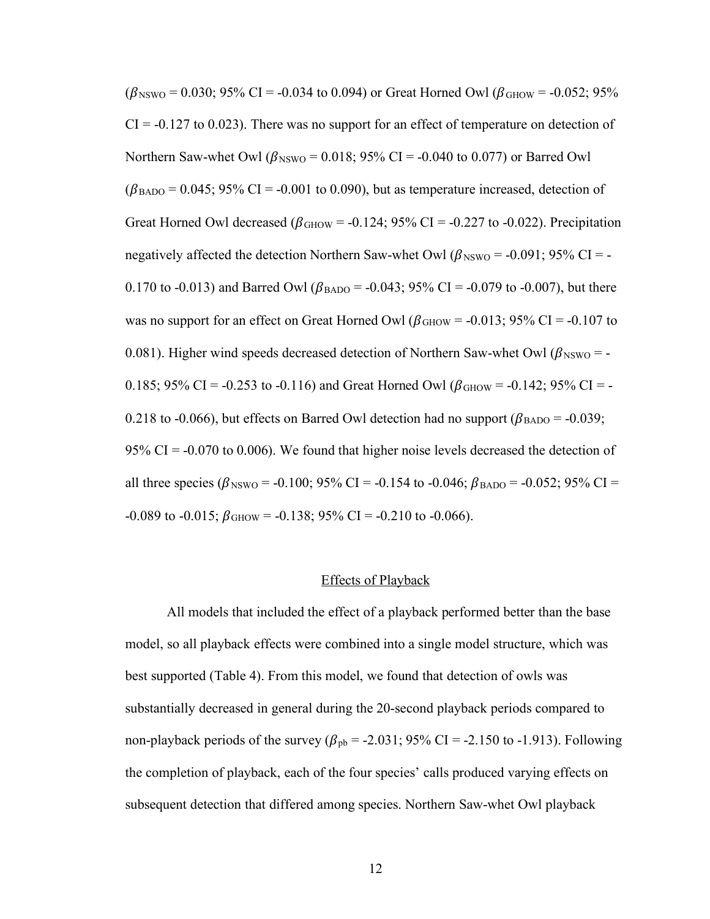($\beta_{\text{NSWO}}$ = 0.030; 95% CI = -0.034 to 0.094) or Great Horned Owl ($\beta_{\text{GHOW}}$ = -0.052; 95% CI = -0.127 to 0.023). There was no support for an effect of temperature on detection of Northern Saw-whet Owl ($\beta_{\text{NSWO}}$ = 0.018; 95% CI = -0.040 to 0.077) or Barred Owl ($\beta_{\text{BADO}}$ = 0.045; 95% CI = -0.001 to 0.090), but as temperature increased, detection of Great Horned Owl decreased ($\beta_{\text{GHOW}}$ = -0.124; 95% CI = -0.227 to -0.022). Precipitation negatively affected the detection Northern Saw-whet Owl ($\beta_{\text{NSWO}}$ = -0.091; 95% CI = -0.170 to -0.013) and Barred Owl ($\beta_{\text{BADO}}$ = -0.043; 95% CI = -0.079 to -0.007), but there was no support for an effect on Great Horned Owl ($\beta_{\text{GHOW}}$ = -0.013; 95% CI = -0.107 to 0.081). Higher wind speeds decreased detection of Northern Saw-whet Owl ($\beta_{\text{NSWO}}$ = -0.185; 95% CI = -0.253 to -0.116) and Great Horned Owl ($\beta_{\text{GHOW}}$ = -0.142; 95% CI = -0.218 to -0.066), but effects on Barred Owl detection had no support ($\beta_{\text{BADO}}$ = -0.039; 95% CI = -0.070 to 0.006). We found that higher noise levels decreased the detection of all three species ($\beta_{\text{NSWO}}$ = -0.100; 95% CI = -0.154 to -0.046; $\beta_{\text{BADO}}$ = -0.052; 95% CI = -0.089 to -0.015; $\beta_{\text{GHOW}}$ = -0.138; 95% CI = -0.210 to -0.066).

## Effects of Playback

All models that included the effect of a playback performed better than the base model, so all playback effects were combined into a single model structure, which was best supported (Table 4). From this model, we found that detection of owls was substantially decreased in general during the 20-second playback periods compared to non-playback periods of the survey ($\beta_{\text{pb}}$ = -2.031; 95% CI = -2.150 to -1.913). Following the completion of playback, each of the four species' calls produced varying effects on subsequent detection that differed among species. Northern Saw-whet Owl playback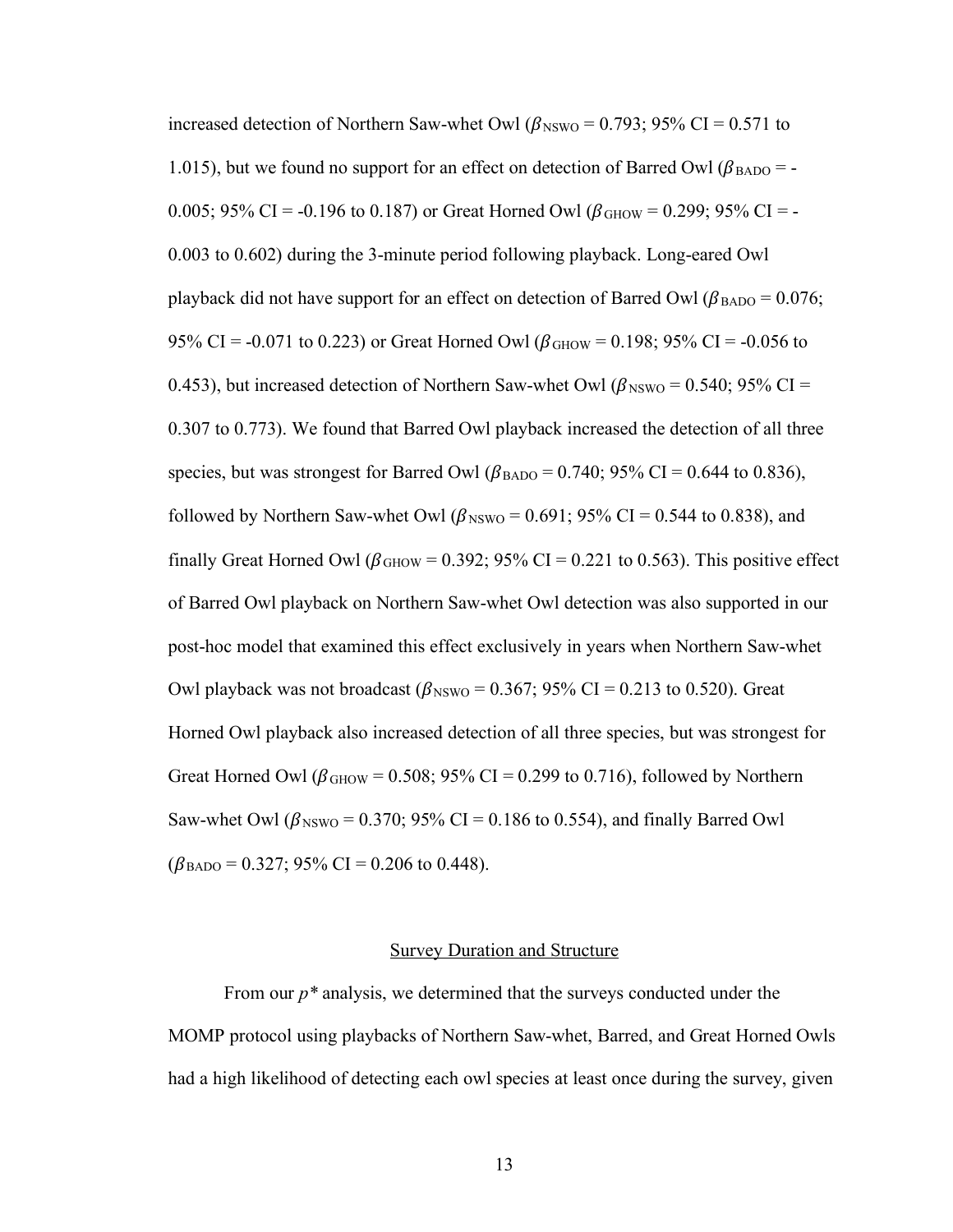increased detection of Northern Saw-whet Owl ($\beta_{NSWO}$ = 0.793; 95% CI = 0.571 to 1.015), but we found no support for an effect on detection of Barred Owl ($\beta_{BADO}$ = -0.005; 95% CI = -0.196 to 0.187) or Great Horned Owl ($\beta_{GHOW}$ = 0.299; 95% CI = -0.003 to 0.602) during the 3-minute period following playback. Long-eared Owl playback did not have support for an effect on detection of Barred Owl ($\beta_{BADO}$ = 0.076; 95% CI = -0.071 to 0.223) or Great Horned Owl ($\beta_{GHOW}$ = 0.198; 95% CI = -0.056 to 0.453), but increased detection of Northern Saw-whet Owl ($\beta_{NSWO}$ = 0.540; 95% CI = 0.307 to 0.773). We found that Barred Owl playback increased the detection of all three species, but was strongest for Barred Owl ($\beta_{BADO}$ = 0.740; 95% CI = 0.644 to 0.836), followed by Northern Saw-whet Owl ($\beta_{NSWO}$ = 0.691; 95% CI = 0.544 to 0.838), and finally Great Horned Owl ($\beta_{GHOW}$ = 0.392; 95% CI = 0.221 to 0.563). This positive effect of Barred Owl playback on Northern Saw-whet Owl detection was also supported in our post-hoc model that examined this effect exclusively in years when Northern Saw-whet Owl playback was not broadcast ($\beta_{NSWO}$ = 0.367; 95% CI = 0.213 to 0.520). Great Horned Owl playback also increased detection of all three species, but was strongest for Great Horned Owl ($\beta_{GHOW}$ = 0.508; 95% CI = 0.299 to 0.716), followed by Northern Saw-whet Owl ($\beta_{NSWO}$ = 0.370; 95% CI = 0.186 to 0.554), and finally Barred Owl ($\beta_{BADO}$ = 0.327; 95% CI = 0.206 to 0.448).

## Survey Duration and Structure

From our $p^*$ analysis, we determined that the surveys conducted under the MOMP protocol using playbacks of Northern Saw-whet, Barred, and Great Horned Owls had a high likelihood of detecting each owl species at least once during the survey, given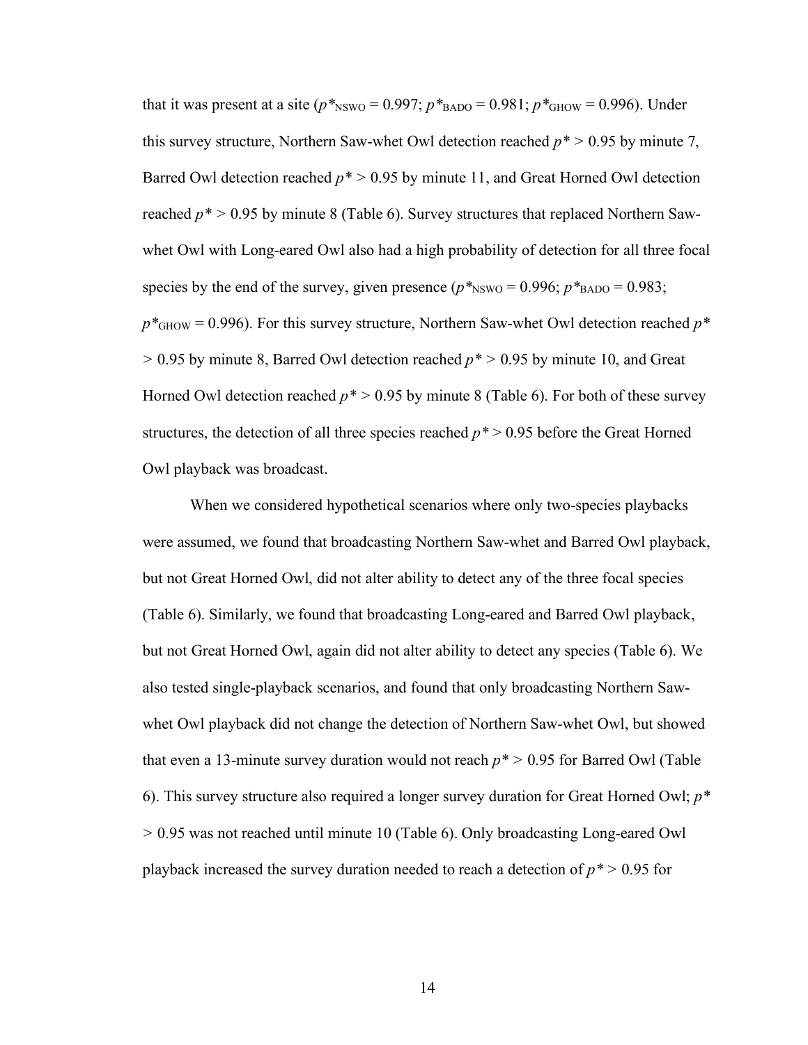that it was present at a site ($p^*_{NSWO} = 0.997$; $p^*_{BADO} = 0.981$; $p^*_{GHOW} = 0.996$). Under this survey structure, Northern Saw-whet Owl detection reached $p^* > 0.95$ by minute 7, Barred Owl detection reached $p^* > 0.95$ by minute 11, and Great Horned Owl detection reached $p^* > 0.95$ by minute 8 (Table 6). Survey structures that replaced Northern Saw-whet Owl with Long-eared Owl also had a high probability of detection for all three focal species by the end of the survey, given presence ($p^*_{NSWO} = 0.996$; $p^*_{BADO} = 0.983$; $p^*_{GHOW} = 0.996$). For this survey structure, Northern Saw-whet Owl detection reached $p^* > 0.95$ by minute 8, Barred Owl detection reached $p^* > 0.95$ by minute 10, and Great Horned Owl detection reached $p^* > 0.95$ by minute 8 (Table 6). For both of these survey structures, the detection of all three species reached $p^* > 0.95$ before the Great Horned Owl playback was broadcast.

When we considered hypothetical scenarios where only two-species playbacks were assumed, we found that broadcasting Northern Saw-whet and Barred Owl playback, but not Great Horned Owl, did not alter ability to detect any of the three focal species (Table 6). Similarly, we found that broadcasting Long-eared and Barred Owl playback, but not Great Horned Owl, again did not alter ability to detect any species (Table 6). We also tested single-playback scenarios, and found that only broadcasting Northern Saw-whet Owl playback did not change the detection of Northern Saw-whet Owl, but showed that even a 13-minute survey duration would not reach $p^* > 0.95$ for Barred Owl (Table 6). This survey structure also required a longer survey duration for Great Horned Owl; $p^* > 0.95$ was not reached until minute 10 (Table 6). Only broadcasting Long-eared Owl playback increased the survey duration needed to reach a detection of $p^* > 0.95$ for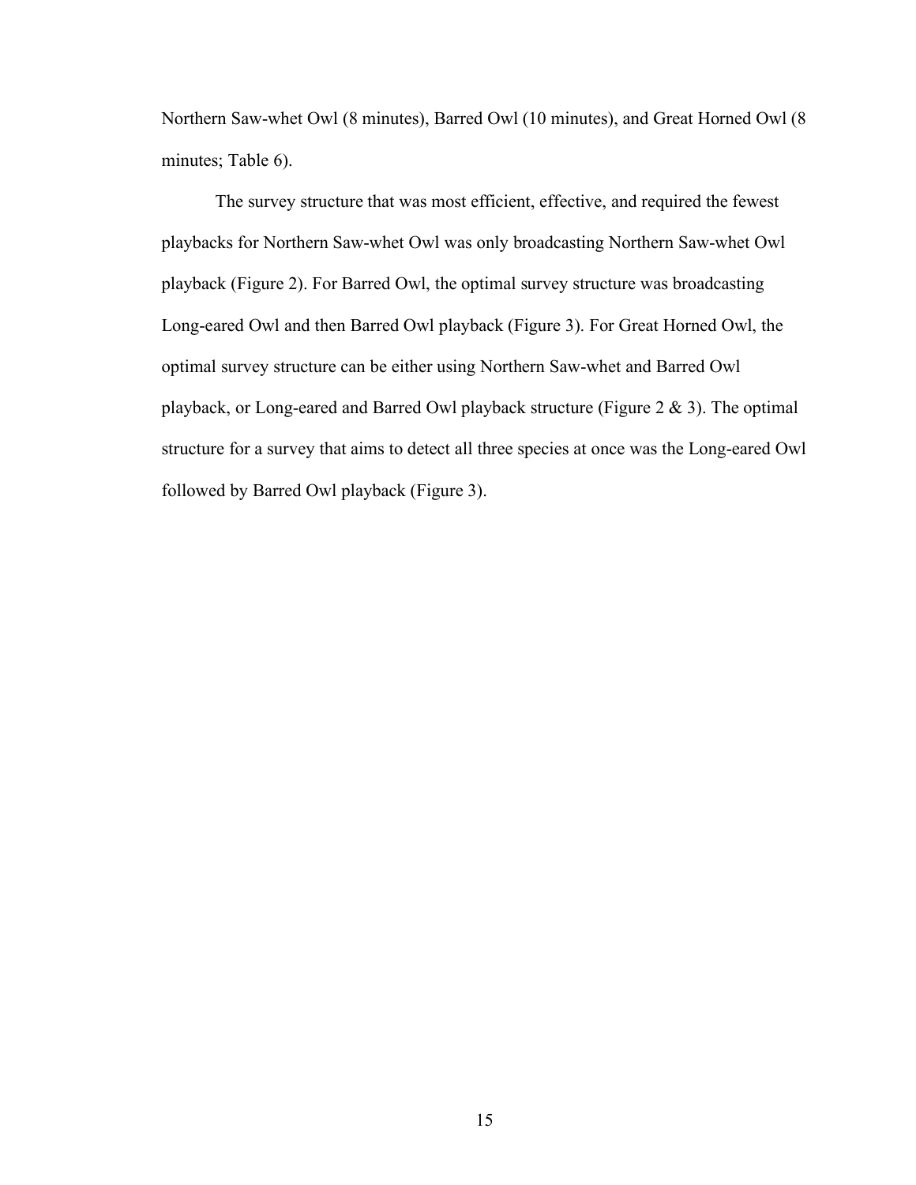Northern Saw-whet Owl (8 minutes), Barred Owl (10 minutes), and Great Horned Owl (8 minutes; Table 6).

The survey structure that was most efficient, effective, and required the fewest playbacks for Northern Saw-whet Owl was only broadcasting Northern Saw-whet Owl playback (Figure 2). For Barred Owl, the optimal survey structure was broadcasting Long-eared Owl and then Barred Owl playback (Figure 3). For Great Horned Owl, the optimal survey structure can be either using Northern Saw-whet and Barred Owl playback, or Long-eared and Barred Owl playback structure (Figure 2 & 3). The optimal structure for a survey that aims to detect all three species at once was the Long-eared Owl followed by Barred Owl playback (Figure 3).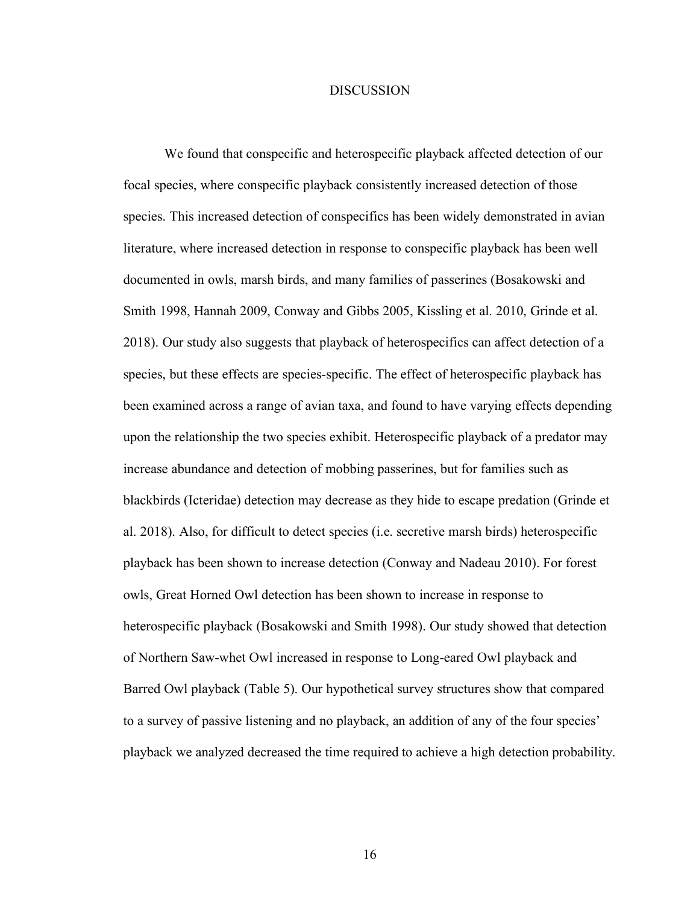# DISCUSSION

We found that conspecific and heterospecific playback affected detection of our focal species, where conspecific playback consistently increased detection of those species. This increased detection of conspecifics has been widely demonstrated in avian literature, where increased detection in response to conspecific playback has been well documented in owls, marsh birds, and many families of passerines (Bosakowski and Smith 1998, Hannah 2009, Conway and Gibbs 2005, Kissling et al. 2010, Grinde et al. 2018). Our study also suggests that playback of heterospecifics can affect detection of a species, but these effects are species-specific. The effect of heterospecific playback has been examined across a range of avian taxa, and found to have varying effects depending upon the relationship the two species exhibit. Heterospecific playback of a predator may increase abundance and detection of mobbing passerines, but for families such as blackbirds (Icteridae) detection may decrease as they hide to escape predation (Grinde et al. 2018). Also, for difficult to detect species (i.e. secretive marsh birds) heterospecific playback has been shown to increase detection (Conway and Nadeau 2010). For forest owls, Great Horned Owl detection has been shown to increase in response to heterospecific playback (Bosakowski and Smith 1998). Our study showed that detection of Northern Saw-whet Owl increased in response to Long-eared Owl playback and Barred Owl playback (Table 5). Our hypothetical survey structures show that compared to a survey of passive listening and no playback, an addition of any of the four species' playback we analyzed decreased the time required to achieve a high detection probability.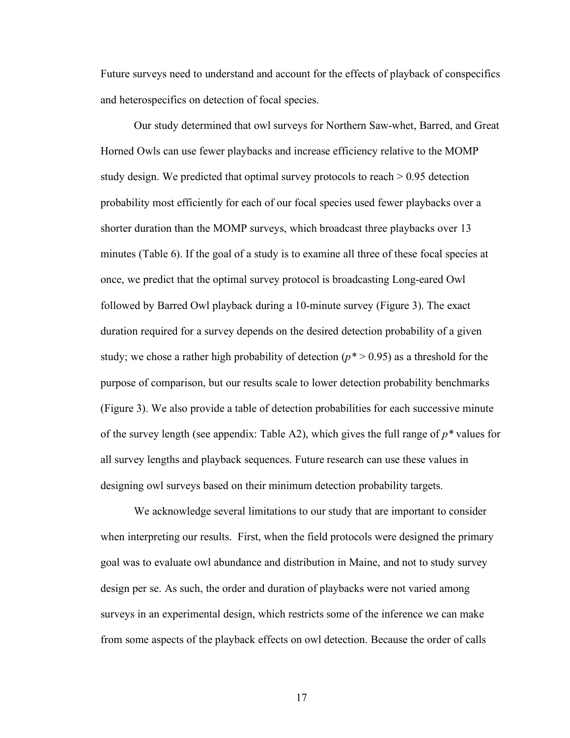Future surveys need to understand and account for the effects of playback of conspecifics and heterospecifics on detection of focal species.

Our study determined that owl surveys for Northern Saw-whet, Barred, and Great Horned Owls can use fewer playbacks and increase efficiency relative to the MOMP study design. We predicted that optimal survey protocols to reach > 0.95 detection probability most efficiently for each of our focal species used fewer playbacks over a shorter duration than the MOMP surveys, which broadcast three playbacks over 13 minutes (Table 6). If the goal of a study is to examine all three of these focal species at once, we predict that the optimal survey protocol is broadcasting Long-eared Owl followed by Barred Owl playback during a 10-minute survey (Figure 3). The exact duration required for a survey depends on the desired detection probability of a given study; we chose a rather high probability of detection ($p^* > 0.95$) as a threshold for the purpose of comparison, but our results scale to lower detection probability benchmarks (Figure 3). We also provide a table of detection probabilities for each successive minute of the survey length (see appendix: Table A2), which gives the full range of $p^*$ values for all survey lengths and playback sequences. Future research can use these values in designing owl surveys based on their minimum detection probability targets.

We acknowledge several limitations to our study that are important to consider when interpreting our results. First, when the field protocols were designed the primary goal was to evaluate owl abundance and distribution in Maine, and not to study survey design per se. As such, the order and duration of playbacks were not varied among surveys in an experimental design, which restricts some of the inference we can make from some aspects of the playback effects on owl detection. Because the order of calls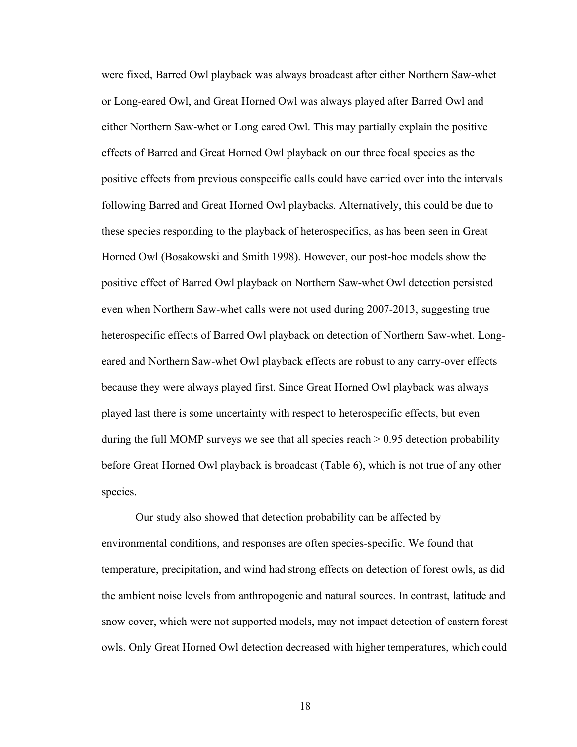were fixed, Barred Owl playback was always broadcast after either Northern Saw-whet or Long-eared Owl, and Great Horned Owl was always played after Barred Owl and either Northern Saw-whet or Long eared Owl. This may partially explain the positive effects of Barred and Great Horned Owl playback on our three focal species as the positive effects from previous conspecific calls could have carried over into the intervals following Barred and Great Horned Owl playbacks. Alternatively, this could be due to these species responding to the playback of heterospecifics, as has been seen in Great Horned Owl (Bosakowski and Smith 1998). However, our post-hoc models show the positive effect of Barred Owl playback on Northern Saw-whet Owl detection persisted even when Northern Saw-whet calls were not used during 2007-2013, suggesting true heterospecific effects of Barred Owl playback on detection of Northern Saw-whet. Long-eared and Northern Saw-whet Owl playback effects are robust to any carry-over effects because they were always played first. Since Great Horned Owl playback was always played last there is some uncertainty with respect to heterospecific effects, but even during the full MOMP surveys we see that all species reach > 0.95 detection probability before Great Horned Owl playback is broadcast (Table 6), which is not true of any other species.

Our study also showed that detection probability can be affected by environmental conditions, and responses are often species-specific. We found that temperature, precipitation, and wind had strong effects on detection of forest owls, as did the ambient noise levels from anthropogenic and natural sources. In contrast, latitude and snow cover, which were not supported models, may not impact detection of eastern forest owls. Only Great Horned Owl detection decreased with higher temperatures, which could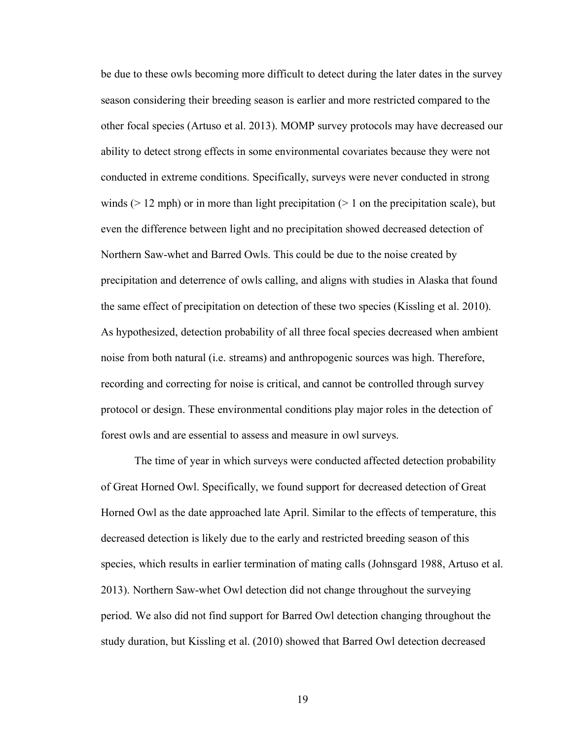be due to these owls becoming more difficult to detect during the later dates in the survey season considering their breeding season is earlier and more restricted compared to the other focal species (Artuso et al. 2013). MOMP survey protocols may have decreased our ability to detect strong effects in some environmental covariates because they were not conducted in extreme conditions. Specifically, surveys were never conducted in strong winds (> 12 mph) or in more than light precipitation (> 1 on the precipitation scale), but even the difference between light and no precipitation showed decreased detection of Northern Saw-whet and Barred Owls. This could be due to the noise created by precipitation and deterrence of owls calling, and aligns with studies in Alaska that found the same effect of precipitation on detection of these two species (Kissling et al. 2010). As hypothesized, detection probability of all three focal species decreased when ambient noise from both natural (i.e. streams) and anthropogenic sources was high. Therefore, recording and correcting for noise is critical, and cannot be controlled through survey protocol or design. These environmental conditions play major roles in the detection of forest owls and are essential to assess and measure in owl surveys.

The time of year in which surveys were conducted affected detection probability of Great Horned Owl. Specifically, we found support for decreased detection of Great Horned Owl as the date approached late April. Similar to the effects of temperature, this decreased detection is likely due to the early and restricted breeding season of this species, which results in earlier termination of mating calls (Johnsgard 1988, Artuso et al. 2013). Northern Saw-whet Owl detection did not change throughout the surveying period. We also did not find support for Barred Owl detection changing throughout the study duration, but Kissling et al. (2010) showed that Barred Owl detection decreased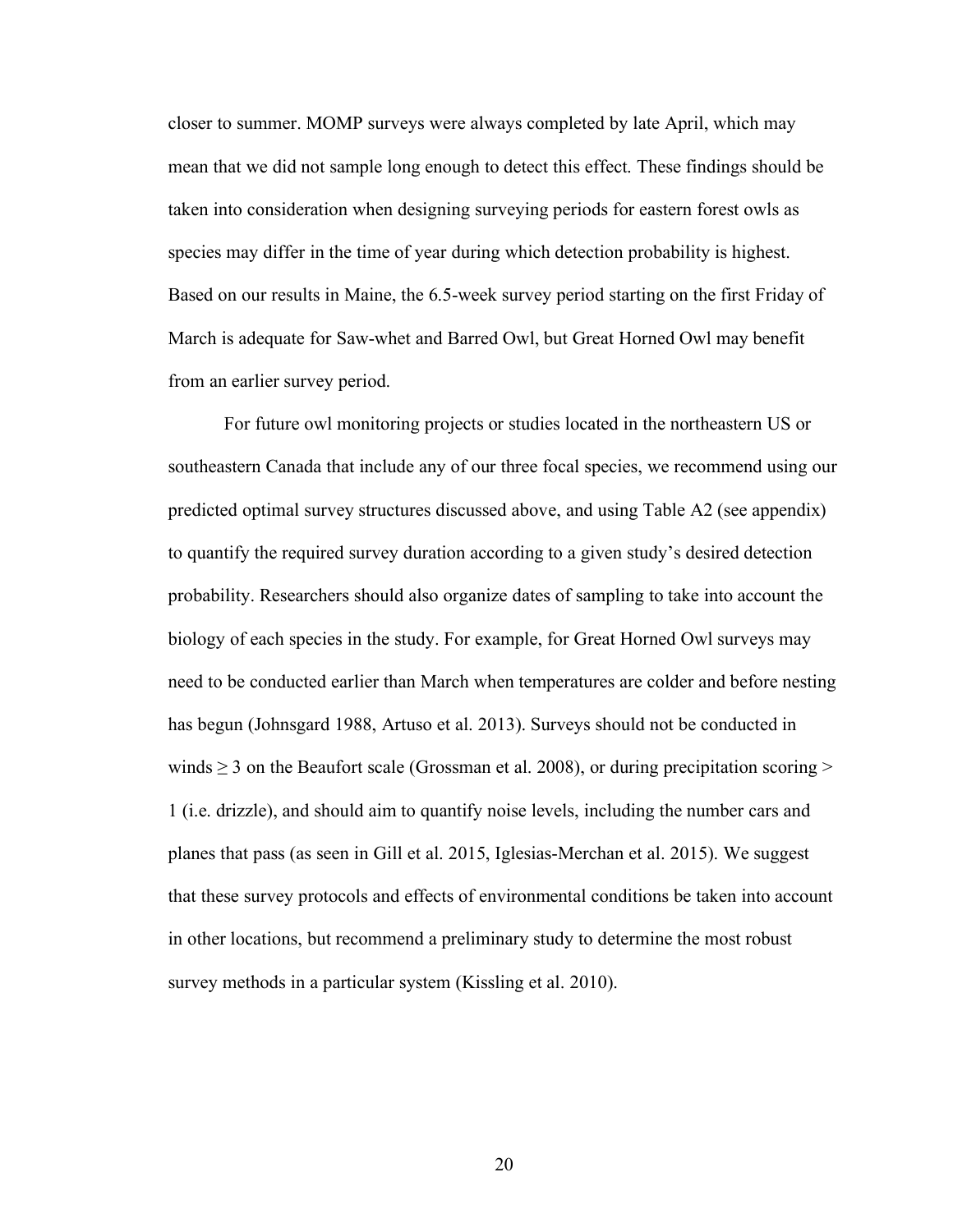closer to summer. MOMP surveys were always completed by late April, which may mean that we did not sample long enough to detect this effect. These findings should be taken into consideration when designing surveying periods for eastern forest owls as species may differ in the time of year during which detection probability is highest. Based on our results in Maine, the 6.5-week survey period starting on the first Friday of March is adequate for Saw-whet and Barred Owl, but Great Horned Owl may benefit from an earlier survey period.

For future owl monitoring projects or studies located in the northeastern US or southeastern Canada that include any of our three focal species, we recommend using our predicted optimal survey structures discussed above, and using Table A2 (see appendix) to quantify the required survey duration according to a given study's desired detection probability. Researchers should also organize dates of sampling to take into account the biology of each species in the study. For example, for Great Horned Owl surveys may need to be conducted earlier than March when temperatures are colder and before nesting has begun (Johnsgard 1988, Artuso et al. 2013). Surveys should not be conducted in winds $\geq 3$ on the Beaufort scale (Grossman et al. 2008), or during precipitation scoring $> 1$ (i.e. drizzle), and should aim to quantify noise levels, including the number cars and planes that pass (as seen in Gill et al. 2015, Iglesias-Merchan et al. 2015). We suggest that these survey protocols and effects of environmental conditions be taken into account in other locations, but recommend a preliminary study to determine the most robust survey methods in a particular system (Kissling et al. 2010).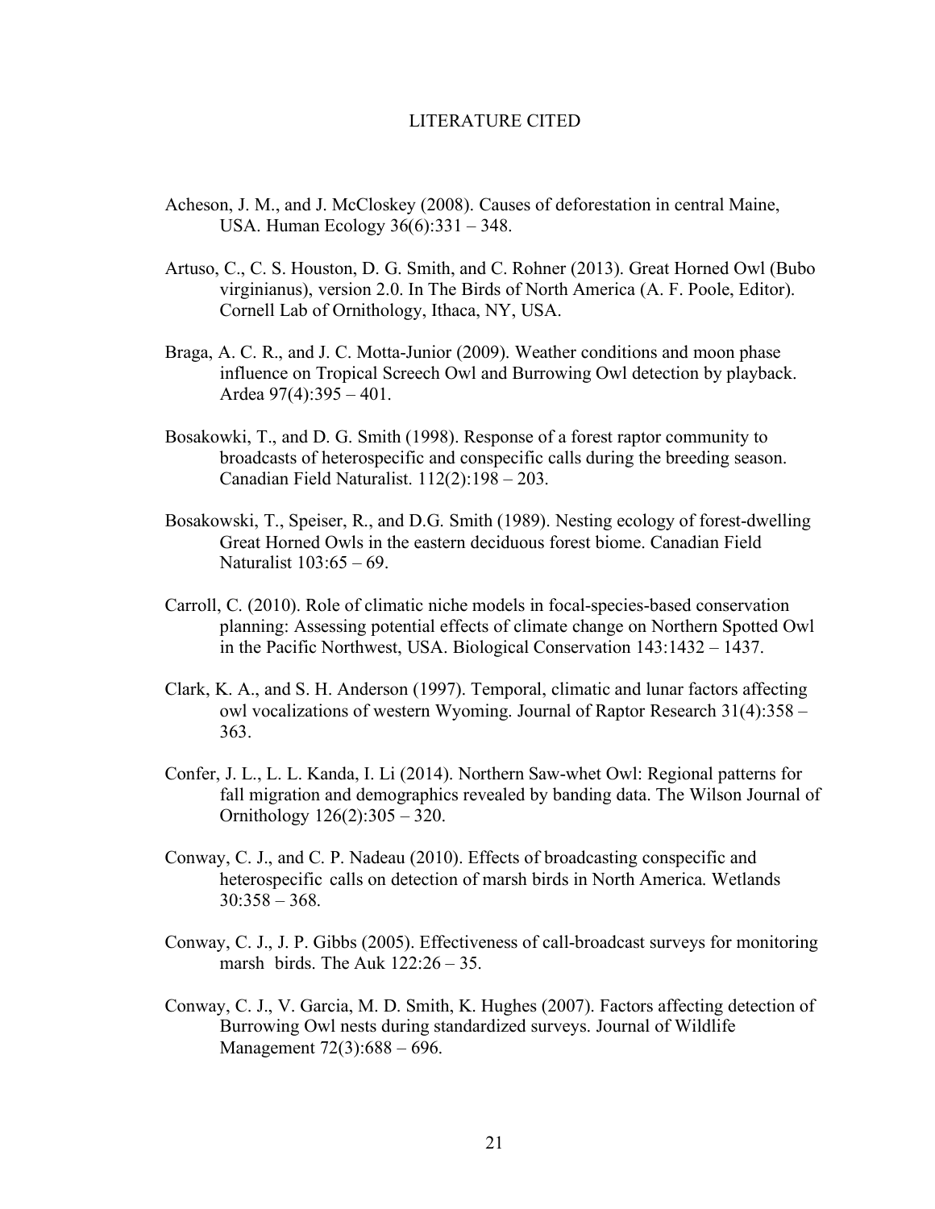# LITERATURE CITED

Acheson, J. M., and J. McCloskey (2008). Causes of deforestation in central Maine, USA. Human Ecology 36(6):331 – 348.

Artuso, C., C. S. Houston, D. G. Smith, and C. Rohner (2013). Great Horned Owl (Bubo virginianus), version 2.0. In The Birds of North America (A. F. Poole, Editor). Cornell Lab of Ornithology, Ithaca, NY, USA.

Braga, A. C. R., and J. C. Motta-Junior (2009). Weather conditions and moon phase influence on Tropical Screech Owl and Burrowing Owl detection by playback. Ardea 97(4):395 – 401.

Bosakowki, T., and D. G. Smith (1998). Response of a forest raptor community to broadcasts of heterospecific and conspecific calls during the breeding season. Canadian Field Naturalist. 112(2):198 – 203.

Bosakowski, T., Speiser, R., and D.G. Smith (1989). Nesting ecology of forest-dwelling Great Horned Owls in the eastern deciduous forest biome. Canadian Field Naturalist 103:65 – 69.

Carroll, C. (2010). Role of climatic niche models in focal-species-based conservation planning: Assessing potential effects of climate change on Northern Spotted Owl in the Pacific Northwest, USA. Biological Conservation 143:1432 – 1437.

Clark, K. A., and S. H. Anderson (1997). Temporal, climatic and lunar factors affecting owl vocalizations of western Wyoming. Journal of Raptor Research 31(4):358 – 363.

Confer, J. L., L. L. Kanda, I. Li (2014). Northern Saw-whet Owl: Regional patterns for fall migration and demographics revealed by banding data. The Wilson Journal of Ornithology 126(2):305 – 320.

Conway, C. J., and C. P. Nadeau (2010). Effects of broadcasting conspecific and heterospecific calls on detection of marsh birds in North America. Wetlands 30:358 – 368.

Conway, C. J., J. P. Gibbs (2005). Effectiveness of call-broadcast surveys for monitoring marsh birds. The Auk 122:26 – 35.

Conway, C. J., V. Garcia, M. D. Smith, K. Hughes (2007). Factors affecting detection of Burrowing Owl nests during standardized surveys. Journal of Wildlife Management 72(3):688 – 696.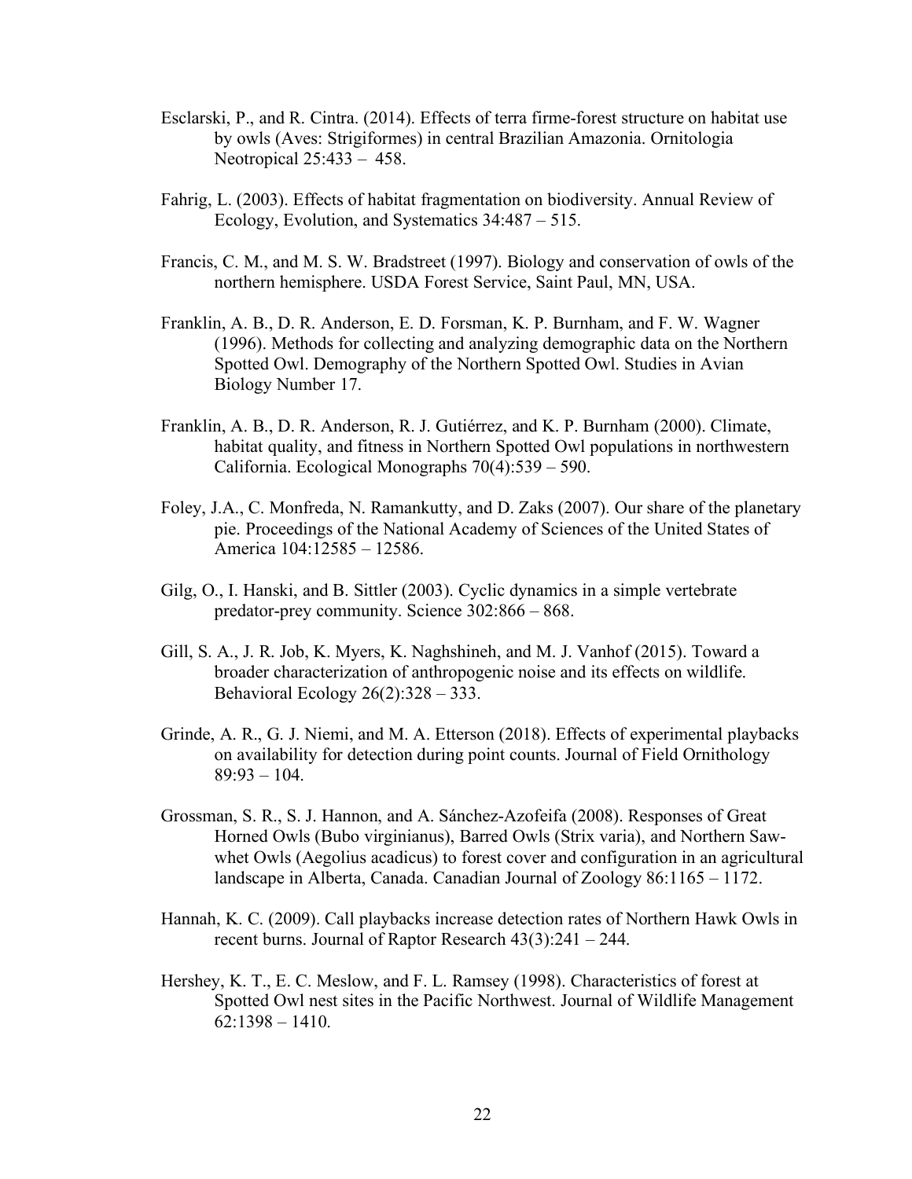Esclarski, P., and R. Cintra. (2014). Effects of terra firme-forest structure on habitat use by owls (Aves: Strigiformes) in central Brazilian Amazonia. Ornitologia Neotropical 25:433 – 458.

Fahrig, L. (2003). Effects of habitat fragmentation on biodiversity. Annual Review of Ecology, Evolution, and Systematics 34:487 – 515.

Francis, C. M., and M. S. W. Bradstreet (1997). Biology and conservation of owls of the northern hemisphere. USDA Forest Service, Saint Paul, MN, USA.

Franklin, A. B., D. R. Anderson, E. D. Forsman, K. P. Burnham, and F. W. Wagner (1996). Methods for collecting and analyzing demographic data on the Northern Spotted Owl. Demography of the Northern Spotted Owl. Studies in Avian Biology Number 17.

Franklin, A. B., D. R. Anderson, R. J. Gutiérrez, and K. P. Burnham (2000). Climate, habitat quality, and fitness in Northern Spotted Owl populations in northwestern California. Ecological Monographs 70(4):539 – 590.

Foley, J.A., C. Monfreda, N. Ramankutty, and D. Zaks (2007). Our share of the planetary pie. Proceedings of the National Academy of Sciences of the United States of America 104:12585 – 12586.

Gilg, O., I. Hanski, and B. Sittler (2003). Cyclic dynamics in a simple vertebrate predator-prey community. Science 302:866 – 868.

Gill, S. A., J. R. Job, K. Myers, K. Naghshineh, and M. J. Vanhof (2015). Toward a broader characterization of anthropogenic noise and its effects on wildlife. Behavioral Ecology 26(2):328 – 333.

Grinde, A. R., G. J. Niemi, and M. A. Etterson (2018). Effects of experimental playbacks on availability for detection during point counts. Journal of Field Ornithology 89:93 – 104.

Grossman, S. R., S. J. Hannon, and A. Sánchez-Azofeifa (2008). Responses of Great Horned Owls (Bubo virginianus), Barred Owls (Strix varia), and Northern Saw-whet Owls (Aegolius acadicus) to forest cover and configuration in an agricultural landscape in Alberta, Canada. Canadian Journal of Zoology 86:1165 – 1172.

Hannah, K. C. (2009). Call playbacks increase detection rates of Northern Hawk Owls in recent burns. Journal of Raptor Research 43(3):241 – 244.

Hershey, K. T., E. C. Meslow, and F. L. Ramsey (1998). Characteristics of forest at Spotted Owl nest sites in the Pacific Northwest. Journal of Wildlife Management 62:1398 – 1410.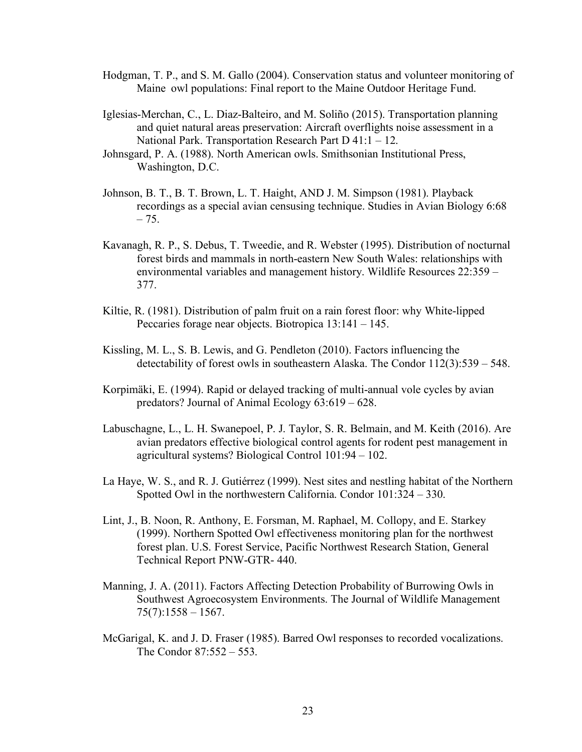Hodgman, T. P., and S. M. Gallo (2004). Conservation status and volunteer monitoring of Maine  owl populations: Final report to the Maine Outdoor Heritage Fund.

Iglesias-Merchan, C., L. Diaz-Balteiro, and M. Soliño (2015). Transportation planning and quiet natural areas preservation: Aircraft overflights noise assessment in a National Park. Transportation Research Part D 41:1 – 12.

Johnsgard, P. A. (1988). North American owls. Smithsonian Institutional Press, Washington, D.C.

Johnson, B. T., B. T. Brown, L. T. Haight, AND J. M. Simpson (1981). Playback recordings as a special avian censusing technique. Studies in Avian Biology 6:68 – 75.

Kavanagh, R. P., S. Debus, T. Tweedie, and R. Webster (1995). Distribution of nocturnal forest birds and mammals in north-eastern New South Wales: relationships with environmental variables and management history. Wildlife Resources 22:359 – 377.

Kiltie, R. (1981). Distribution of palm fruit on a rain forest floor: why White-lipped Peccaries forage near objects. Biotropica 13:141 – 145.

Kissling, M. L., S. B. Lewis, and G. Pendleton (2010). Factors influencing the detectability of forest owls in southeastern Alaska. The Condor 112(3):539 – 548.

Korpimäki, E. (1994). Rapid or delayed tracking of multi-annual vole cycles by avian predators? Journal of Animal Ecology 63:619 – 628.

Labuschagne, L., L. H. Swanepoel, P. J. Taylor, S. R. Belmain, and M. Keith (2016). Are avian predators effective biological control agents for rodent pest management in agricultural systems? Biological Control 101:94 – 102.

La Haye, W. S., and R. J. Gutiérrez (1999). Nest sites and nestling habitat of the Northern Spotted Owl in the northwestern California. Condor 101:324 – 330.

Lint, J., B. Noon, R. Anthony, E. Forsman, M. Raphael, M. Collopy, and E. Starkey (1999). Northern Spotted Owl effectiveness monitoring plan for the northwest forest plan. U.S. Forest Service, Pacific Northwest Research Station, General Technical Report PNW-GTR- 440.

Manning, J. A. (2011). Factors Affecting Detection Probability of Burrowing Owls in Southwest Agroecosystem Environments. The Journal of Wildlife Management 75(7):1558 – 1567.

McGarigal, K. and J. D. Fraser (1985). Barred Owl responses to recorded vocalizations. The Condor 87:552 – 553.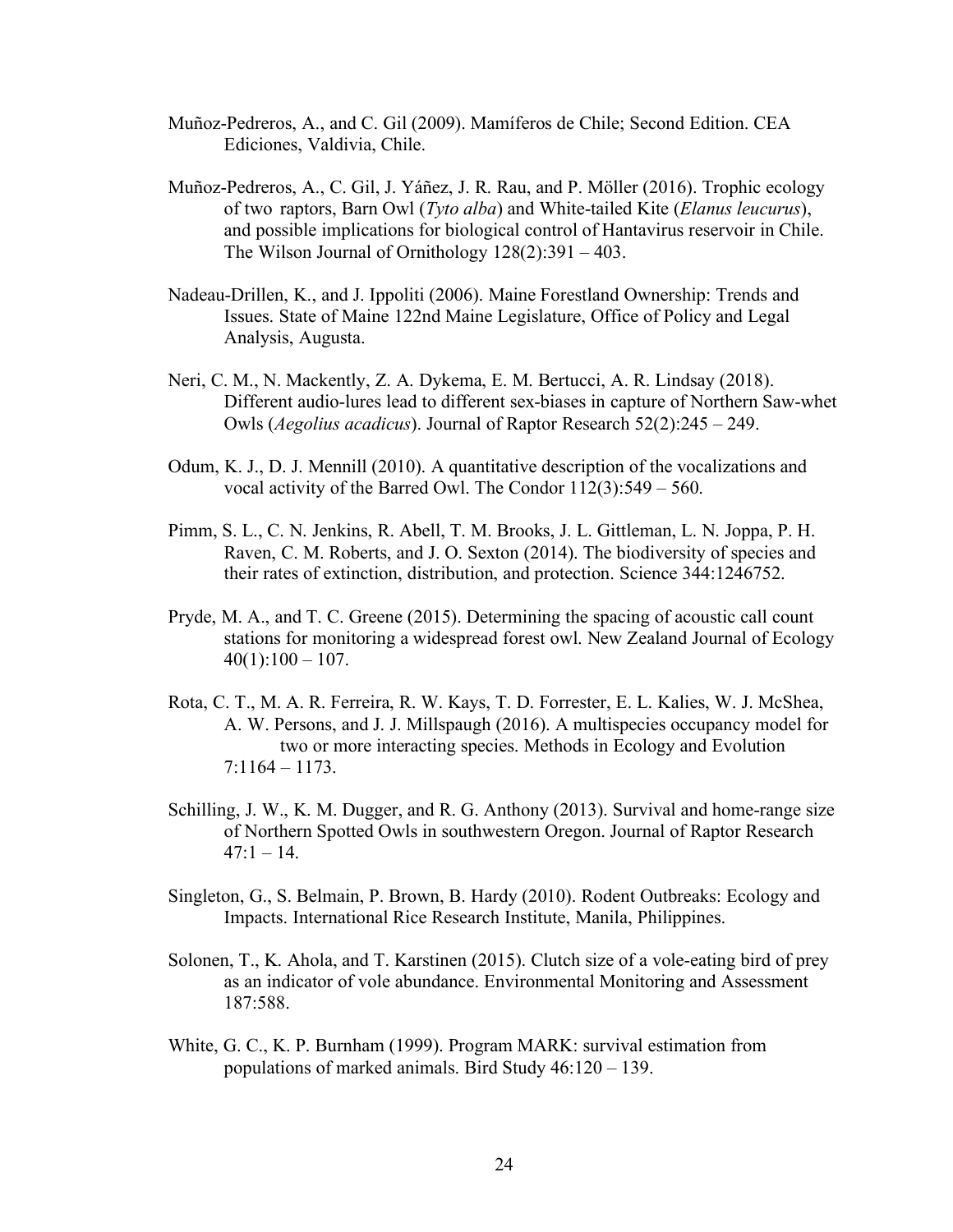Muñoz-Pedreros, A., and C. Gil (2009). Mamíferos de Chile; Second Edition. CEA Ediciones, Valdivia, Chile.

Muñoz-Pedreros, A., C. Gil, J. Yáñez, J. R. Rau, and P. Möller (2016). Trophic ecology of two raptors, Barn Owl (*Tyto alba*) and White-tailed Kite (*Elanus leucurus*), and possible implications for biological control of Hantavirus reservoir in Chile. The Wilson Journal of Ornithology 128(2):391 – 403.

Nadeau-Drillen, K., and J. Ippoliti (2006). Maine Forestland Ownership: Trends and Issues. State of Maine 122nd Maine Legislature, Office of Policy and Legal Analysis, Augusta.

Neri, C. M., N. Mackently, Z. A. Dykema, E. M. Bertucci, A. R. Lindsay (2018). Different audio-lures lead to different sex-biases in capture of Northern Saw-whet Owls (*Aegolius acadicus*). Journal of Raptor Research 52(2):245 – 249.

Odum, K. J., D. J. Mennill (2010). A quantitative description of the vocalizations and vocal activity of the Barred Owl. The Condor 112(3):549 – 560.

Pimm, S. L., C. N. Jenkins, R. Abell, T. M. Brooks, J. L. Gittleman, L. N. Joppa, P. H. Raven, C. M. Roberts, and J. O. Sexton (2014). The biodiversity of species and their rates of extinction, distribution, and protection. Science 344:1246752.

Pryde, M. A., and T. C. Greene (2015). Determining the spacing of acoustic call count stations for monitoring a widespread forest owl. New Zealand Journal of Ecology 40(1):100 – 107.

Rota, C. T., M. A. R. Ferreira, R. W. Kays, T. D. Forrester, E. L. Kalies, W. J. McShea, A. W. Persons, and J. J. Millspaugh (2016). A multispecies occupancy model for two or more interacting species. Methods in Ecology and Evolution 7:1164 – 1173.

Schilling, J. W., K. M. Dugger, and R. G. Anthony (2013). Survival and home-range size of Northern Spotted Owls in southwestern Oregon. Journal of Raptor Research 47:1 – 14.

Singleton, G., S. Belmain, P. Brown, B. Hardy (2010). Rodent Outbreaks: Ecology and Impacts. International Rice Research Institute, Manila, Philippines.

Solonen, T., K. Ahola, and T. Karstinen (2015). Clutch size of a vole-eating bird of prey as an indicator of vole abundance. Environmental Monitoring and Assessment 187:588.

White, G. C., K. P. Burnham (1999). Program MARK: survival estimation from populations of marked animals. Bird Study 46:120 – 139.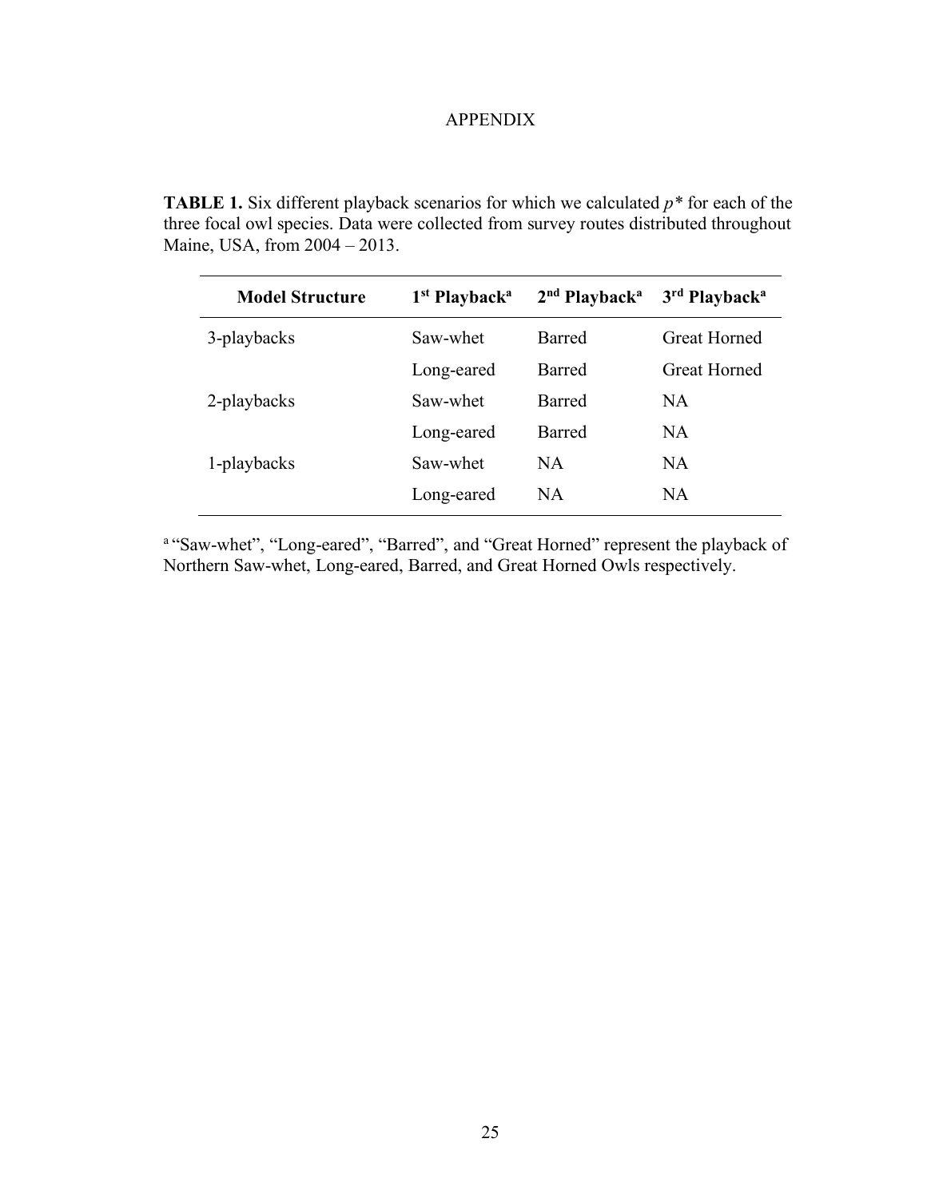# APPENDIX

**TABLE 1.** Six different playback scenarios for which we calculated $p*$ for each of the three focal owl species. Data were collected from survey routes distributed throughout Maine, USA, from 2004 – 2013.

| **Model Structure** | **1st Playback**[a] | **2nd Playback**[a] | **3rd Playback**[a] |
|---|---|---|---|
| 3-playbacks | Saw-whet | Barred | Great Horned |
| | Long-eared | Barred | Great Horned |
| 2-playbacks | Saw-whet | Barred | NA |
| | Long-eared | Barred | NA |
| 1-playbacks | Saw-whet | NA | NA |
| | Long-eared | NA | NA |

[a] "Saw-whet", "Long-eared", "Barred", and "Great Horned" represent the playback of Northern Saw-whet, Long-eared, Barred, and Great Horned Owls respectively.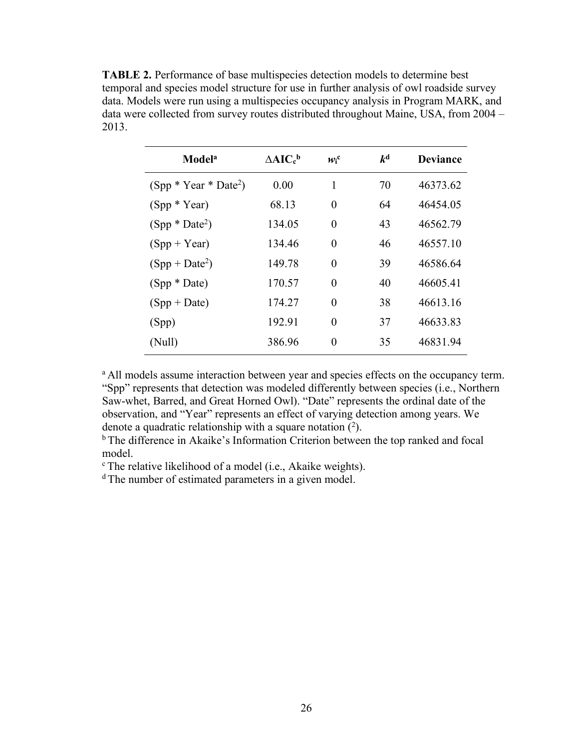**TABLE 2.** Performance of base multispecies detection models to determine best temporal and species model structure for use in further analysis of owl roadside survey data. Models were run using a multispecies occupancy analysis in Program MARK, and data were collected from survey routes distributed throughout Maine, USA, from 2004 – 2013.

| Model[a] | $\Delta AIC_c$[b] | $w_i$[c] | $k$[d] | Deviance |
|---|---|---|---|---|
| (Spp * Year * Date$^2$) | 0.00 | 1 | 70 | 46373.62 |
| (Spp * Year) | 68.13 | 0 | 64 | 46454.05 |
| (Spp * Date$^2$) | 134.05 | 0 | 43 | 46562.79 |
| (Spp + Year) | 134.46 | 0 | 46 | 46557.10 |
| (Spp + Date$^2$) | 149.78 | 0 | 39 | 46586.64 |
| (Spp * Date) | 170.57 | 0 | 40 | 46605.41 |
| (Spp + Date) | 174.27 | 0 | 38 | 46613.16 |
| (Spp) | 192.91 | 0 | 37 | 46633.83 |
| (Null) | 386.96 | 0 | 35 | 46831.94 |

[a] All models assume interaction between year and species effects on the occupancy term. "Spp" represents that detection was modeled differently between species (i.e., Northern Saw-whet, Barred, and Great Horned Owl). "Date" represents the ordinal date of the observation, and "Year" represents an effect of varying detection among years. We denote a quadratic relationship with a square notation ($^2$).

[b] The difference in Akaike's Information Criterion between the top ranked and focal model.

[c] The relative likelihood of a model (i.e., Akaike weights).

[d] The number of estimated parameters in a given model.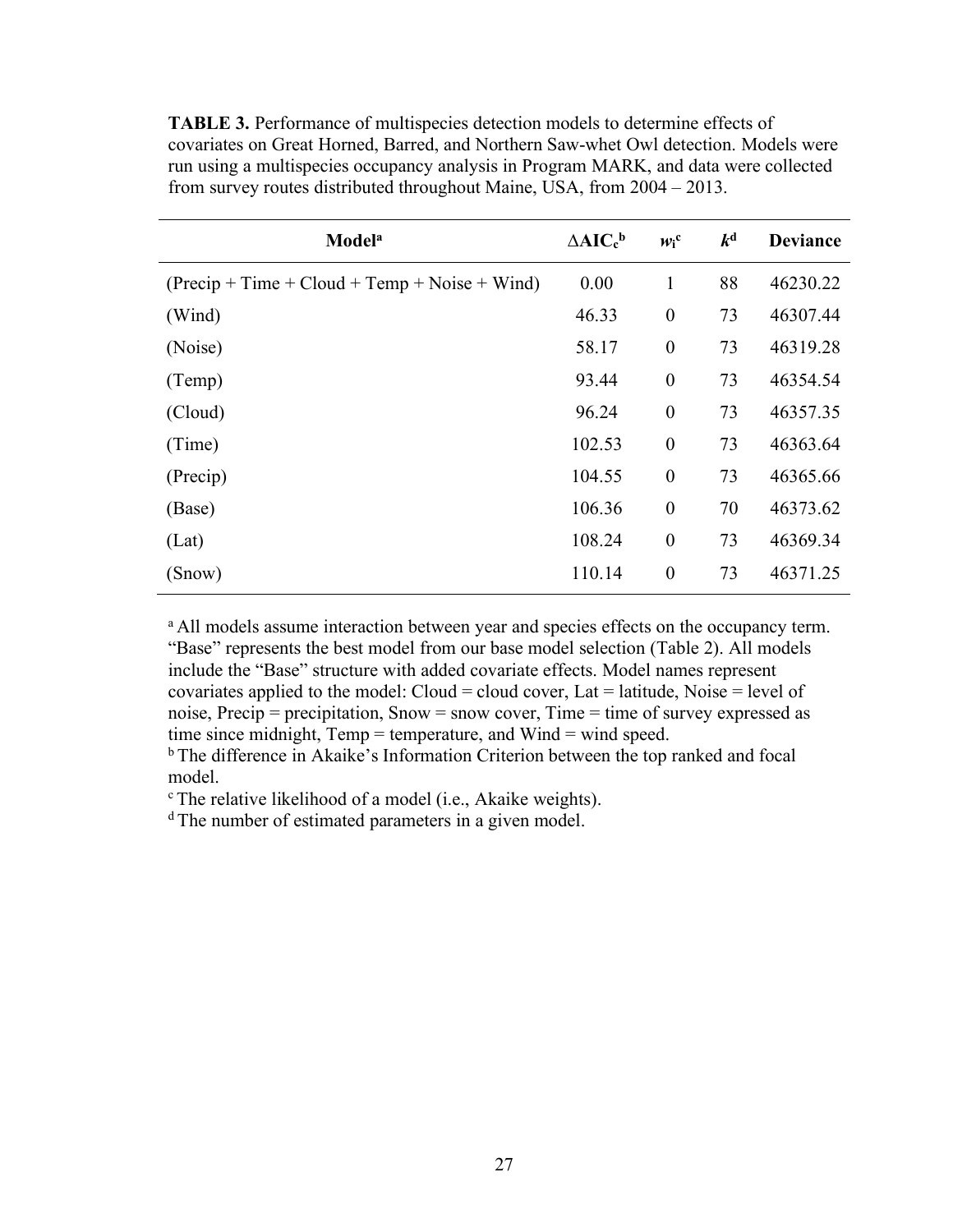**TABLE 3.** Performance of multispecies detection models to determine effects of covariates on Great Horned, Barred, and Northern Saw-whet Owl detection. Models were run using a multispecies occupancy analysis in Program MARK, and data were collected from survey routes distributed throughout Maine, USA, from 2004 – 2013.

| Model[a] | $\Delta AIC_c$[b] | $w_i$[c] | $k$[d] | Deviance |
|---|---|---|---|---|
| (Precip + Time + Cloud + Temp + Noise + Wind) | 0.00 | 1 | 88 | 46230.22 |
| (Wind) | 46.33 | 0 | 73 | 46307.44 |
| (Noise) | 58.17 | 0 | 73 | 46319.28 |
| (Temp) | 93.44 | 0 | 73 | 46354.54 |
| (Cloud) | 96.24 | 0 | 73 | 46357.35 |
| (Time) | 102.53 | 0 | 73 | 46363.64 |
| (Precip) | 104.55 | 0 | 73 | 46365.66 |
| (Base) | 106.36 | 0 | 70 | 46373.62 |
| (Lat) | 108.24 | 0 | 73 | 46369.34 |
| (Snow) | 110.14 | 0 | 73 | 46371.25 |

[a] All models assume interaction between year and species effects on the occupancy term. "Base" represents the best model from our base model selection (Table 2). All models include the "Base" structure with added covariate effects. Model names represent covariates applied to the model: Cloud = cloud cover, Lat = latitude, Noise = level of noise, Precip = precipitation, Snow = snow cover, Time = time of survey expressed as time since midnight, Temp = temperature, and Wind = wind speed.
[b] The difference in Akaike's Information Criterion between the top ranked and focal model.
[c] The relative likelihood of a model (i.e., Akaike weights).
[d] The number of estimated parameters in a given model.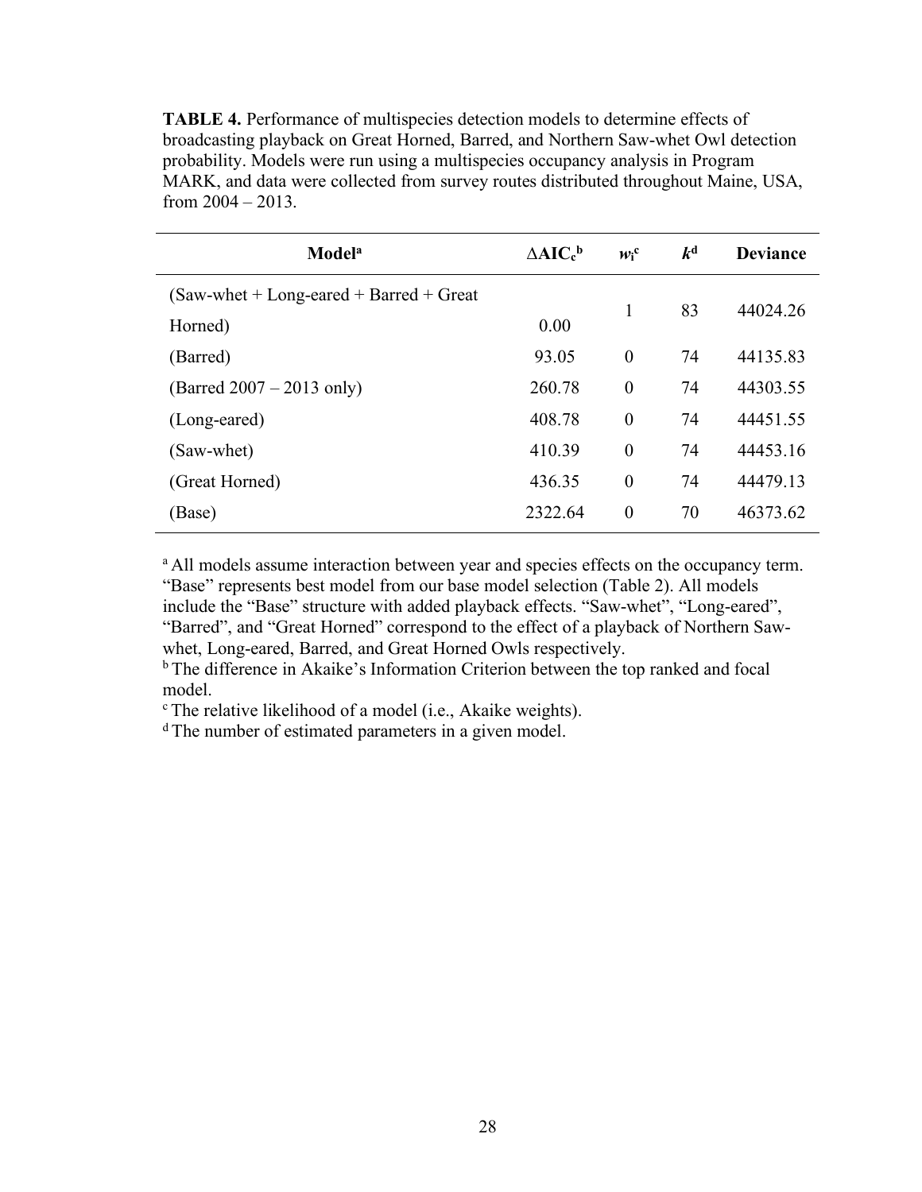**TABLE 4.** Performance of multispecies detection models to determine effects of broadcasting playback on Great Horned, Barred, and Northern Saw-whet Owl detection probability. Models were run using a multispecies occupancy analysis in Program MARK, and data were collected from survey routes distributed throughout Maine, USA, from 2004 – 2013.

| Model[a] | $\Delta AIC_c$[b] | $w_i$[c] | $k$[d] | Deviance |
|---|---|---|---|---|
| (Saw-whet + Long-eared + Barred + Great Horned) | 0.00 | 1 | 83 | 44024.26 |
| (Barred) | 93.05 | 0 | 74 | 44135.83 |
| (Barred 2007 – 2013 only) | 260.78 | 0 | 74 | 44303.55 |
| (Long-eared) | 408.78 | 0 | 74 | 44451.55 |
| (Saw-whet) | 410.39 | 0 | 74 | 44453.16 |
| (Great Horned) | 436.35 | 0 | 74 | 44479.13 |
| (Base) | 2322.64 | 0 | 70 | 46373.62 |

[a] All models assume interaction between year and species effects on the occupancy term. "Base" represents best model from our base model selection (Table 2). All models include the "Base" structure with added playback effects. "Saw-whet", "Long-eared", "Barred", and "Great Horned" correspond to the effect of a playback of Northern Saw-whet, Long-eared, Barred, and Great Horned Owls respectively.

[b] The difference in Akaike's Information Criterion between the top ranked and focal model.

[c] The relative likelihood of a model (i.e., Akaike weights).

[d] The number of estimated parameters in a given model.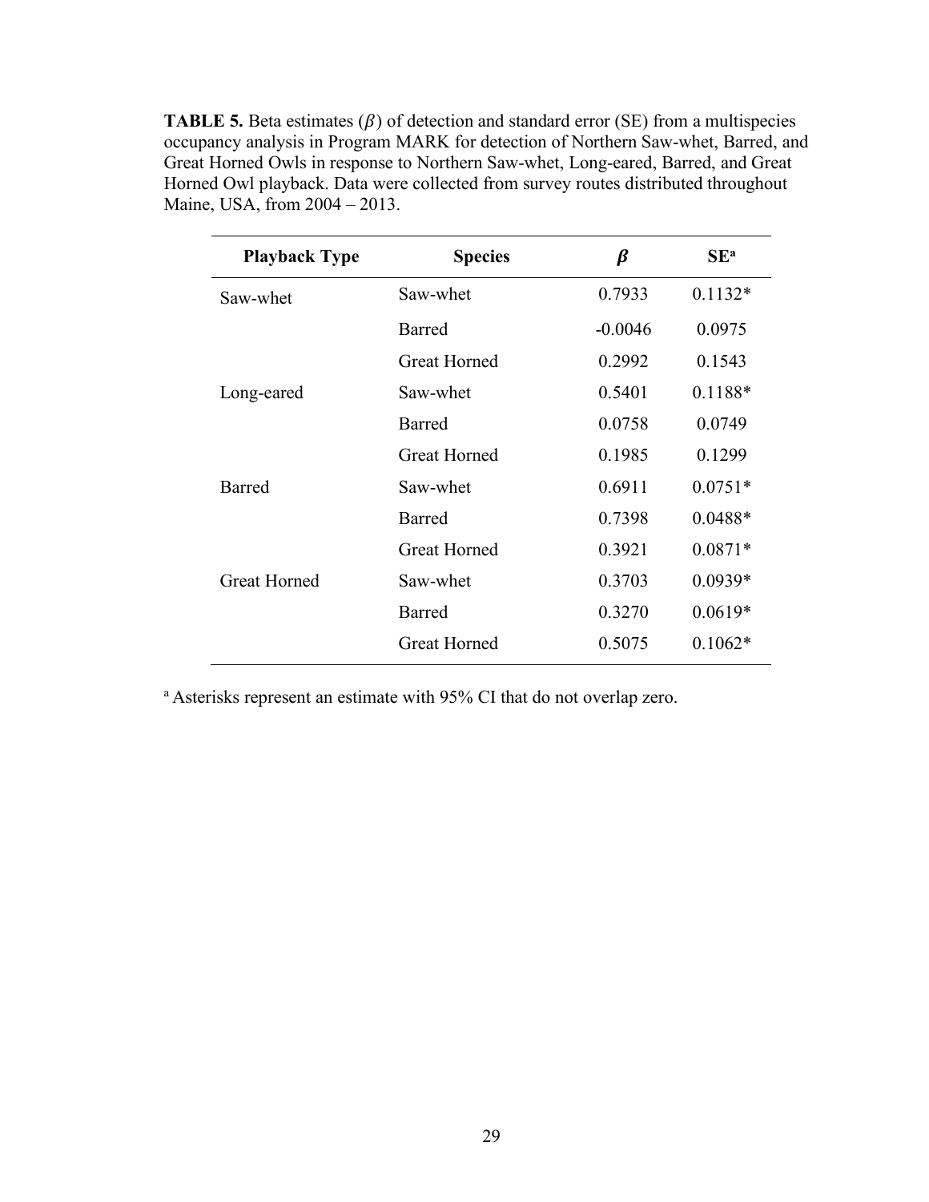**TABLE 5.** Beta estimates ($\beta$) of detection and standard error (SE) from a multispecies occupancy analysis in Program MARK for detection of Northern Saw-whet, Barred, and Great Horned Owls in response to Northern Saw-whet, Long-eared, Barred, and Great Horned Owl playback. Data were collected from survey routes distributed throughout Maine, USA, from 2004 – 2013.

| Playback Type | Species | $\beta$ | SE[a] |
|---|---|---|---|
| Saw-whet | Saw-whet | 0.7933 | 0.1132* |
| | Barred | -0.0046 | 0.0975 |
| | Great Horned | 0.2992 | 0.1543 |
| Long-eared | Saw-whet | 0.5401 | 0.1188* |
| | Barred | 0.0758 | 0.0749 |
| | Great Horned | 0.1985 | 0.1299 |
| Barred | Saw-whet | 0.6911 | 0.0751* |
| | Barred | 0.7398 | 0.0488* |
| | Great Horned | 0.3921 | 0.0871* |
| Great Horned | Saw-whet | 0.3703 | 0.0939* |
| | Barred | 0.3270 | 0.0619* |
| | Great Horned | 0.5075 | 0.1062* |

[a] Asterisks represent an estimate with 95% CI that do not overlap zero.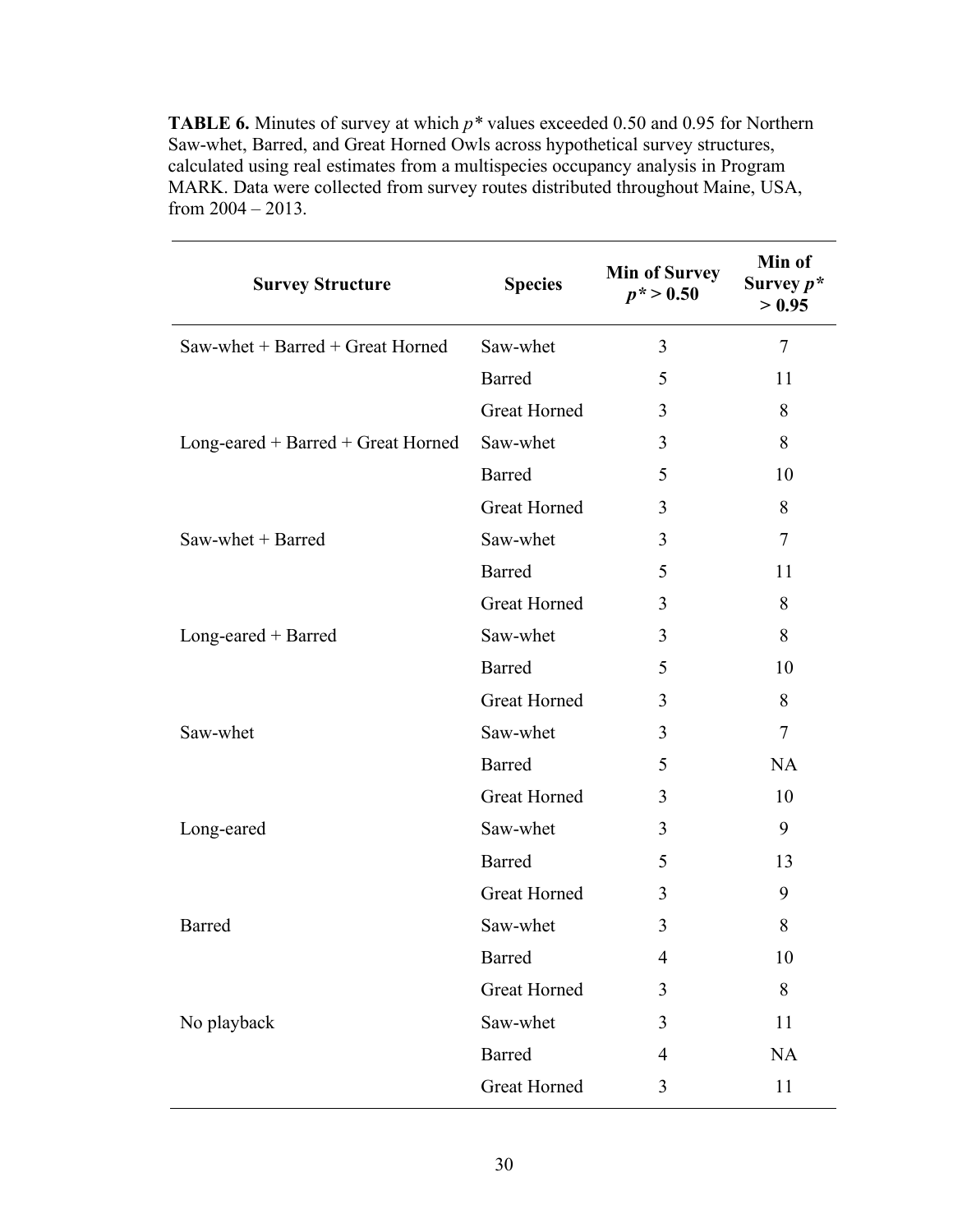**TABLE 6.** Minutes of survey at which $p^*$ values exceeded 0.50 and 0.95 for Northern Saw-whet, Barred, and Great Horned Owls across hypothetical survey structures, calculated using real estimates from a multispecies occupancy analysis in Program MARK. Data were collected from survey routes distributed throughout Maine, USA, from 2004 – 2013.

| Survey Structure | Species | Min of Survey $p^* > 0.50$ | Min of Survey $p^* > 0.95$ |
|---|---|---|---|
| Saw-whet + Barred + Great Horned | Saw-whet | 3 | 7 |
| | Barred | 5 | 11 |
| | Great Horned | 3 | 8 |
| Long-eared + Barred + Great Horned | Saw-whet | 3 | 8 |
| | Barred | 5 | 10 |
| | Great Horned | 3 | 8 |
| Saw-whet + Barred | Saw-whet | 3 | 7 |
| | Barred | 5 | 11 |
| | Great Horned | 3 | 8 |
| Long-eared + Barred | Saw-whet | 3 | 8 |
| | Barred | 5 | 10 |
| | Great Horned | 3 | 8 |
| Saw-whet | Saw-whet | 3 | 7 |
| | Barred | 5 | NA |
| | Great Horned | 3 | 10 |
| Long-eared | Saw-whet | 3 | 9 |
| | Barred | 5 | 13 |
| | Great Horned | 3 | 9 |
| Barred | Saw-whet | 3 | 8 |
| | Barred | 4 | 10 |
| | Great Horned | 3 | 8 |
| No playback | Saw-whet | 3 | 11 |
| | Barred | 4 | NA |
| | Great Horned | 3 | 11 |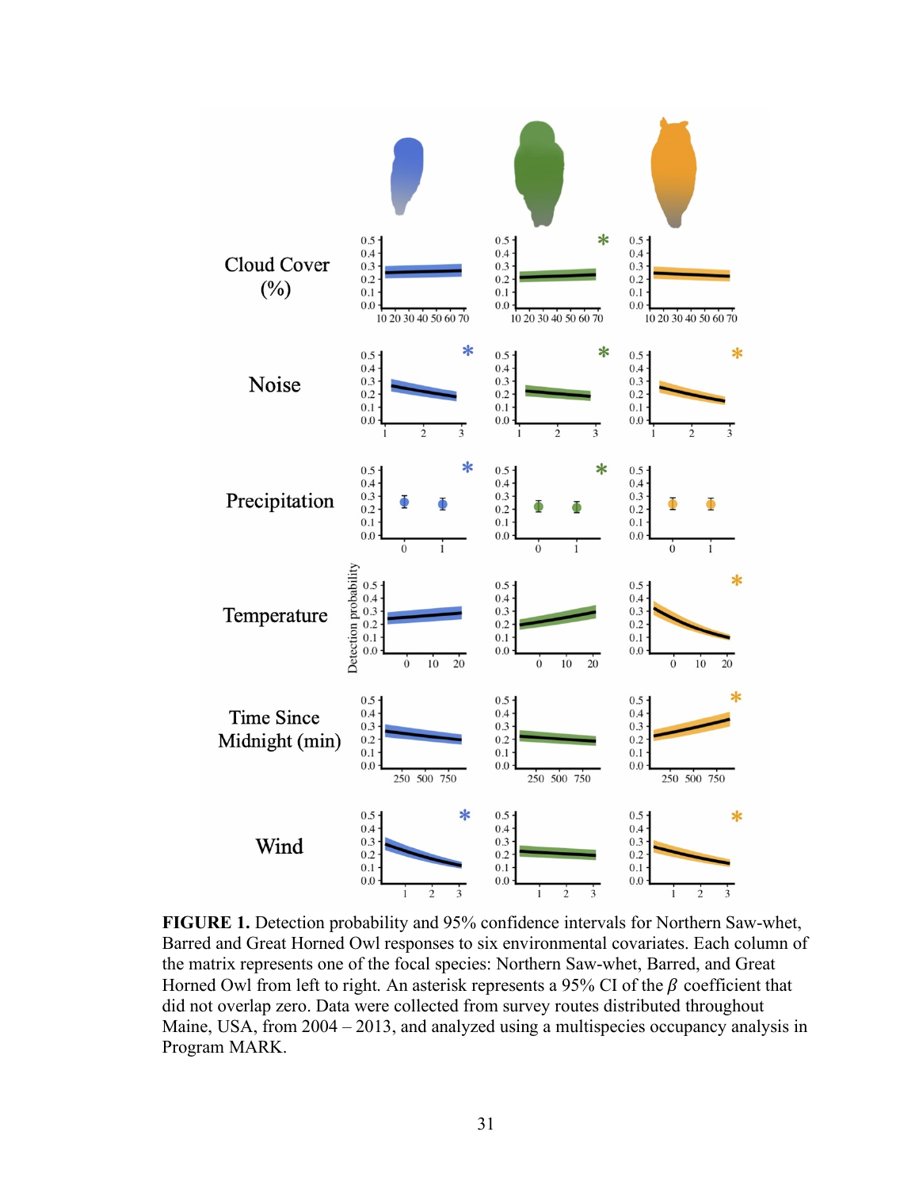**FIGURE 1.** Detection probability and 95% confidence intervals for Northern Saw-whet, Barred and Great Horned Owl responses to six environmental covariates. Each column of the matrix represents one of the focal species: Northern Saw-whet, Barred, and Great Horned Owl from left to right. An asterisk represents a 95% CI of the $\beta$ coefficient that did not overlap zero. Data were collected from survey routes distributed throughout Maine, USA, from 2004 – 2013, and analyzed using a multispecies occupancy analysis in Program MARK.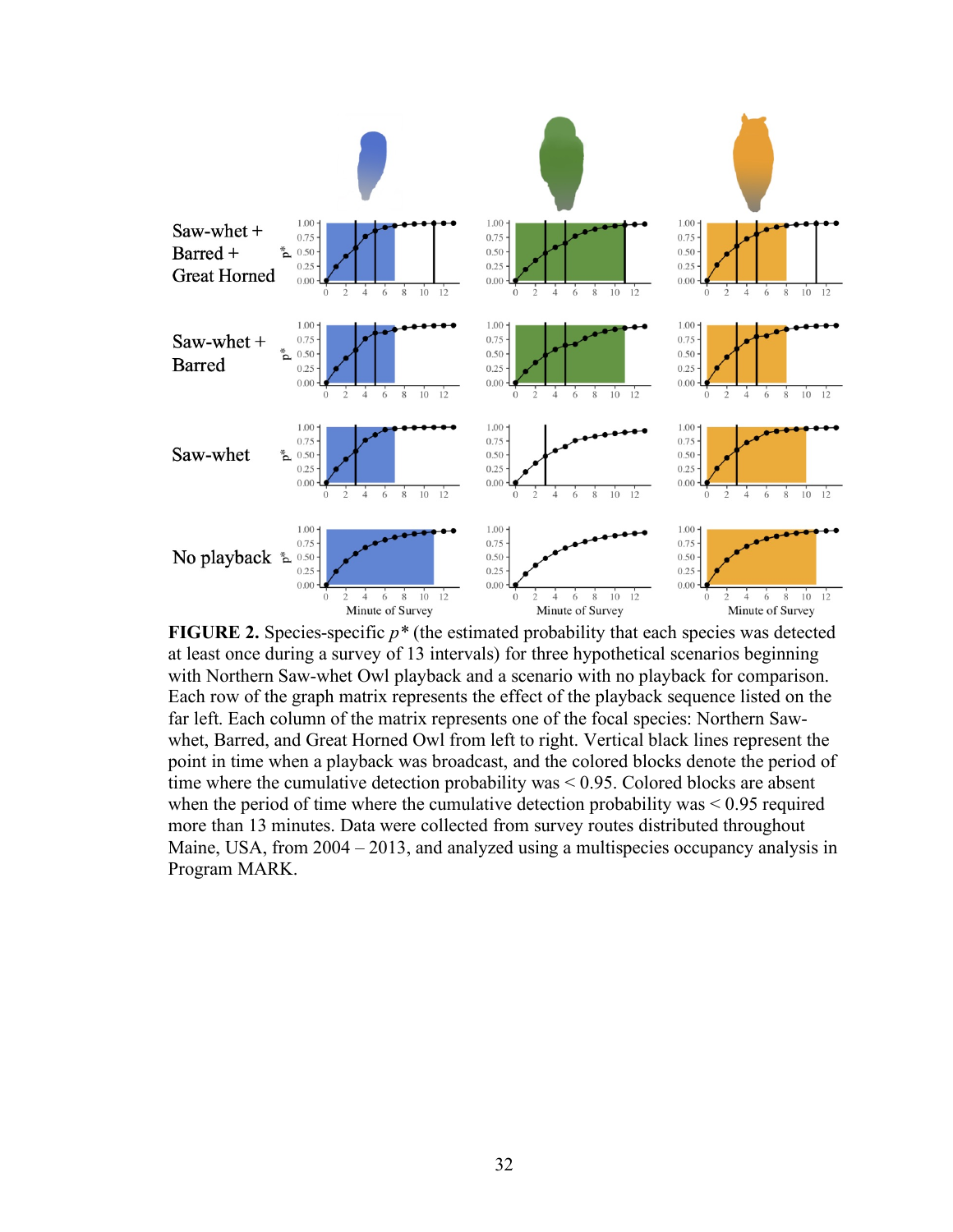**FIGURE 2.** Species-specific $p^*$ (the estimated probability that each species was detected at least once during a survey of 13 intervals) for three hypothetical scenarios beginning with Northern Saw-whet Owl playback and a scenario with no playback for comparison. Each row of the graph matrix represents the effect of the playback sequence listed on the far left. Each column of the matrix represents one of the focal species: Northern Saw-whet, Barred, and Great Horned Owl from left to right. Vertical black lines represent the point in time when a playback was broadcast, and the colored blocks denote the period of time where the cumulative detection probability was < 0.95. Colored blocks are absent when the period of time where the cumulative detection probability was < 0.95 required more than 13 minutes. Data were collected from survey routes distributed throughout Maine, USA, from 2004 – 2013, and analyzed using a multispecies occupancy analysis in Program MARK.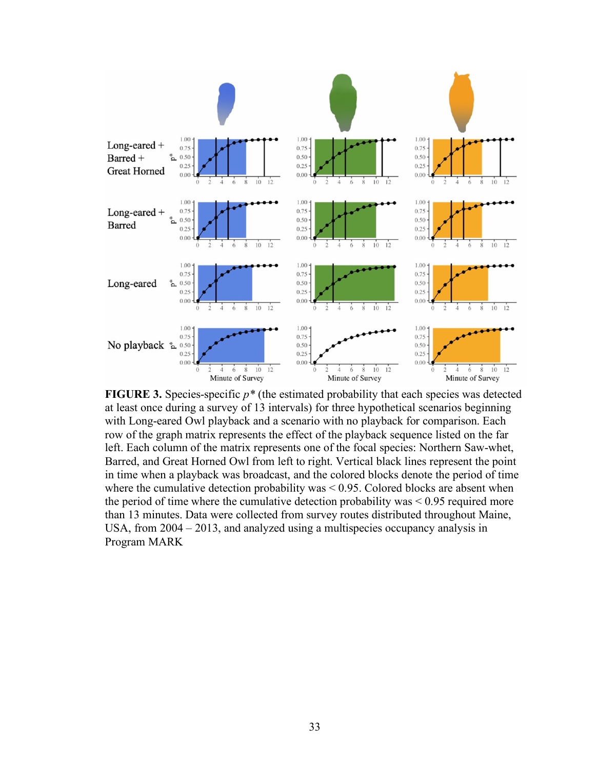**FIGURE 3.** Species-specific $p*$ (the estimated probability that each species was detected at least once during a survey of 13 intervals) for three hypothetical scenarios beginning with Long-eared Owl playback and a scenario with no playback for comparison. Each row of the graph matrix represents the effect of the playback sequence listed on the far left. Each column of the matrix represents one of the focal species: Northern Saw-whet, Barred, and Great Horned Owl from left to right. Vertical black lines represent the point in time when a playback was broadcast, and the colored blocks denote the period of time where the cumulative detection probability was < 0.95. Colored blocks are absent when the period of time where the cumulative detection probability was < 0.95 required more than 13 minutes. Data were collected from survey routes distributed throughout Maine, USA, from 2004 – 2013, and analyzed using a multispecies occupancy analysis in Program MARK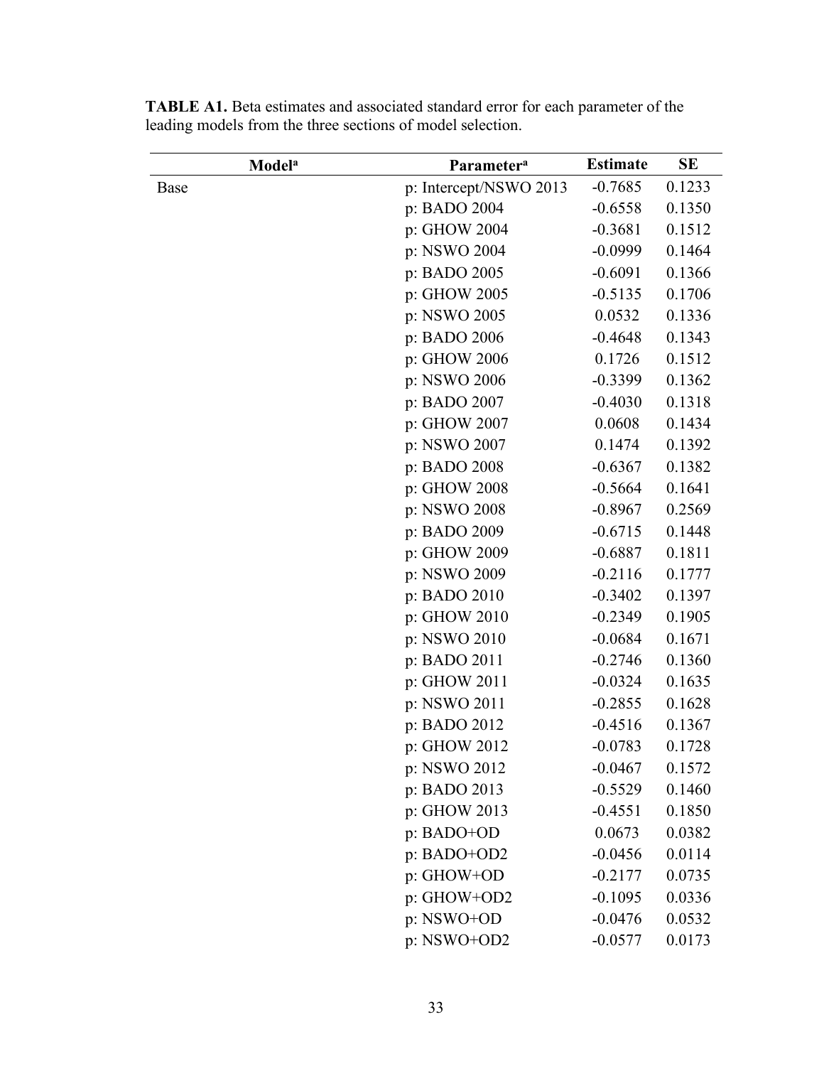**TABLE A1.** Beta estimates and associated standard error for each parameter of the leading models from the three sections of model selection.

| Model[a] | Parameter[a] | Estimate | SE |
|---|---|---|---|
| Base | p: Intercept/NSWO 2013 | -0.7685 | 0.1233 |
| | p: BADO 2004 | -0.6558 | 0.1350 |
| | p: GHOW 2004 | -0.3681 | 0.1512 |
| | p: NSWO 2004 | -0.0999 | 0.1464 |
| | p: BADO 2005 | -0.6091 | 0.1366 |
| | p: GHOW 2005 | -0.5135 | 0.1706 |
| | p: NSWO 2005 | 0.0532 | 0.1336 |
| | p: BADO 2006 | -0.4648 | 0.1343 |
| | p: GHOW 2006 | 0.1726 | 0.1512 |
| | p: NSWO 2006 | -0.3399 | 0.1362 |
| | p: BADO 2007 | -0.4030 | 0.1318 |
| | p: GHOW 2007 | 0.0608 | 0.1434 |
| | p: NSWO 2007 | 0.1474 | 0.1392 |
| | p: BADO 2008 | -0.6367 | 0.1382 |
| | p: GHOW 2008 | -0.5664 | 0.1641 |
| | p: NSWO 2008 | -0.8967 | 0.2569 |
| | p: BADO 2009 | -0.6715 | 0.1448 |
| | p: GHOW 2009 | -0.6887 | 0.1811 |
| | p: NSWO 2009 | -0.2116 | 0.1777 |
| | p: BADO 2010 | -0.3402 | 0.1397 |
| | p: GHOW 2010 | -0.2349 | 0.1905 |
| | p: NSWO 2010 | -0.0684 | 0.1671 |
| | p: BADO 2011 | -0.2746 | 0.1360 |
| | p: GHOW 2011 | -0.0324 | 0.1635 |
| | p: NSWO 2011 | -0.2855 | 0.1628 |
| | p: BADO 2012 | -0.4516 | 0.1367 |
| | p: GHOW 2012 | -0.0783 | 0.1728 |
| | p: NSWO 2012 | -0.0467 | 0.1572 |
| | p: BADO 2013 | -0.5529 | 0.1460 |
| | p: GHOW 2013 | -0.4551 | 0.1850 |
| | p: BADO+OD | 0.0673 | 0.0382 |
| | p: BADO+OD2 | -0.0456 | 0.0114 |
| | p: GHOW+OD | -0.2177 | 0.0735 |
| | p: GHOW+OD2 | -0.1095 | 0.0336 |
| | p: NSWO+OD | -0.0476 | 0.0532 |
| | p: NSWO+OD2 | -0.0577 | 0.0173 |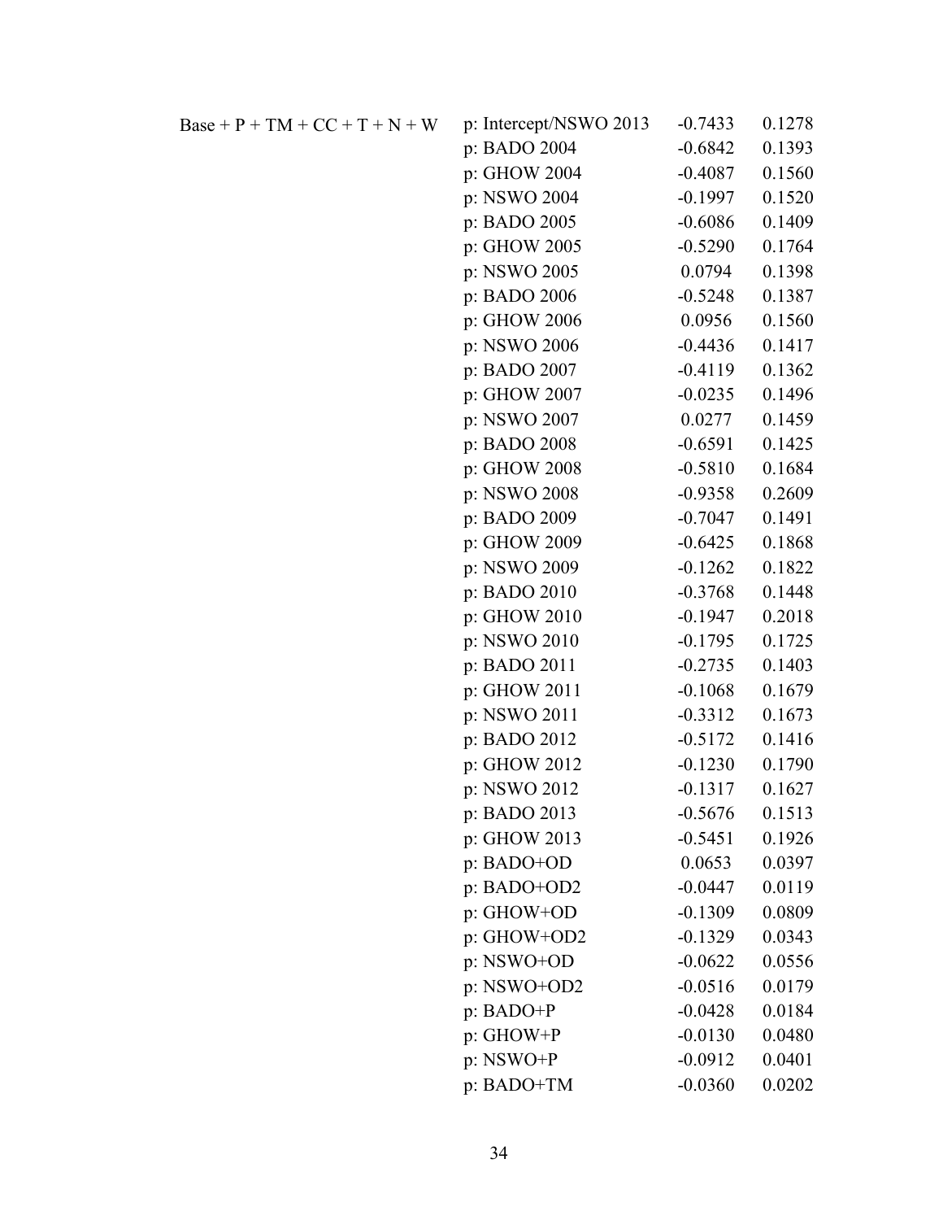| | | | |
|---|---|---|---|
| Base + P + TM + CC + T + N + W | p: Intercept/NSWO 2013 | -0.7433 | 0.1278 |
| | p: BADO 2004 | -0.6842 | 0.1393 |
| | p: GHOW 2004 | -0.4087 | 0.1560 |
| | p: NSWO 2004 | -0.1997 | 0.1520 |
| | p: BADO 2005 | -0.6086 | 0.1409 |
| | p: GHOW 2005 | -0.5290 | 0.1764 |
| | p: NSWO 2005 | 0.0794 | 0.1398 |
| | p: BADO 2006 | -0.5248 | 0.1387 |
| | p: GHOW 2006 | 0.0956 | 0.1560 |
| | p: NSWO 2006 | -0.4436 | 0.1417 |
| | p: BADO 2007 | -0.4119 | 0.1362 |
| | p: GHOW 2007 | -0.0235 | 0.1496 |
| | p: NSWO 2007 | 0.0277 | 0.1459 |
| | p: BADO 2008 | -0.6591 | 0.1425 |
| | p: GHOW 2008 | -0.5810 | 0.1684 |
| | p: NSWO 2008 | -0.9358 | 0.2609 |
| | p: BADO 2009 | -0.7047 | 0.1491 |
| | p: GHOW 2009 | -0.6425 | 0.1868 |
| | p: NSWO 2009 | -0.1262 | 0.1822 |
| | p: BADO 2010 | -0.3768 | 0.1448 |
| | p: GHOW 2010 | -0.1947 | 0.2018 |
| | p: NSWO 2010 | -0.1795 | 0.1725 |
| | p: BADO 2011 | -0.2735 | 0.1403 |
| | p: GHOW 2011 | -0.1068 | 0.1679 |
| | p: NSWO 2011 | -0.3312 | 0.1673 |
| | p: BADO 2012 | -0.5172 | 0.1416 |
| | p: GHOW 2012 | -0.1230 | 0.1790 |
| | p: NSWO 2012 | -0.1317 | 0.1627 |
| | p: BADO 2013 | -0.5676 | 0.1513 |
| | p: GHOW 2013 | -0.5451 | 0.1926 |
| | p: BADO+OD | 0.0653 | 0.0397 |
| | p: BADO+OD2 | -0.0447 | 0.0119 |
| | p: GHOW+OD | -0.1309 | 0.0809 |
| | p: GHOW+OD2 | -0.1329 | 0.0343 |
| | p: NSWO+OD | -0.0622 | 0.0556 |
| | p: NSWO+OD2 | -0.0516 | 0.0179 |
| | p: BADO+P | -0.0428 | 0.0184 |
| | p: GHOW+P | -0.0130 | 0.0480 |
| | p: NSWO+P | -0.0912 | 0.0401 |
| | p: BADO+TM | -0.0360 | 0.0202 |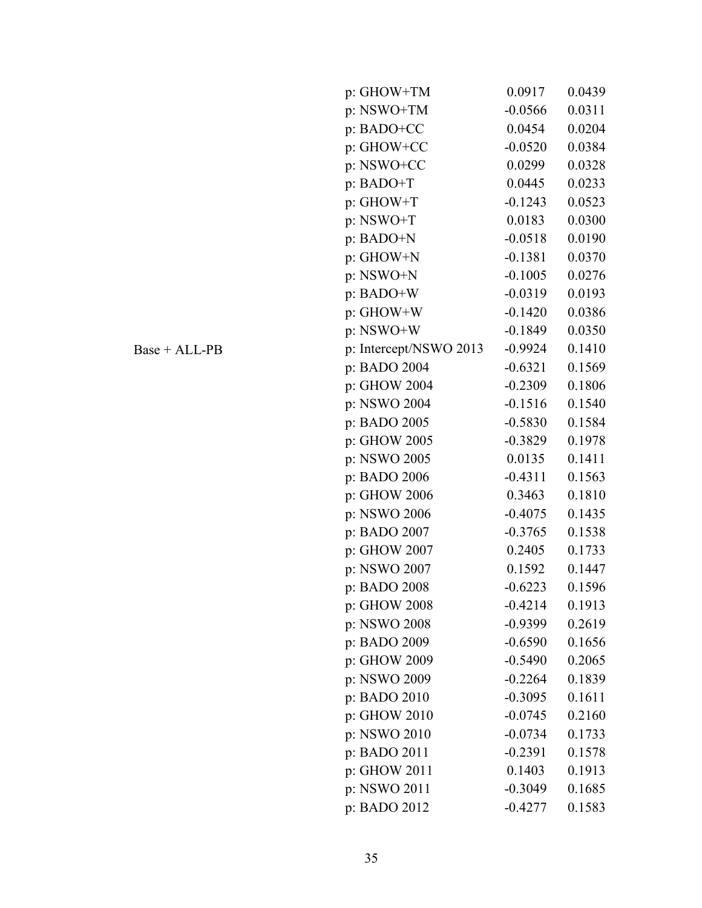| Model | Parameter | Estimate | SE |
|---|---|---|---|
| | p: GHOW+TM | 0.0917 | 0.0439 |
| | p: NSWO+TM | -0.0566 | 0.0311 |
| | p: BADO+CC | 0.0454 | 0.0204 |
| | p: GHOW+CC | -0.0520 | 0.0384 |
| | p: NSWO+CC | 0.0299 | 0.0328 |
| | p: BADO+T | 0.0445 | 0.0233 |
| | p: GHOW+T | -0.1243 | 0.0523 |
| | p: NSWO+T | 0.0183 | 0.0300 |
| | p: BADO+N | -0.0518 | 0.0190 |
| | p: GHOW+N | -0.1381 | 0.0370 |
| | p: NSWO+N | -0.1005 | 0.0276 |
| | p: BADO+W | -0.0319 | 0.0193 |
| | p: GHOW+W | -0.1420 | 0.0386 |
| | p: NSWO+W | -0.1849 | 0.0350 |
| Base + ALL-PB | p: Intercept/NSWO 2013 | -0.9924 | 0.1410 |
| | p: BADO 2004 | -0.6321 | 0.1569 |
| | p: GHOW 2004 | -0.2309 | 0.1806 |
| | p: NSWO 2004 | -0.1516 | 0.1540 |
| | p: BADO 2005 | -0.5830 | 0.1584 |
| | p: GHOW 2005 | -0.3829 | 0.1978 |
| | p: NSWO 2005 | 0.0135 | 0.1411 |
| | p: BADO 2006 | -0.4311 | 0.1563 |
| | p: GHOW 2006 | 0.3463 | 0.1810 |
| | p: NSWO 2006 | -0.4075 | 0.1435 |
| | p: BADO 2007 | -0.3765 | 0.1538 |
| | p: GHOW 2007 | 0.2405 | 0.1733 |
| | p: NSWO 2007 | 0.1592 | 0.1447 |
| | p: BADO 2008 | -0.6223 | 0.1596 |
| | p: GHOW 2008 | -0.4214 | 0.1913 |
| | p: NSWO 2008 | -0.9399 | 0.2619 |
| | p: BADO 2009 | -0.6590 | 0.1656 |
| | p: GHOW 2009 | -0.5490 | 0.2065 |
| | p: NSWO 2009 | -0.2264 | 0.1839 |
| | p: BADO 2010 | -0.3095 | 0.1611 |
| | p: GHOW 2010 | -0.0745 | 0.2160 |
| | p: NSWO 2010 | -0.0734 | 0.1733 |
| | p: BADO 2011 | -0.2391 | 0.1578 |
| | p: GHOW 2011 | 0.1403 | 0.1913 |
| | p: NSWO 2011 | -0.3049 | 0.1685 |
| | p: BADO 2012 | -0.4277 | 0.1583 |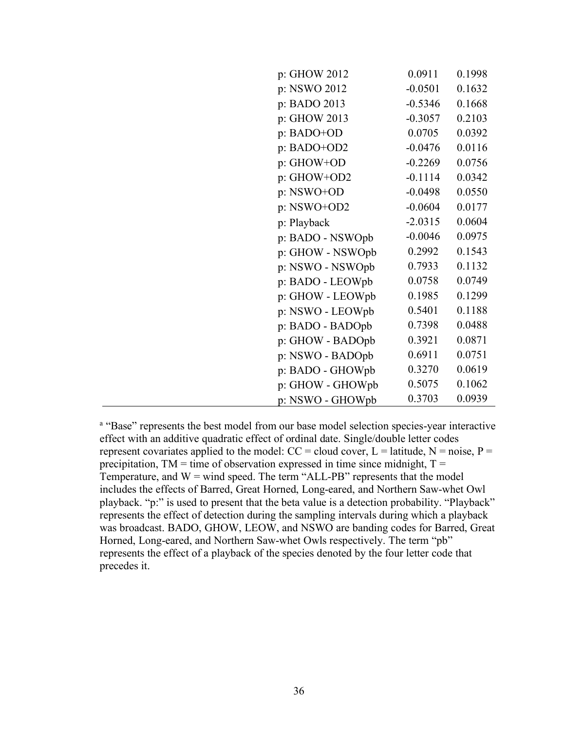| | | |
|---|---|---|
| p: GHOW 2012 | 0.0911 | 0.1998 |
| p: NSWO 2012 | -0.0501 | 0.1632 |
| p: BADO 2013 | -0.5346 | 0.1668 |
| p: GHOW 2013 | -0.3057 | 0.2103 |
| p: BADO+OD | 0.0705 | 0.0392 |
| p: BADO+OD2 | -0.0476 | 0.0116 |
| p: GHOW+OD | -0.2269 | 0.0756 |
| p: GHOW+OD2 | -0.1114 | 0.0342 |
| p: NSWO+OD | -0.0498 | 0.0550 |
| p: NSWO+OD2 | -0.0604 | 0.0177 |
| p: Playback | -2.0315 | 0.0604 |
| p: BADO - NSWOpb | -0.0046 | 0.0975 |
| p: GHOW - NSWOpb | 0.2992 | 0.1543 |
| p: NSWO - NSWOpb | 0.7933 | 0.1132 |
| p: BADO - LEOWpb | 0.0758 | 0.0749 |
| p: GHOW - LEOWpb | 0.1985 | 0.1299 |
| p: NSWO - LEOWpb | 0.5401 | 0.1188 |
| p: BADO - BADOpb | 0.7398 | 0.0488 |
| p: GHOW - BADOpb | 0.3921 | 0.0871 |
| p: NSWO - BADOpb | 0.6911 | 0.0751 |
| p: BADO - GHOWpb | 0.3270 | 0.0619 |
| p: GHOW - GHOWpb | 0.5075 | 0.1062 |
| p: NSWO - GHOWpb | 0.3703 | 0.0939 |

[a] "Base" represents the best model from our base model selection species-year interactive effect with an additive quadratic effect of ordinal date. Single/double letter codes represent covariates applied to the model: CC = cloud cover, L = latitude, N = noise, P = precipitation, TM = time of observation expressed in time since midnight, T = Temperature, and W = wind speed. The term "ALL-PB" represents that the model includes the effects of Barred, Great Horned, Long-eared, and Northern Saw-whet Owl playback. "p:" is used to present that the beta value is a detection probability. "Playback" represents the effect of detection during the sampling intervals during which a playback was broadcast. BADO, GHOW, LEOW, and NSWO are banding codes for Barred, Great Horned, Long-eared, and Northern Saw-whet Owls respectively. The term "pb" represents the effect of a playback of the species denoted by the four letter code that precedes it.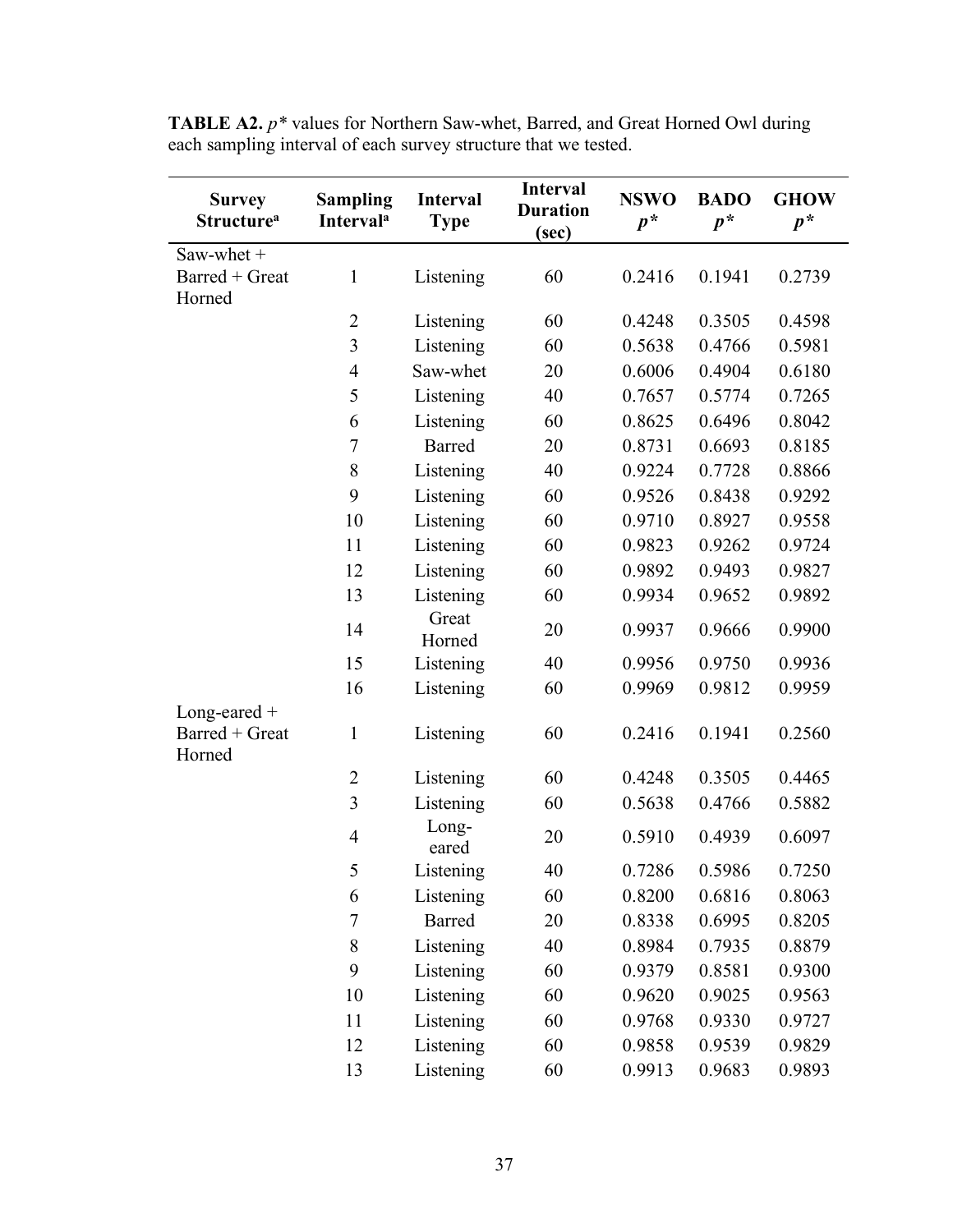**TABLE A2.** $p^*$ values for Northern Saw-whet, Barred, and Great Horned Owl during each sampling interval of each survey structure that we tested.

| Survey Structure[a] | Sampling Interval[a] | Interval Type | Interval Duration (sec) | NSWO $p^*$ | BADO $p^*$ | GHOW $p^*$ |
|---|---|---|---|---|---|---|
| Saw-whet + Barred + Great Horned | 1 | Listening | 60 | 0.2416 | 0.1941 | 0.2739 |
| | 2 | Listening | 60 | 0.4248 | 0.3505 | 0.4598 |
| | 3 | Listening | 60 | 0.5638 | 0.4766 | 0.5981 |
| | 4 | Saw-whet | 20 | 0.6006 | 0.4904 | 0.6180 |
| | 5 | Listening | 40 | 0.7657 | 0.5774 | 0.7265 |
| | 6 | Listening | 60 | 0.8625 | 0.6496 | 0.8042 |
| | 7 | Barred | 20 | 0.8731 | 0.6693 | 0.8185 |
| | 8 | Listening | 40 | 0.9224 | 0.7728 | 0.8866 |
| | 9 | Listening | 60 | 0.9526 | 0.8438 | 0.9292 |
| | 10 | Listening | 60 | 0.9710 | 0.8927 | 0.9558 |
| | 11 | Listening | 60 | 0.9823 | 0.9262 | 0.9724 |
| | 12 | Listening | 60 | 0.9892 | 0.9493 | 0.9827 |
| | 13 | Listening | 60 | 0.9934 | 0.9652 | 0.9892 |
| | 14 | Great Horned | 20 | 0.9937 | 0.9666 | 0.9900 |
| | 15 | Listening | 40 | 0.9956 | 0.9750 | 0.9936 |
| | 16 | Listening | 60 | 0.9969 | 0.9812 | 0.9959 |
| Long-eared + Barred + Great Horned | 1 | Listening | 60 | 0.2416 | 0.1941 | 0.2560 |
| | 2 | Listening | 60 | 0.4248 | 0.3505 | 0.4465 |
| | 3 | Listening | 60 | 0.5638 | 0.4766 | 0.5882 |
| | 4 | Long-eared | 20 | 0.5910 | 0.4939 | 0.6097 |
| | 5 | Listening | 40 | 0.7286 | 0.5986 | 0.7250 |
| | 6 | Listening | 60 | 0.8200 | 0.6816 | 0.8063 |
| | 7 | Barred | 20 | 0.8338 | 0.6995 | 0.8205 |
| | 8 | Listening | 40 | 0.8984 | 0.7935 | 0.8879 |
| | 9 | Listening | 60 | 0.9379 | 0.8581 | 0.9300 |
| | 10 | Listening | 60 | 0.9620 | 0.9025 | 0.9563 |
| | 11 | Listening | 60 | 0.9768 | 0.9330 | 0.9727 |
| | 12 | Listening | 60 | 0.9858 | 0.9539 | 0.9829 |
| | 13 | Listening | 60 | 0.9913 | 0.9683 | 0.9893 |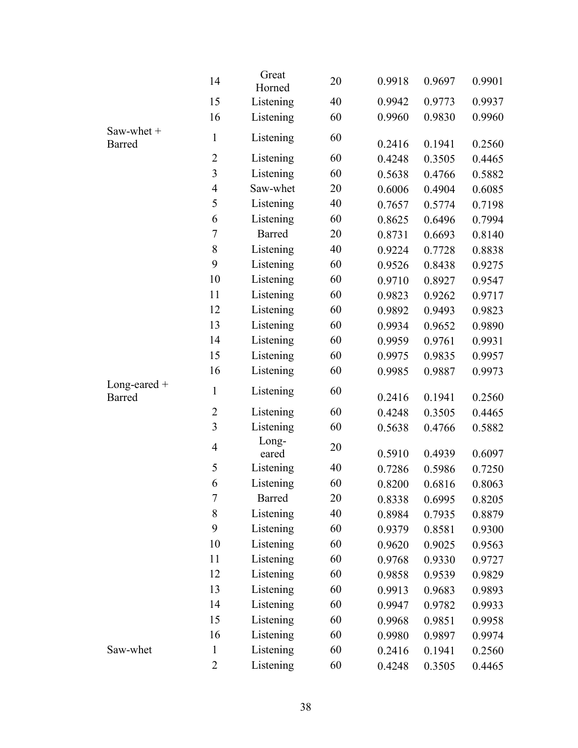|  |  |  |  |  |  |  |
|---|---|---|---|---|---|---|
|  | 14 | Great Horned | 20 | 0.9918 | 0.9697 | 0.9901 |
|  | 15 | Listening | 40 | 0.9942 | 0.9773 | 0.9937 |
|  | 16 | Listening | 60 | 0.9960 | 0.9830 | 0.9960 |
| Saw-whet + Barred | 1 | Listening | 60 | 0.2416 | 0.1941 | 0.2560 |
|  | 2 | Listening | 60 | 0.4248 | 0.3505 | 0.4465 |
|  | 3 | Listening | 60 | 0.5638 | 0.4766 | 0.5882 |
|  | 4 | Saw-whet | 20 | 0.6006 | 0.4904 | 0.6085 |
|  | 5 | Listening | 40 | 0.7657 | 0.5774 | 0.7198 |
|  | 6 | Listening | 60 | 0.8625 | 0.6496 | 0.7994 |
|  | 7 | Barred | 20 | 0.8731 | 0.6693 | 0.8140 |
|  | 8 | Listening | 40 | 0.9224 | 0.7728 | 0.8838 |
|  | 9 | Listening | 60 | 0.9526 | 0.8438 | 0.9275 |
|  | 10 | Listening | 60 | 0.9710 | 0.8927 | 0.9547 |
|  | 11 | Listening | 60 | 0.9823 | 0.9262 | 0.9717 |
|  | 12 | Listening | 60 | 0.9892 | 0.9493 | 0.9823 |
|  | 13 | Listening | 60 | 0.9934 | 0.9652 | 0.9890 |
|  | 14 | Listening | 60 | 0.9959 | 0.9761 | 0.9931 |
|  | 15 | Listening | 60 | 0.9975 | 0.9835 | 0.9957 |
|  | 16 | Listening | 60 | 0.9985 | 0.9887 | 0.9973 |
| Long-eared + Barred | 1 | Listening | 60 | 0.2416 | 0.1941 | 0.2560 |
|  | 2 | Listening | 60 | 0.4248 | 0.3505 | 0.4465 |
|  | 3 | Listening | 60 | 0.5638 | 0.4766 | 0.5882 |
|  | 4 | Long-eared | 20 | 0.5910 | 0.4939 | 0.6097 |
|  | 5 | Listening | 40 | 0.7286 | 0.5986 | 0.7250 |
|  | 6 | Listening | 60 | 0.8200 | 0.6816 | 0.8063 |
|  | 7 | Barred | 20 | 0.8338 | 0.6995 | 0.8205 |
|  | 8 | Listening | 40 | 0.8984 | 0.7935 | 0.8879 |
|  | 9 | Listening | 60 | 0.9379 | 0.8581 | 0.9300 |
|  | 10 | Listening | 60 | 0.9620 | 0.9025 | 0.9563 |
|  | 11 | Listening | 60 | 0.9768 | 0.9330 | 0.9727 |
|  | 12 | Listening | 60 | 0.9858 | 0.9539 | 0.9829 |
|  | 13 | Listening | 60 | 0.9913 | 0.9683 | 0.9893 |
|  | 14 | Listening | 60 | 0.9947 | 0.9782 | 0.9933 |
|  | 15 | Listening | 60 | 0.9968 | 0.9851 | 0.9958 |
|  | 16 | Listening | 60 | 0.9980 | 0.9897 | 0.9974 |
| Saw-whet | 1 | Listening | 60 | 0.2416 | 0.1941 | 0.2560 |
|  | 2 | Listening | 60 | 0.4248 | 0.3505 | 0.4465 |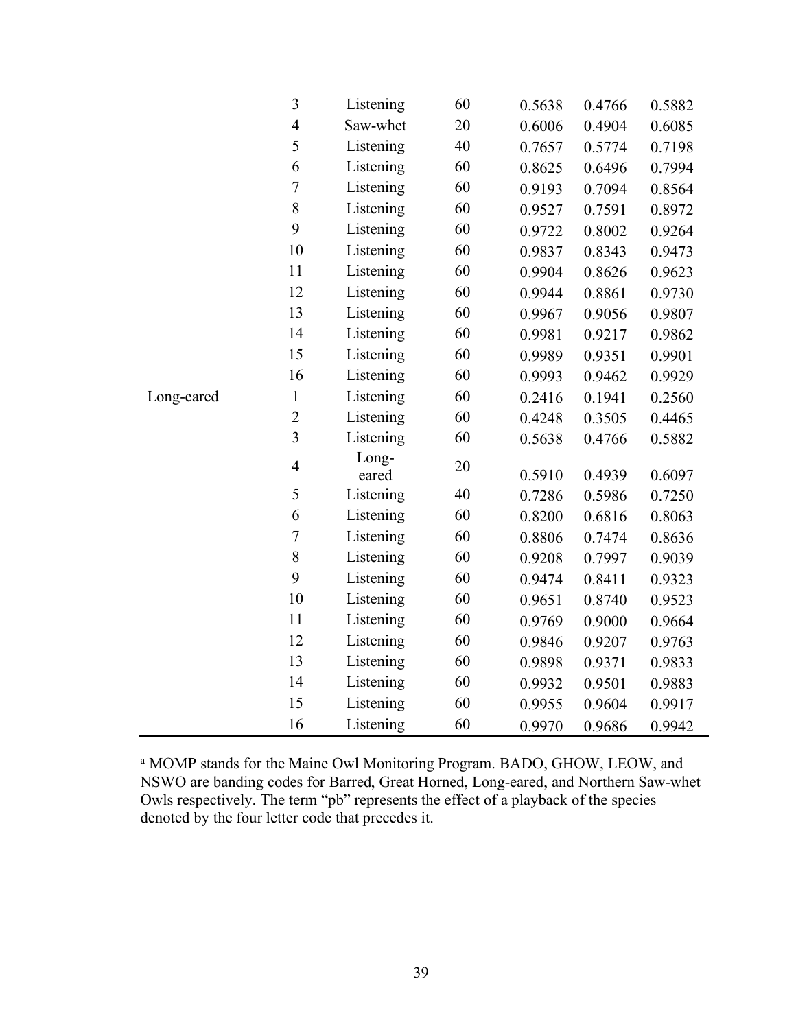| | 3 | Listening | 60 | 0.5638 | 0.4766 | 0.5882 |
|---|---|---|---|---|---|---|
| | 4 | Saw-whet | 20 | 0.6006 | 0.4904 | 0.6085 |
| | 5 | Listening | 40 | 0.7657 | 0.5774 | 0.7198 |
| | 6 | Listening | 60 | 0.8625 | 0.6496 | 0.7994 |
| | 7 | Listening | 60 | 0.9193 | 0.7094 | 0.8564 |
| | 8 | Listening | 60 | 0.9527 | 0.7591 | 0.8972 |
| | 9 | Listening | 60 | 0.9722 | 0.8002 | 0.9264 |
| | 10 | Listening | 60 | 0.9837 | 0.8343 | 0.9473 |
| | 11 | Listening | 60 | 0.9904 | 0.8626 | 0.9623 |
| | 12 | Listening | 60 | 0.9944 | 0.8861 | 0.9730 |
| | 13 | Listening | 60 | 0.9967 | 0.9056 | 0.9807 |
| | 14 | Listening | 60 | 0.9981 | 0.9217 | 0.9862 |
| | 15 | Listening | 60 | 0.9989 | 0.9351 | 0.9901 |
| | 16 | Listening | 60 | 0.9993 | 0.9462 | 0.9929 |
| Long-eared | 1 | Listening | 60 | 0.2416 | 0.1941 | 0.2560 |
| | 2 | Listening | 60 | 0.4248 | 0.3505 | 0.4465 |
| | 3 | Listening | 60 | 0.5638 | 0.4766 | 0.5882 |
| | 4 | Long-eared | 20 | 0.5910 | 0.4939 | 0.6097 |
| | 5 | Listening | 40 | 0.7286 | 0.5986 | 0.7250 |
| | 6 | Listening | 60 | 0.8200 | 0.6816 | 0.8063 |
| | 7 | Listening | 60 | 0.8806 | 0.7474 | 0.8636 |
| | 8 | Listening | 60 | 0.9208 | 0.7997 | 0.9039 |
| | 9 | Listening | 60 | 0.9474 | 0.8411 | 0.9323 |
| | 10 | Listening | 60 | 0.9651 | 0.8740 | 0.9523 |
| | 11 | Listening | 60 | 0.9769 | 0.9000 | 0.9664 |
| | 12 | Listening | 60 | 0.9846 | 0.9207 | 0.9763 |
| | 13 | Listening | 60 | 0.9898 | 0.9371 | 0.9833 |
| | 14 | Listening | 60 | 0.9932 | 0.9501 | 0.9883 |
| | 15 | Listening | 60 | 0.9955 | 0.9604 | 0.9917 |
| | 16 | Listening | 60 | 0.9970 | 0.9686 | 0.9942 |

[a] MOMP stands for the Maine Owl Monitoring Program. BADO, GHOW, LEOW, and NSWO are banding codes for Barred, Great Horned, Long-eared, and Northern Saw-whet Owls respectively. The term "pb" represents the effect of a playback of the species denoted by the four letter code that precedes it.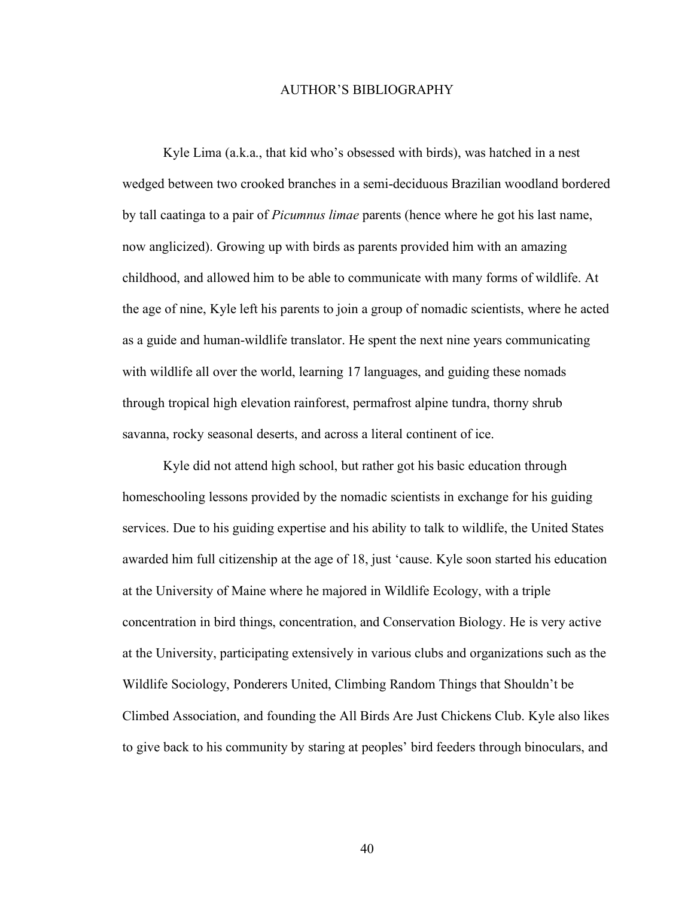# AUTHOR'S BIBLIOGRAPHY

Kyle Lima (a.k.a., that kid who's obsessed with birds), was hatched in a nest wedged between two crooked branches in a semi-deciduous Brazilian woodland bordered by tall caatinga to a pair of *Picumnus limae* parents (hence where he got his last name, now anglicized). Growing up with birds as parents provided him with an amazing childhood, and allowed him to be able to communicate with many forms of wildlife. At the age of nine, Kyle left his parents to join a group of nomadic scientists, where he acted as a guide and human-wildlife translator. He spent the next nine years communicating with wildlife all over the world, learning 17 languages, and guiding these nomads through tropical high elevation rainforest, permafrost alpine tundra, thorny shrub savanna, rocky seasonal deserts, and across a literal continent of ice.

Kyle did not attend high school, but rather got his basic education through homeschooling lessons provided by the nomadic scientists in exchange for his guiding services. Due to his guiding expertise and his ability to talk to wildlife, the United States awarded him full citizenship at the age of 18, just 'cause. Kyle soon started his education at the University of Maine where he majored in Wildlife Ecology, with a triple concentration in bird things, concentration, and Conservation Biology. He is very active at the University, participating extensively in various clubs and organizations such as the Wildlife Sociology, Ponderers United, Climbing Random Things that Shouldn't be Climbed Association, and founding the All Birds Are Just Chickens Club. Kyle also likes to give back to his community by staring at peoples' bird feeders through binoculars, and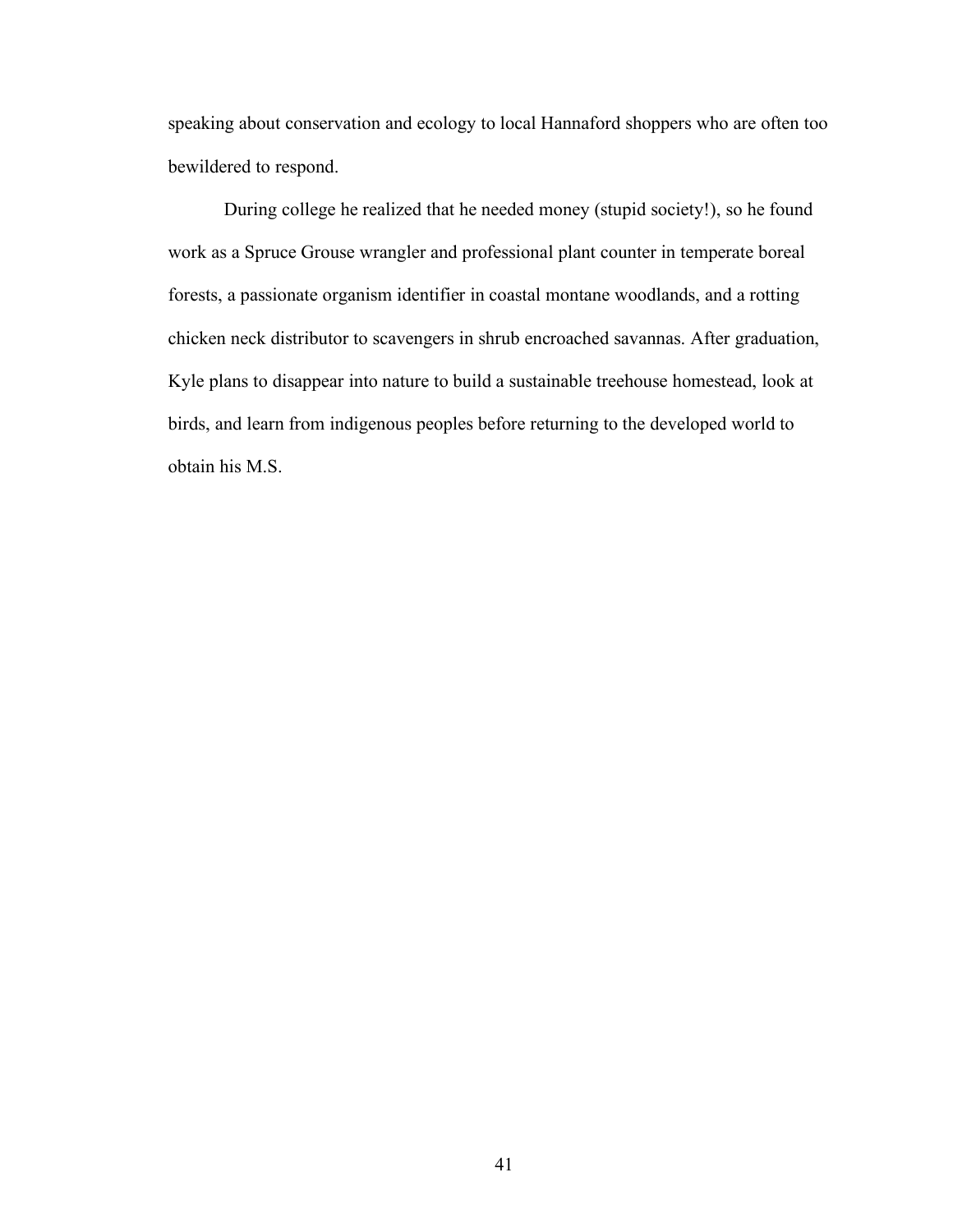speaking about conservation and ecology to local Hannaford shoppers who are often too bewildered to respond.

During college he realized that he needed money (stupid society!), so he found work as a Spruce Grouse wrangler and professional plant counter in temperate boreal forests, a passionate organism identifier in coastal montane woodlands, and a rotting chicken neck distributor to scavengers in shrub encroached savannas. After graduation, Kyle plans to disappear into nature to build a sustainable treehouse homestead, look at birds, and learn from indigenous peoples before returning to the developed world to obtain his M.S.